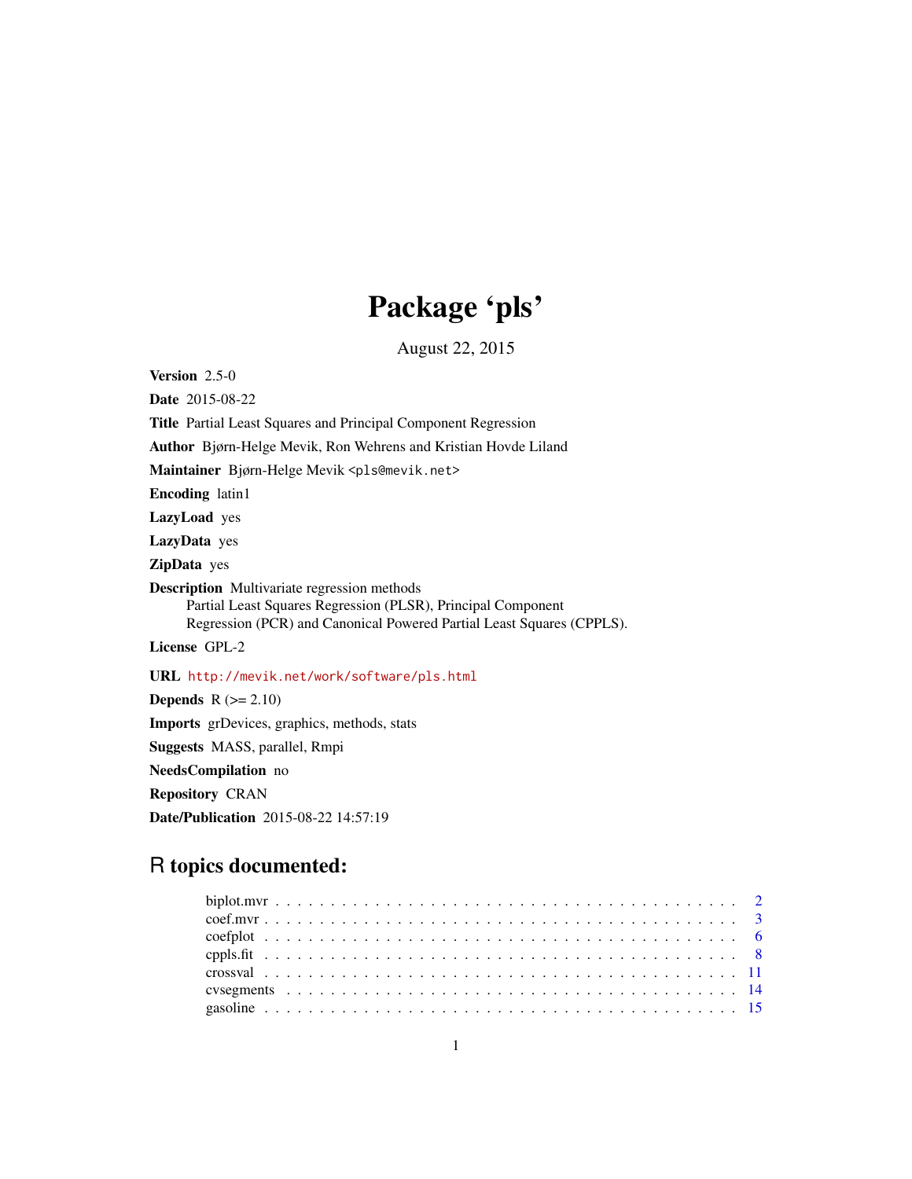# Package 'pls'

August 22, 2015

**Version** 2.5-0

**Date** 2015-08-22

**Title** Partial Least Squares and Principal Component Regression

**Author** Bjørn-Helge Mevik, Ron Wehrens and Kristian Hovde Liland

**Maintainer** Bjørn-Helge Mevik <pls@mevik.net>

**Encoding** latin1

**LazyLoad** yes

**LazyData** yes

**ZipData** yes

**Description** Multivariate regression methods
Partial Least Squares Regression (PLSR), Principal Component
Regression (PCR) and Canonical Powered Partial Least Squares (CPPLS).

**License** GPL-2

**URL** http://mevik.net/work/software/pls.html

**Depends** R (>= 2.10)

**Imports** grDevices, graphics, methods, stats

**Suggests** MASS, parallel, Rmpi

**NeedsCompilation** no

**Repository** CRAN

**Date/Publication** 2015-08-22 14:57:19

## R topics documented:

- biplot.mvr . . . . . . . . . . . . . . . . . . . . . . . . . . . . . . . . . . . . . . . . . . 2
- coef.mvr . . . . . . . . . . . . . . . . . . . . . . . . . . . . . . . . . . . . . . . . . . 3
- coefplot . . . . . . . . . . . . . . . . . . . . . . . . . . . . . . . . . . . . . . . . . . 6
- cppls.fit . . . . . . . . . . . . . . . . . . . . . . . . . . . . . . . . . . . . . . . . . . 8
- crossval . . . . . . . . . . . . . . . . . . . . . . . . . . . . . . . . . . . . . . . . . . 11
- cvsegments . . . . . . . . . . . . . . . . . . . . . . . . . . . . . . . . . . . . . . . . . 14
- gasoline . . . . . . . . . . . . . . . . . . . . . . . . . . . . . . . . . . . . . . . . . . 15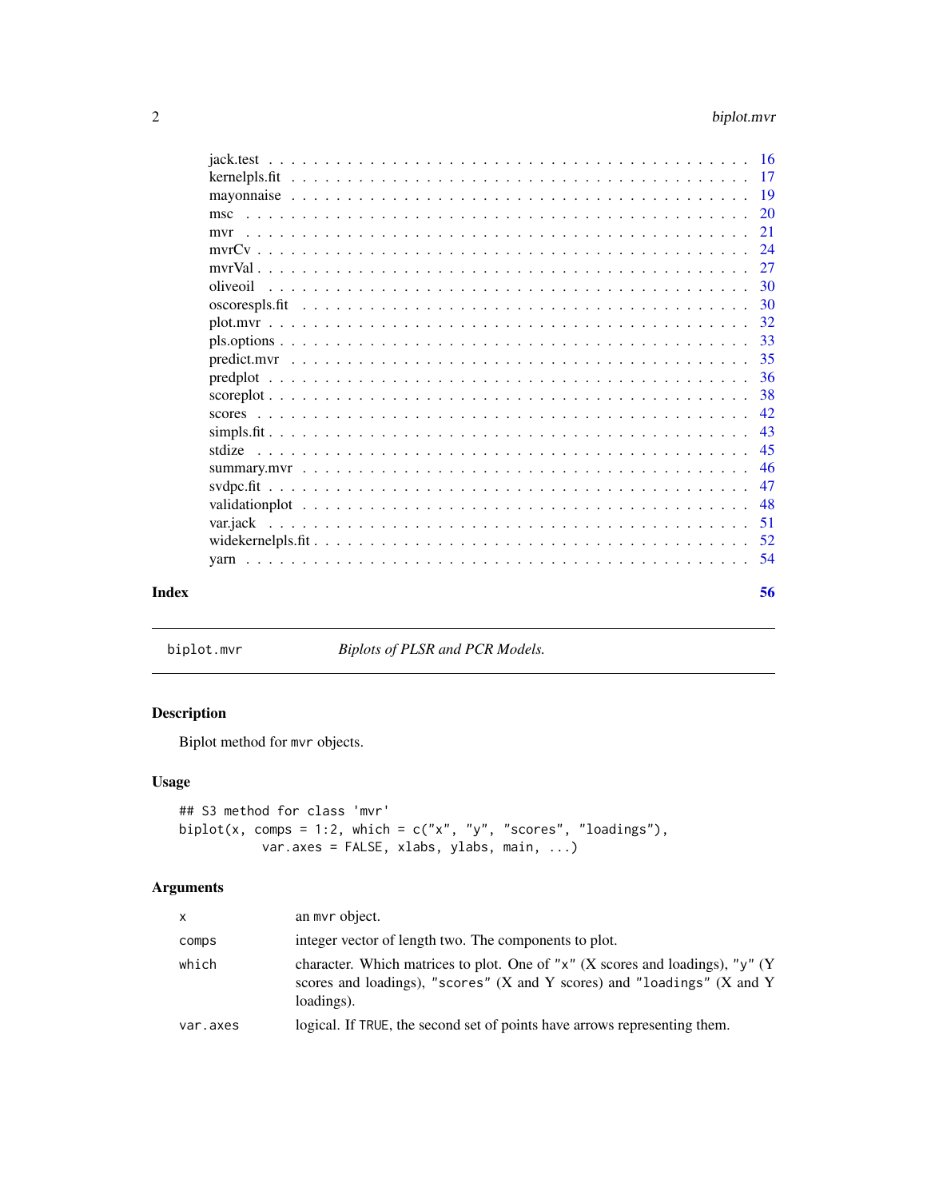| | |
|---|---|
| jack.test | 16 |
| kernelpls.fit | 17 |
| mayonnaise | 19 |
| msc | 20 |
| mvr | 21 |
| mvrCv | 24 |
| mvrVal | 27 |
| oliveoil | 30 |
| oscorespls.fit | 30 |
| plot.mvr | 32 |
| pls.options | 33 |
| predict.mvr | 35 |
| predplot | 36 |
| scoreplot | 38 |
| scores | 42 |
| simpls.fit | 43 |
| stdize | 45 |
| summary.mvr | 46 |
| svdpc.fit | 47 |
| validationplot | 48 |
| var.jack | 51 |
| widekernelpls.fit | 52 |
| yarn | 54 |

**Index** **56**

---

biplot.mvr *Biplots of PLSR and PCR Models.*

---

## Description

Biplot method for `mvr` objects.

## Usage

```
## S3 method for class 'mvr'
biplot(x, comps = 1:2, which = c("x", "y", "scores", "loadings"),
          var.axes = FALSE, xlabs, ylabs, main, ...)
```

## Arguments

| | |
|---|---|
| `x` | an `mvr` object. |
| `comps` | integer vector of length two. The components to plot. |
| `which` | character. Which matrices to plot. One of `"x"` (X scores and loadings), `"y"` (Y scores and loadings), `"scores"` (X and Y scores) and `"loadings"` (X and Y loadings). |
| `var.axes` | logical. If `TRUE`, the second set of points have arrows representing them. |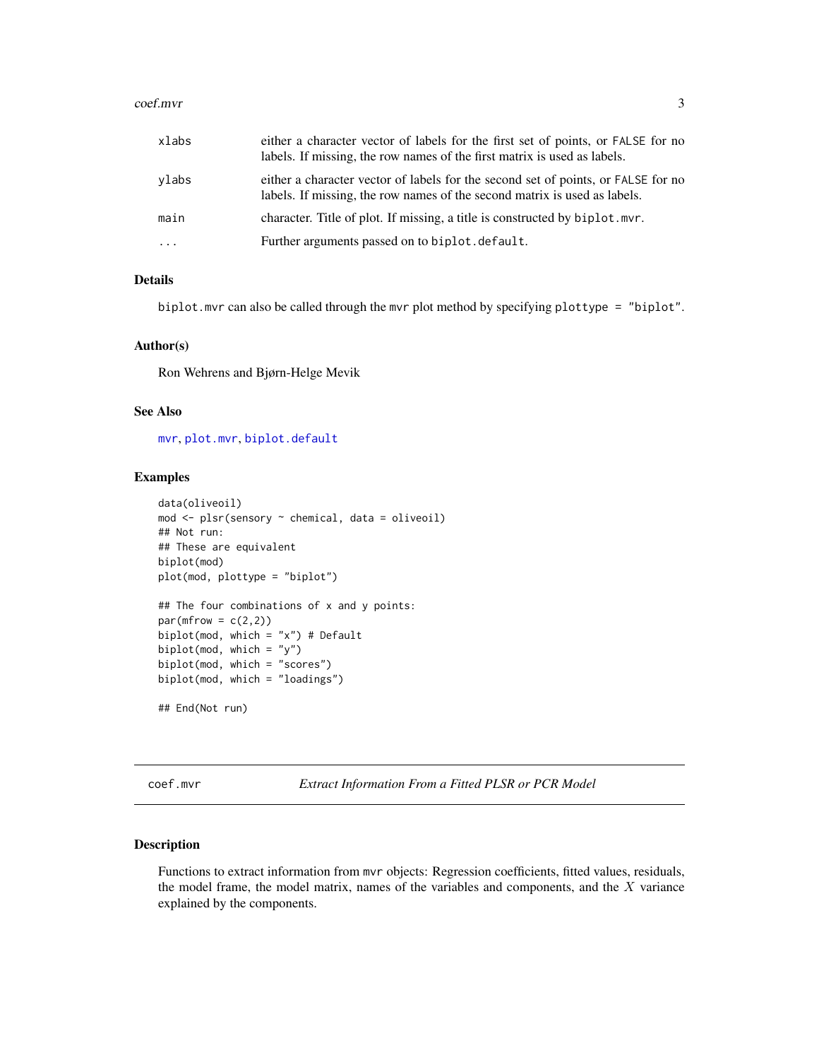| | |
|---|---|
| xlabs | either a character vector of labels for the first set of points, or FALSE for no labels. If missing, the row names of the first matrix is used as labels. |
| ylabs | either a character vector of labels for the second set of points, or FALSE for no labels. If missing, the row names of the second matrix is used as labels. |
| main | character. Title of plot. If missing, a title is constructed by biplot.mvr. |
| ... | Further arguments passed on to biplot.default. |

### Details

biplot.mvr can also be called through the mvr plot method by specifying plottype = "biplot".

### Author(s)

Ron Wehrens and Bjørn-Helge Mevik

### See Also

mvr, plot.mvr, biplot.default

### Examples

```
data(oliveoil)
mod <- plsr(sensory ~ chemical, data = oliveoil)
## Not run:
## These are equivalent
biplot(mod)
plot(mod, plottype = "biplot")

## The four combinations of x and y points:
par(mfrow = c(2,2))
biplot(mod, which = "x") # Default
biplot(mod, which = "y")
biplot(mod, which = "scores")
biplot(mod, which = "loadings")

## End(Not run)
```

---

## coef.mvr — *Extract Information From a Fitted PLSR or PCR Model*

### Description

Functions to extract information from mvr objects: Regression coefficients, fitted values, residuals, the model frame, the model matrix, names of the variables and components, and the $X$ variance explained by the components.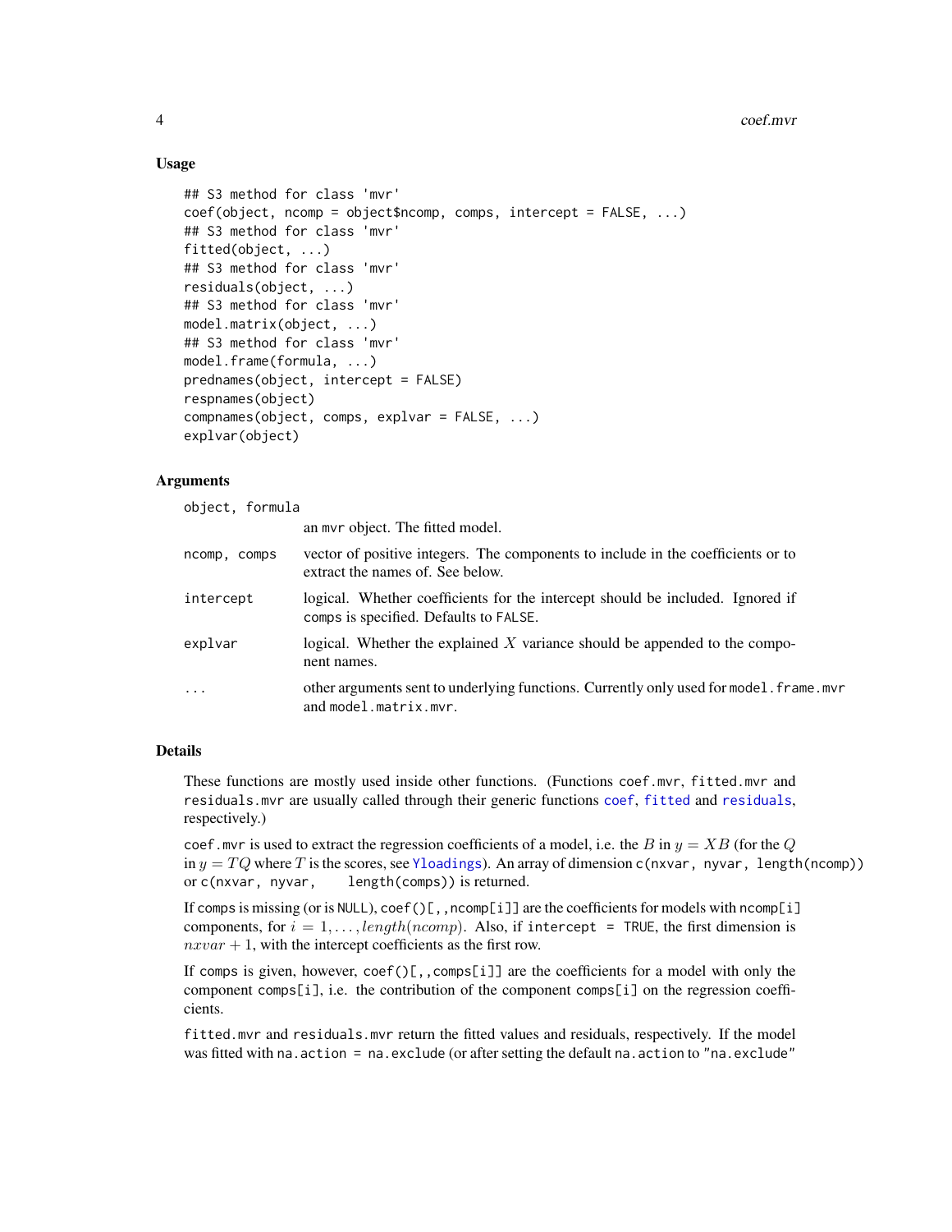### Usage

```
## S3 method for class 'mvr'
coef(object, ncomp = object$ncomp, comps, intercept = FALSE, ...)
## S3 method for class 'mvr'
fitted(object, ...)
## S3 method for class 'mvr'
residuals(object, ...)
## S3 method for class 'mvr'
model.matrix(object, ...)
## S3 method for class 'mvr'
model.frame(formula, ...)
prednames(object, intercept = FALSE)
respnames(object)
compnames(object, comps, explvar = FALSE, ...)
explvar(object)
```

### Arguments

| | |
|---|---|
| `object, formula` | an `mvr` object. The fitted model. |
| `ncomp, comps` | vector of positive integers. The components to include in the coefficients or to extract the names of. See below. |
| `intercept` | logical. Whether coefficients for the intercept should be included. Ignored if `comps` is specified. Defaults to `FALSE`. |
| `explvar` | logical. Whether the explained $X$ variance should be appended to the component names. |
| `...` | other arguments sent to underlying functions. Currently only used for `model.frame.mvr` and `model.matrix.mvr`. |

### Details

These functions are mostly used inside other functions. (Functions `coef.mvr`, `fitted.mvr` and `residuals.mvr` are usually called through their generic functions `coef`, `fitted` and `residuals`, respectively.)

`coef.mvr` is used to extract the regression coefficients of a model, i.e. the $B$ in $y = XB$ (for the $Q$ in $y = TQ$ where $T$ is the scores, see `Yloadings`). An array of dimension `c(nxvar, nyvar, length(ncomp))` or `c(nxvar, nyvar, length(comps))` is returned.

If `comps` is missing (or is `NULL`), `coef()[,,ncomp[i]]` are the coefficients for models with `ncomp[i]` components, for $i = 1, \ldots, length(ncomp)$. Also, if `intercept = TRUE`, the first dimension is $nxvar + 1$, with the intercept coefficients as the first row.

If `comps` is given, however, `coef()[,,comps[i]]` are the coefficients for a model with only the component `comps[i]`, i.e. the contribution of the component `comps[i]` on the regression coefficients.

`fitted.mvr` and `residuals.mvr` return the fitted values and residuals, respectively. If the model was fitted with `na.action = na.exclude` (or after setting the default `na.action` to `"na.exclude"`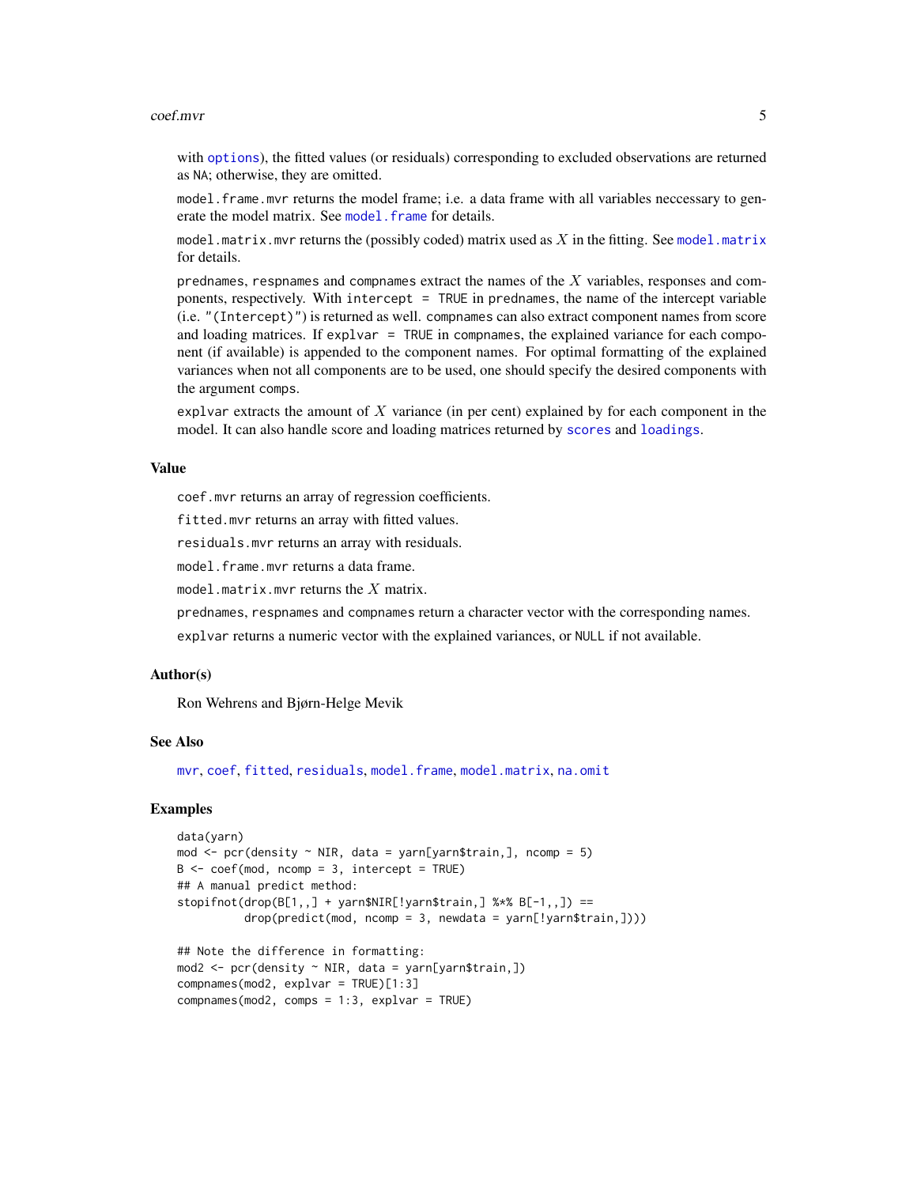with `options`), the fitted values (or residuals) corresponding to excluded observations are returned as NA; otherwise, they are omitted.

`model.frame.mvr` returns the model frame; i.e. a data frame with all variables neccessary to generate the model matrix. See `model.frame` for details.

`model.matrix.mvr` returns the (possibly coded) matrix used as $X$ in the fitting. See `model.matrix` for details.

`prednames`, `respnames` and `compnames` extract the names of the $X$ variables, responses and components, respectively. With `intercept = TRUE` in `prednames`, the name of the intercept variable (i.e. `"(Intercept)"`) is returned as well. `compnames` can also extract component names from score and loading matrices. If `explvar = TRUE` in `compnames`, the explained variance for each component (if available) is appended to the component names. For optimal formatting of the explained variances when not all components are to be used, one should specify the desired components with the argument `comps`.

`explvar` extracts the amount of $X$ variance (in per cent) explained by for each component in the model. It can also handle score and loading matrices returned by `scores` and `loadings`.

## Value

`coef.mvr` returns an array of regression coefficients.

`fitted.mvr` returns an array with fitted values.

`residuals.mvr` returns an array with residuals.

`model.frame.mvr` returns a data frame.

`model.matrix.mvr` returns the $X$ matrix.

`prednames`, `respnames` and `compnames` return a character vector with the corresponding names.

`explvar` returns a numeric vector with the explained variances, or NULL if not available.

## Author(s)

Ron Wehrens and Bjørn-Helge Mevik

## See Also

`mvr`, `coef`, `fitted`, `residuals`, `model.frame`, `model.matrix`, `na.omit`

## Examples

```
data(yarn)
mod <- pcr(density ~ NIR, data = yarn[yarn$train,], ncomp = 5)
B <- coef(mod, ncomp = 3, intercept = TRUE)
## A manual predict method:
stopifnot(drop(B[1,,] + yarn$NIR[!yarn$train,] %*% B[-1,,]) ==
          drop(predict(mod, ncomp = 3, newdata = yarn[!yarn$train,])))

## Note the difference in formatting:
mod2 <- pcr(density ~ NIR, data = yarn[yarn$train,])
compnames(mod2, explvar = TRUE)[1:3]
compnames(mod2, comps = 1:3, explvar = TRUE)
```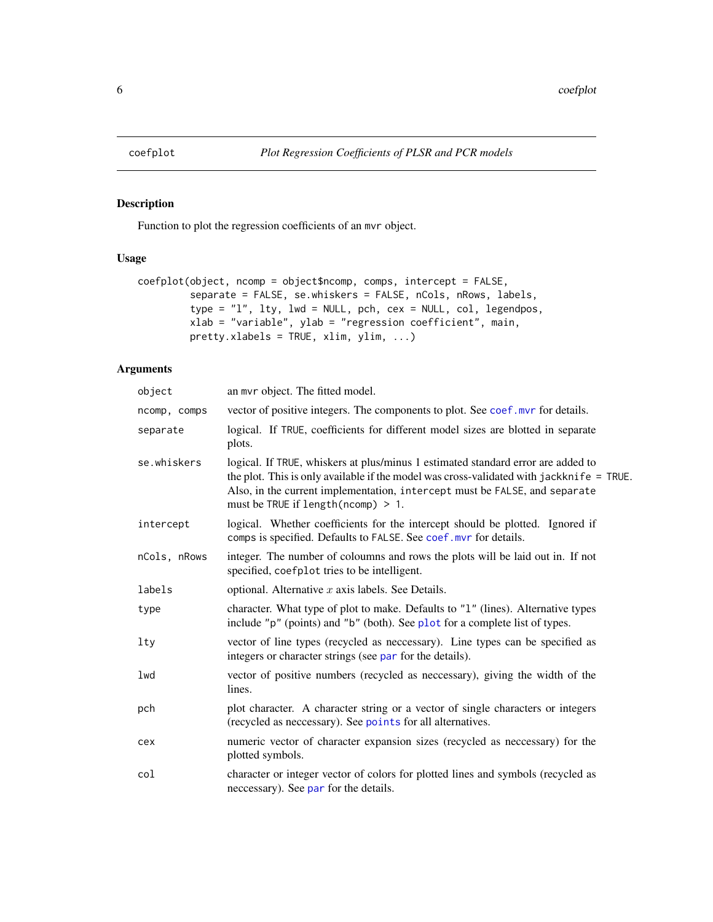# coefplot — *Plot Regression Coefficients of PLSR and PCR models*

## Description

Function to plot the regression coefficients of an `mvr` object.

## Usage

```
coefplot(object, ncomp = object$ncomp, comps, intercept = FALSE,
         separate = FALSE, se.whiskers = FALSE, nCols, nRows, labels,
         type = "l", lty, lwd = NULL, pch, cex = NULL, col, legendpos,
         xlab = "variable", ylab = "regression coefficient", main,
         pretty.xlabels = TRUE, xlim, ylim, ...)
```

## Arguments

| Argument | Description |
|---|---|
| `object` | an `mvr` object. The fitted model. |
| `ncomp, comps` | vector of positive integers. The components to plot. See `coef.mvr` for details. |
| `separate` | logical. If `TRUE`, coefficients for different model sizes are blotted in separate plots. |
| `se.whiskers` | logical. If `TRUE`, whiskers at plus/minus 1 estimated standard error are added to the plot. This is only available if the model was cross-validated with `jackknife = TRUE`. Also, in the current implementation, `intercept` must be `FALSE`, and `separate` must be `TRUE` if `length(ncomp) > 1`. |
| `intercept` | logical. Whether coefficients for the intercept should be plotted. Ignored if `comps` is specified. Defaults to `FALSE`. See `coef.mvr` for details. |
| `nCols, nRows` | integer. The number of coloumns and rows the plots will be laid out in. If not specified, `coefplot` tries to be intelligent. |
| `labels` | optional. Alternative $x$ axis labels. See Details. |
| `type` | character. What type of plot to make. Defaults to `"l"` (lines). Alternative types include `"p"` (points) and `"b"` (both). See `plot` for a complete list of types. |
| `lty` | vector of line types (recycled as neccessary). Line types can be specified as integers or character strings (see `par` for the details). |
| `lwd` | vector of positive numbers (recycled as neccessary), giving the width of the lines. |
| `pch` | plot character. A character string or a vector of single characters or integers (recycled as neccessary). See `points` for all alternatives. |
| `cex` | numeric vector of character expansion sizes (recycled as neccessary) for the plotted symbols. |
| `col` | character or integer vector of colors for plotted lines and symbols (recycled as neccessary). See `par` for the details. |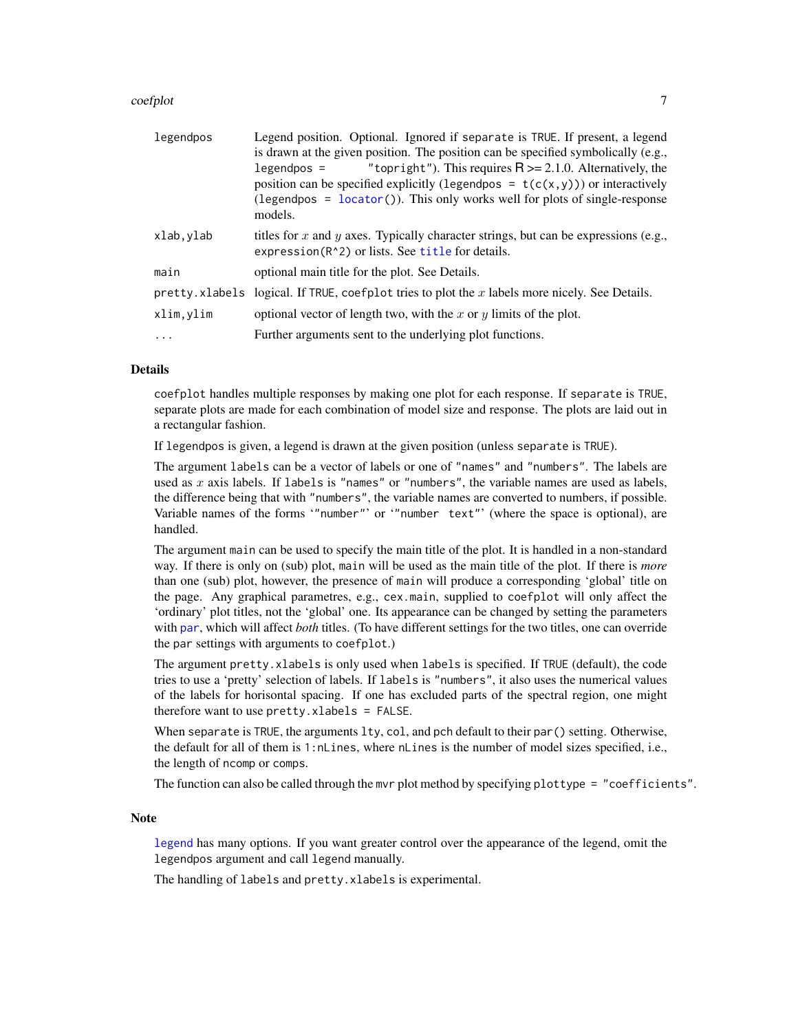| | |
|---|---|
| legendpos | Legend position. Optional. Ignored if separate is TRUE. If present, a legend is drawn at the given position. The position can be specified symbolically (e.g., legendpos = "topright"). This requires R >= 2.1.0. Alternatively, the position can be specified explicitly (legendpos = t(c(x,y))) or interactively (legendpos = locator()). This only works well for plots of single-response models. |
| xlab,ylab | titles for $x$ and $y$ axes. Typically character strings, but can be expressions (e.g., expression(R^2) or lists. See title for details. |
| main | optional main title for the plot. See Details. |
| pretty.xlabels | logical. If TRUE, coefplot tries to plot the $x$ labels more nicely. See Details. |
| xlim,ylim | optional vector of length two, with the $x$ or $y$ limits of the plot. |
| ... | Further arguments sent to the underlying plot functions. |

## Details

coefplot handles multiple responses by making one plot for each response. If separate is TRUE, separate plots are made for each combination of model size and response. The plots are laid out in a rectangular fashion.

If legendpos is given, a legend is drawn at the given position (unless separate is TRUE).

The argument labels can be a vector of labels or one of "names" and "numbers". The labels are used as $x$ axis labels. If labels is "names" or "numbers", the variable names are used as labels, the difference being that with "numbers", the variable names are converted to numbers, if possible. Variable names of the forms '"number"' or '"number text"' (where the space is optional), are handled.

The argument main can be used to specify the main title of the plot. It is handled in a non-standard way. If there is only on (sub) plot, main will be used as the main title of the plot. If there is *more* than one (sub) plot, however, the presence of main will produce a corresponding 'global' title on the page. Any graphical parametres, e.g., cex.main, supplied to coefplot will only affect the 'ordinary' plot titles, not the 'global' one. Its appearance can be changed by setting the parameters with par, which will affect *both* titles. (To have different settings for the two titles, one can override the par settings with arguments to coefplot.)

The argument pretty.xlabels is only used when labels is specified. If TRUE (default), the code tries to use a 'pretty' selection of labels. If labels is "numbers", it also uses the numerical values of the labels for horisontal spacing. If one has excluded parts of the spectral region, one might therefore want to use pretty.xlabels = FALSE.

When separate is TRUE, the arguments lty, col, and pch default to their par() setting. Otherwise, the default for all of them is 1:nLines, where nLines is the number of model sizes specified, i.e., the length of ncomp or comps.

The function can also be called through the mvr plot method by specifying plottype = "coefficients".

## Note

legend has many options. If you want greater control over the appearance of the legend, omit the legendpos argument and call legend manually.

The handling of labels and pretty.xlabels is experimental.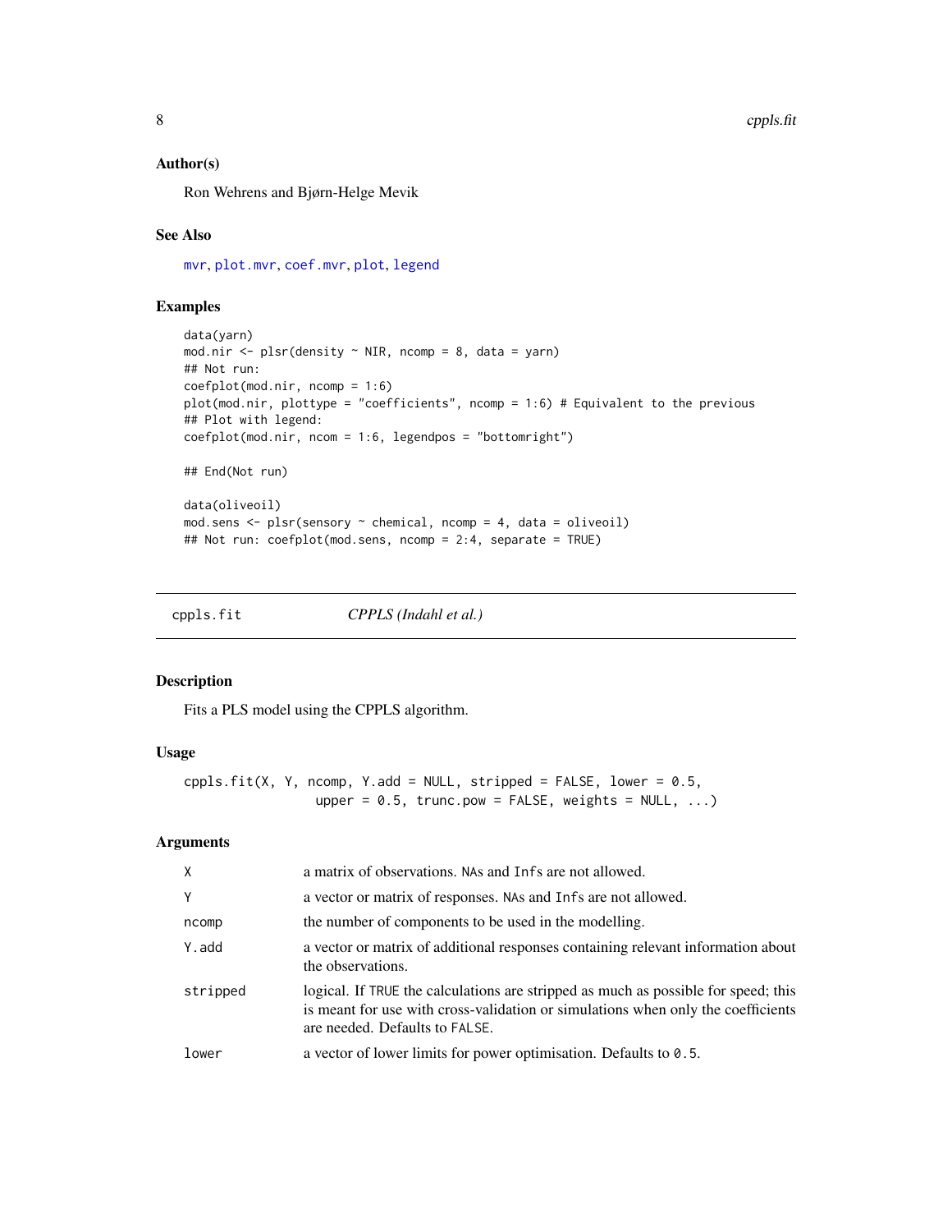### Author(s)

Ron Wehrens and Bjørn-Helge Mevik

### See Also

mvr, plot.mvr, coef.mvr, plot, legend

### Examples

```
data(yarn)
mod.nir <- plsr(density ~ NIR, ncomp = 8, data = yarn)
## Not run:
coefplot(mod.nir, ncomp = 1:6)
plot(mod.nir, plottype = "coefficients", ncomp = 1:6) # Equivalent to the previous
## Plot with legend:
coefplot(mod.nir, ncom = 1:6, legendpos = "bottomright")

## End(Not run)

data(oliveoil)
mod.sens <- plsr(sensory ~ chemical, ncomp = 4, data = oliveoil)
## Not run: coefplot(mod.sens, ncomp = 2:4, separate = TRUE)
```

---

## cppls.fit    *CPPLS (Indahl et al.)*

### Description

Fits a PLS model using the CPPLS algorithm.

### Usage

```
cppls.fit(X, Y, ncomp, Y.add = NULL, stripped = FALSE, lower = 0.5,
          upper = 0.5, trunc.pow = FALSE, weights = NULL, ...)
```

### Arguments

| | |
|---|---|
| X | a matrix of observations. NAs and Infs are not allowed. |
| Y | a vector or matrix of responses. NAs and Infs are not allowed. |
| ncomp | the number of components to be used in the modelling. |
| Y.add | a vector or matrix of additional responses containing relevant information about the observations. |
| stripped | logical. If TRUE the calculations are stripped as much as possible for speed; this is meant for use with cross-validation or simulations when only the coefficients are needed. Defaults to FALSE. |
| lower | a vector of lower limits for power optimisation. Defaults to 0.5. |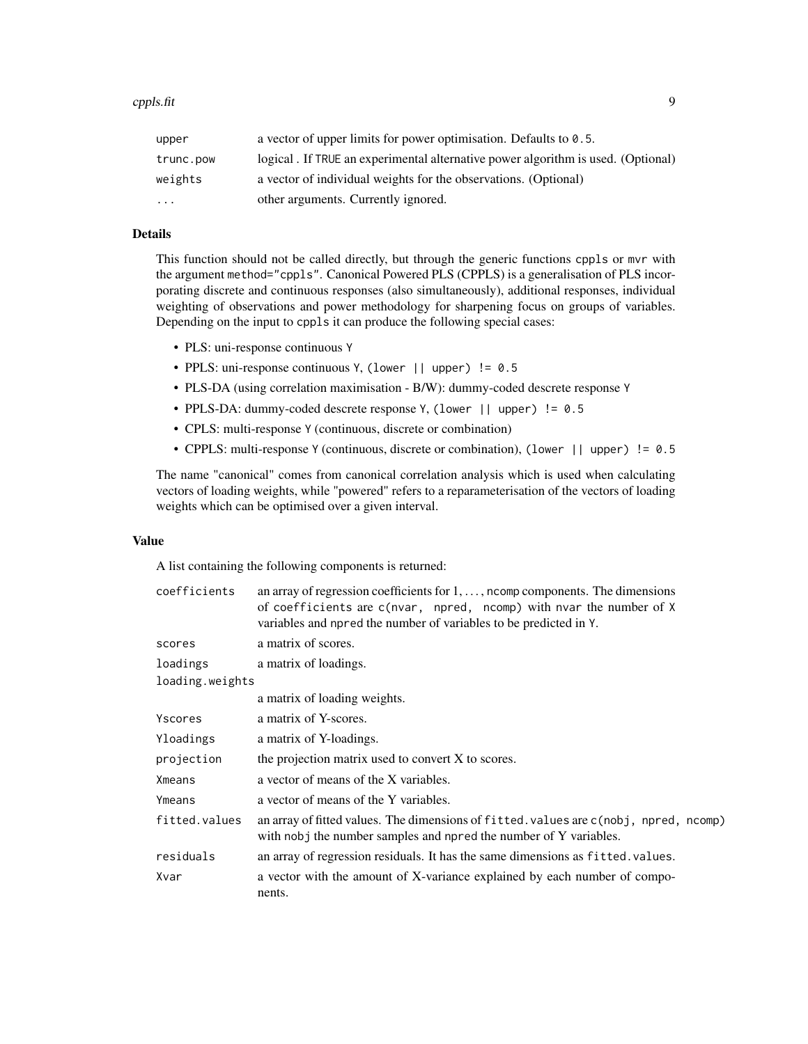| | |
|---|---|
| `upper` | a vector of upper limits for power optimisation. Defaults to `0.5`. |
| `trunc.pow` | logical . If `TRUE` an experimental alternative power algorithm is used. (Optional) |
| `weights` | a vector of individual weights for the observations. (Optional) |
| `...` | other arguments. Currently ignored. |

### Details

This function should not be called directly, but through the generic functions `cppls` or `mvr` with the argument `method="cppls"`. Canonical Powered PLS (CPPLS) is a generalisation of PLS incorporating discrete and continuous responses (also simultaneously), additional responses, individual weighting of observations and power methodology for sharpening focus on groups of variables. Depending on the input to `cppls` it can produce the following special cases:

- PLS: uni-response continuous `Y`
- PPLS: uni-response continuous `Y`, `(lower || upper) != 0.5`
- PLS-DA (using correlation maximisation - B/W): dummy-coded descrete response `Y`
- PPLS-DA: dummy-coded descrete response `Y`, `(lower || upper) != 0.5`
- CPLS: multi-response `Y` (continuous, discrete or combination)
- CPPLS: multi-response `Y` (continuous, discrete or combination), `(lower || upper) != 0.5`

The name "canonical" comes from canonical correlation analysis which is used when calculating vectors of loading weights, while "powered" refers to a reparameterisation of the vectors of loading weights which can be optimised over a given interval.

### Value

A list containing the following components is returned:

| | |
|---|---|
| `coefficients` | an array of regression coefficients for $1, \ldots,$ `ncomp` components. The dimensions of `coefficients` are `c(nvar, npred, ncomp)` with `nvar` the number of `X` variables and `npred` the number of variables to be predicted in `Y`. |
| `scores` | a matrix of scores. |
| `loadings` | a matrix of loadings. |
| `loading.weights` | a matrix of loading weights. |
| `Yscores` | a matrix of Y-scores. |
| `Yloadings` | a matrix of Y-loadings. |
| `projection` | the projection matrix used to convert X to scores. |
| `Xmeans` | a vector of means of the X variables. |
| `Ymeans` | a vector of means of the Y variables. |
| `fitted.values` | an array of fitted values. The dimensions of `fitted.values` are `c(nobj, npred, ncomp)` with `nobj` the number samples and `npred` the number of Y variables. |
| `residuals` | an array of regression residuals. It has the same dimensions as `fitted.values`. |
| `Xvar` | a vector with the amount of X-variance explained by each number of components. |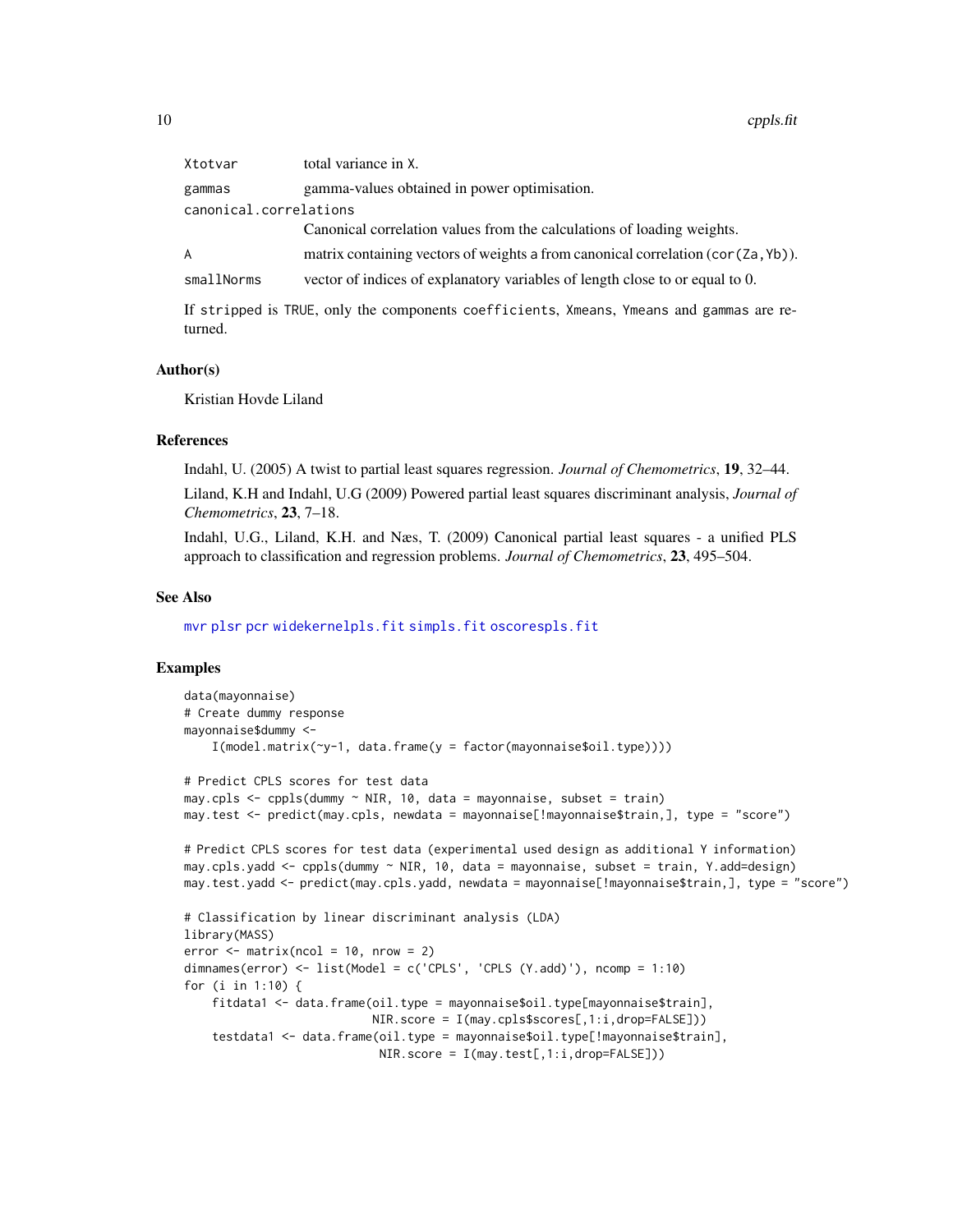| | |
|---|---|
| `Xtotvar` | total variance in `X`. |
| `gammas` | gamma-values obtained in power optimisation. |
| `canonical.correlations` | Canonical correlation values from the calculations of loading weights. |
| `A` | matrix containing vectors of weights a from canonical correlation (`cor(Za,Yb)`). |
| `smallNorms` | vector of indices of explanatory variables of length close to or equal to 0. |

If `stripped` is `TRUE`, only the components `coefficients`, `Xmeans`, `Ymeans` and `gammas` are returned.

## Author(s)

Kristian Hovde Liland

## References

Indahl, U. (2005) A twist to partial least squares regression. *Journal of Chemometrics*, **19**, 32–44.

Liland, K.H and Indahl, U.G (2009) Powered partial least squares discriminant analysis, *Journal of Chemometrics*, **23**, 7–18.

Indahl, U.G., Liland, K.H. and Næs, T. (2009) Canonical partial least squares - a unified PLS approach to classification and regression problems. *Journal of Chemometrics*, **23**, 495–504.

## See Also

`mvr` `plsr` `pcr` `widekernelpls.fit` `simpls.fit` `oscorespls.fit`

## Examples

```
data(mayonnaise)
# Create dummy response
mayonnaise$dummy <-
    I(model.matrix(~y-1, data.frame(y = factor(mayonnaise$oil.type))))

# Predict CPLS scores for test data
may.cpls <- cppls(dummy ~ NIR, 10, data = mayonnaise, subset = train)
may.test <- predict(may.cpls, newdata = mayonnaise[!mayonnaise$train,], type = "score")

# Predict CPLS scores for test data (experimental used design as additional Y information)
may.cpls.yadd <- cppls(dummy ~ NIR, 10, data = mayonnaise, subset = train, Y.add=design)
may.test.yadd <- predict(may.cpls.yadd, newdata = mayonnaise[!mayonnaise$train,], type = "score")

# Classification by linear discriminant analysis (LDA)
library(MASS)
error <- matrix(ncol = 10, nrow = 2)
dimnames(error) <- list(Model = c('CPLS', 'CPLS (Y.add)'), ncomp = 1:10)
for (i in 1:10) {
    fitdata1 <- data.frame(oil.type = mayonnaise$oil.type[mayonnaise$train],
                           NIR.score = I(may.cpls$scores[,1:i,drop=FALSE]))
    testdata1 <- data.frame(oil.type = mayonnaise$oil.type[!mayonnaise$train],
                            NIR.score = I(may.test[,1:i,drop=FALSE]))
```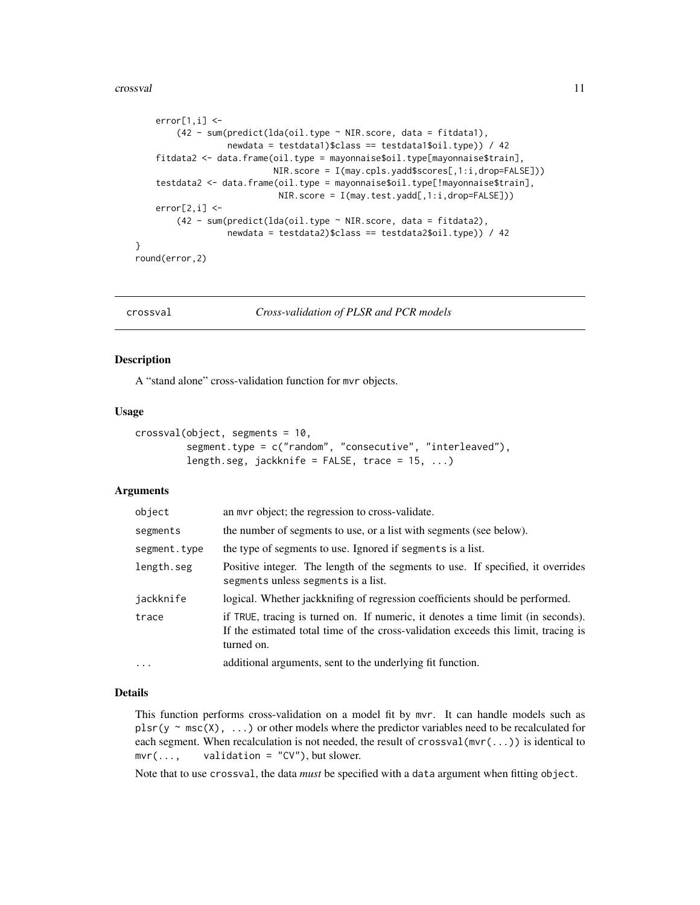```
    error[1,i] <-
        (42 - sum(predict(lda(oil.type ~ NIR.score, data = fitdata1),
                  newdata = testdata1)$class == testdata1$oil.type)) / 42
    fitdata2 <- data.frame(oil.type = mayonnaise$oil.type[mayonnaise$train],
                           NIR.score = I(may.cpls.yadd$scores[,1:i,drop=FALSE]))
    testdata2 <- data.frame(oil.type = mayonnaise$oil.type[!mayonnaise$train],
                            NIR.score = I(may.test.yadd[,1:i,drop=FALSE]))
    error[2,i] <-
        (42 - sum(predict(lda(oil.type ~ NIR.score, data = fitdata2),
                  newdata = testdata2)$class == testdata2$oil.type)) / 42
}
round(error,2)
```

---

## crossval — *Cross-validation of PLSR and PCR models*

### Description

A "stand alone" cross-validation function for mvr objects.

### Usage

```
crossval(object, segments = 10,
         segment.type = c("random", "consecutive", "interleaved"),
         length.seg, jackknife = FALSE, trace = 15, ...)
```

### Arguments

| | |
|---|---|
| object | an mvr object; the regression to cross-validate. |
| segments | the number of segments to use, or a list with segments (see below). |
| segment.type | the type of segments to use. Ignored if segments is a list. |
| length.seg | Positive integer. The length of the segments to use. If specified, it overrides segments unless segments is a list. |
| jackknife | logical. Whether jackknifing of regression coefficients should be performed. |
| trace | if TRUE, tracing is turned on. If numeric, it denotes a time limit (in seconds). If the estimated total time of the cross-validation exceeds this limit, tracing is turned on. |
| ... | additional arguments, sent to the underlying fit function. |

### Details

This function performs cross-validation on a model fit by mvr. It can handle models such as plsr(y ~ msc(X), ...) or other models where the predictor variables need to be recalculated for each segment. When recalculation is not needed, the result of crossval(mvr(...)) is identical to mvr(..., validation = "CV"), but slower.

Note that to use crossval, the data *must* be specified with a data argument when fitting object.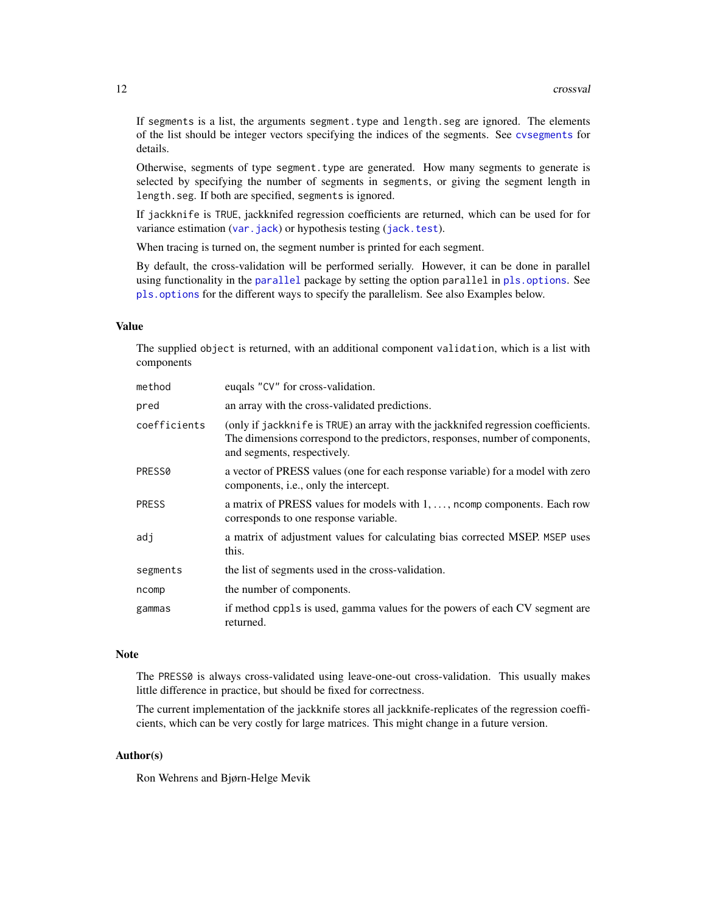If `segments` is a list, the arguments `segment.type` and `length.seg` are ignored. The elements of the list should be integer vectors specifying the indices of the segments. See `cvsegments` for details.

Otherwise, segments of type `segment.type` are generated. How many segments to generate is selected by specifying the number of segments in `segments`, or giving the segment length in `length.seg`. If both are specified, `segments` is ignored.

If `jackknife` is `TRUE`, jackknifed regression coefficients are returned, which can be used for for variance estimation (`var.jack`) or hypothesis testing (`jack.test`).

When tracing is turned on, the segment number is printed for each segment.

By default, the cross-validation will be performed serially. However, it can be done in parallel using functionality in the `parallel` package by setting the option `parallel` in `pls.options`. See `pls.options` for the different ways to specify the parallelism. See also Examples below.

## Value

The supplied `object` is returned, with an additional component `validation`, which is a list with components

| | |
|---|---|
| `method` | euqals `"CV"` for cross-validation. |
| `pred` | an array with the cross-validated predictions. |
| `coefficients` | (only if `jackknife` is `TRUE`) an array with the jackknifed regression coefficients. The dimensions correspond to the predictors, responses, number of components, and segments, respectively. |
| `PRESS0` | a vector of PRESS values (one for each response variable) for a model with zero components, i.e., only the intercept. |
| `PRESS` | a matrix of PRESS values for models with 1, ..., `ncomp` components. Each row corresponds to one response variable. |
| `adj` | a matrix of adjustment values for calculating bias corrected MSEP. `MSEP` uses this. |
| `segments` | the list of segments used in the cross-validation. |
| `ncomp` | the number of components. |
| `gammas` | if method `cppls` is used, gamma values for the powers of each CV segment are returned. |

## Note

The `PRESS0` is always cross-validated using leave-one-out cross-validation. This usually makes little difference in practice, but should be fixed for correctness.

The current implementation of the jackknife stores all jackknife-replicates of the regression coefficients, which can be very costly for large matrices. This might change in a future version.

## Author(s)

Ron Wehrens and Bjørn-Helge Mevik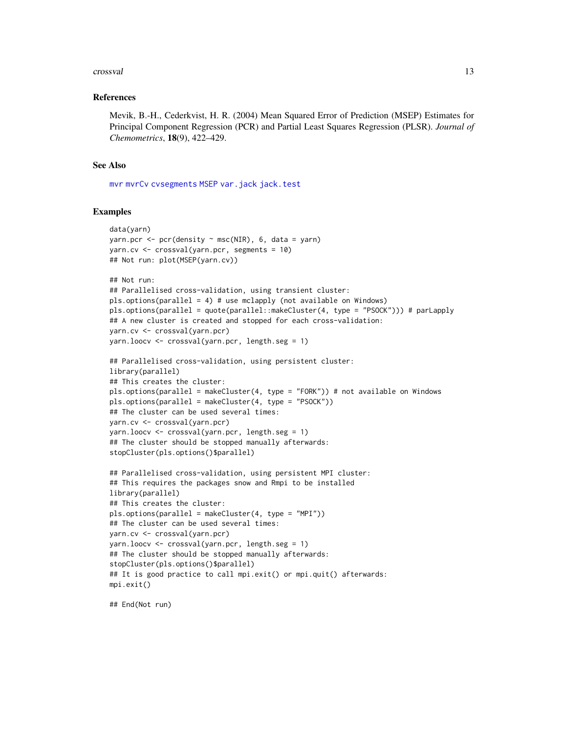## References

Mevik, B.-H., Cederkvist, H. R. (2004) Mean Squared Error of Prediction (MSEP) Estimates for Principal Component Regression (PCR) and Partial Least Squares Regression (PLSR). *Journal of Chemometrics*, **18**(9), 422–429.

## See Also

mvr mvrCv cvsegments MSEP var.jack jack.test

## Examples

```
data(yarn)
yarn.pcr <- pcr(density ~ msc(NIR), 6, data = yarn)
yarn.cv <- crossval(yarn.pcr, segments = 10)
## Not run: plot(MSEP(yarn.cv))

## Not run:
## Parallelised cross-validation, using transient cluster:
pls.options(parallel = 4) # use mclapply (not available on Windows)
pls.options(parallel = quote(parallel::makeCluster(4, type = "PSOCK"))) # parLapply
## A new cluster is created and stopped for each cross-validation:
yarn.cv <- crossval(yarn.pcr)
yarn.loocv <- crossval(yarn.pcr, length.seg = 1)

## Parallelised cross-validation, using persistent cluster:
library(parallel)
## This creates the cluster:
pls.options(parallel = makeCluster(4, type = "FORK")) # not available on Windows
pls.options(parallel = makeCluster(4, type = "PSOCK"))
## The cluster can be used several times:
yarn.cv <- crossval(yarn.pcr)
yarn.loocv <- crossval(yarn.pcr, length.seg = 1)
## The cluster should be stopped manually afterwards:
stopCluster(pls.options()$parallel)

## Parallelised cross-validation, using persistent MPI cluster:
## This requires the packages snow and Rmpi to be installed
library(parallel)
## This creates the cluster:
pls.options(parallel = makeCluster(4, type = "MPI"))
## The cluster can be used several times:
yarn.cv <- crossval(yarn.pcr)
yarn.loocv <- crossval(yarn.pcr, length.seg = 1)
## The cluster should be stopped manually afterwards:
stopCluster(pls.options()$parallel)
## It is good practice to call mpi.exit() or mpi.quit() afterwards:
mpi.exit()

## End(Not run)
```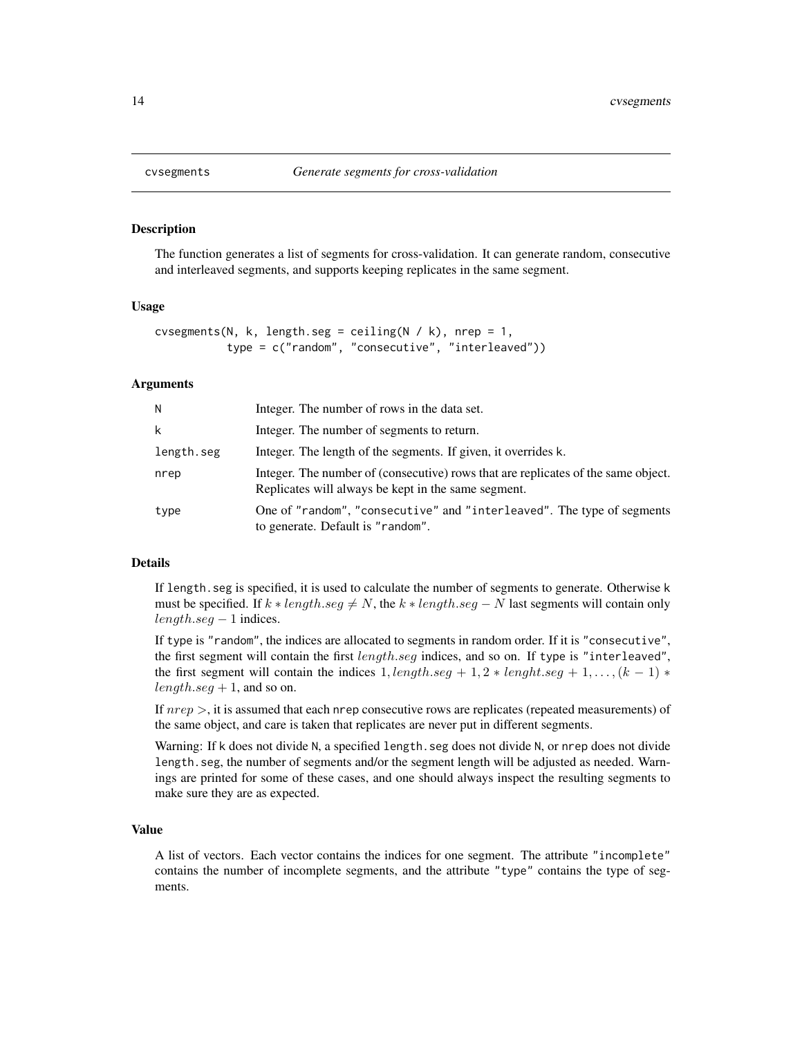# cvsegments *Generate segments for cross-validation*

## Description

The function generates a list of segments for cross-validation. It can generate random, consecutive and interleaved segments, and supports keeping replicates in the same segment.

## Usage

```
cvsegments(N, k, length.seg = ceiling(N / k), nrep = 1,
           type = c("random", "consecutive", "interleaved"))
```

## Arguments

| | |
|---|---|
| N | Integer. The number of rows in the data set. |
| k | Integer. The number of segments to return. |
| length.seg | Integer. The length of the segments. If given, it overrides k. |
| nrep | Integer. The number of (consecutive) rows that are replicates of the same object. Replicates will always be kept in the same segment. |
| type | One of "random", "consecutive" and "interleaved". The type of segments to generate. Default is "random". |

## Details

If length.seg is specified, it is used to calculate the number of segments to generate. Otherwise k must be specified. If $k * length.seg \neq N$, the $k * length.seg - N$ last segments will contain only $length.seg - 1$ indices.

If type is "random", the indices are allocated to segments in random order. If it is "consecutive", the first segment will contain the first $length.seg$ indices, and so on. If type is "interleaved", the first segment will contain the indices $1, length.seg + 1, 2 * lenght.seg + 1, \ldots, (k - 1) * length.seg + 1$, and so on.

If $nrep >$, it is assumed that each nrep consecutive rows are replicates (repeated measurements) of the same object, and care is taken that replicates are never put in different segments.

Warning: If k does not divide N, a specified length.seg does not divide N, or nrep does not divide length.seg, the number of segments and/or the segment length will be adjusted as needed. Warnings are printed for some of these cases, and one should always inspect the resulting segments to make sure they are as expected.

## Value

A list of vectors. Each vector contains the indices for one segment. The attribute "incomplete" contains the number of incomplete segments, and the attribute "type" contains the type of segments.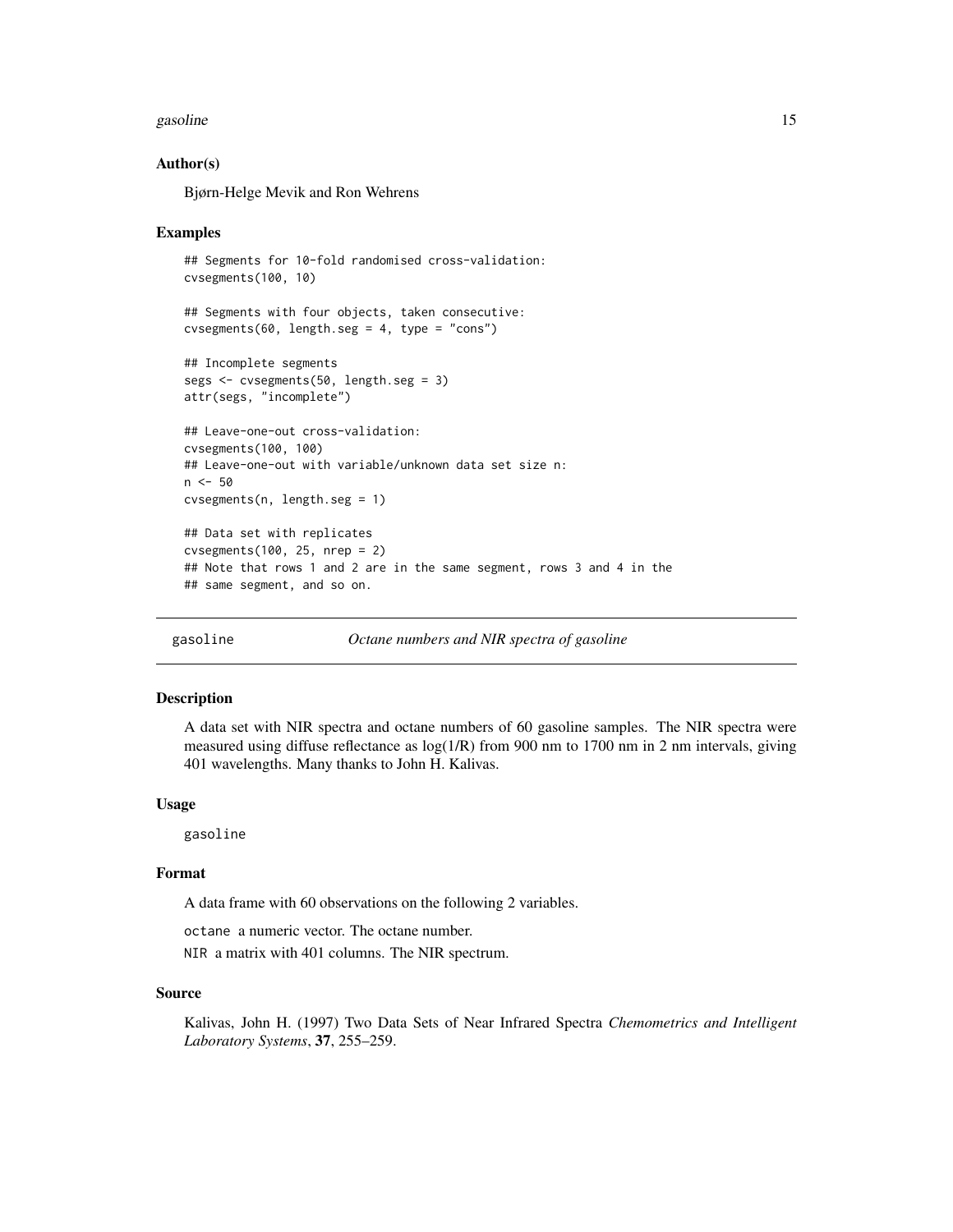### Author(s)

Bjørn-Helge Mevik and Ron Wehrens

### Examples

```
## Segments for 10-fold randomised cross-validation:
cvsegments(100, 10)

## Segments with four objects, taken consecutive:
cvsegments(60, length.seg = 4, type = "cons")

## Incomplete segments
segs <- cvsegments(50, length.seg = 3)
attr(segs, "incomplete")

## Leave-one-out cross-validation:
cvsegments(100, 100)
## Leave-one-out with variable/unknown data set size n:
n <- 50
cvsegments(n, length.seg = 1)

## Data set with replicates
cvsegments(100, 25, nrep = 2)
## Note that rows 1 and 2 are in the same segment, rows 3 and 4 in the
## same segment, and so on.
```

---

## gasoline — *Octane numbers and NIR spectra of gasoline*

### Description

A data set with NIR spectra and octane numbers of 60 gasoline samples. The NIR spectra were measured using diffuse reflectance as log(1/R) from 900 nm to 1700 nm in 2 nm intervals, giving 401 wavelengths. Many thanks to John H. Kalivas.

### Usage

```
gasoline
```

### Format

A data frame with 60 observations on the following 2 variables.

`octane` a numeric vector. The octane number.

`NIR` a matrix with 401 columns. The NIR spectrum.

### Source

Kalivas, John H. (1997) Two Data Sets of Near Infrared Spectra *Chemometrics and Intelligent Laboratory Systems*, **37**, 255–259.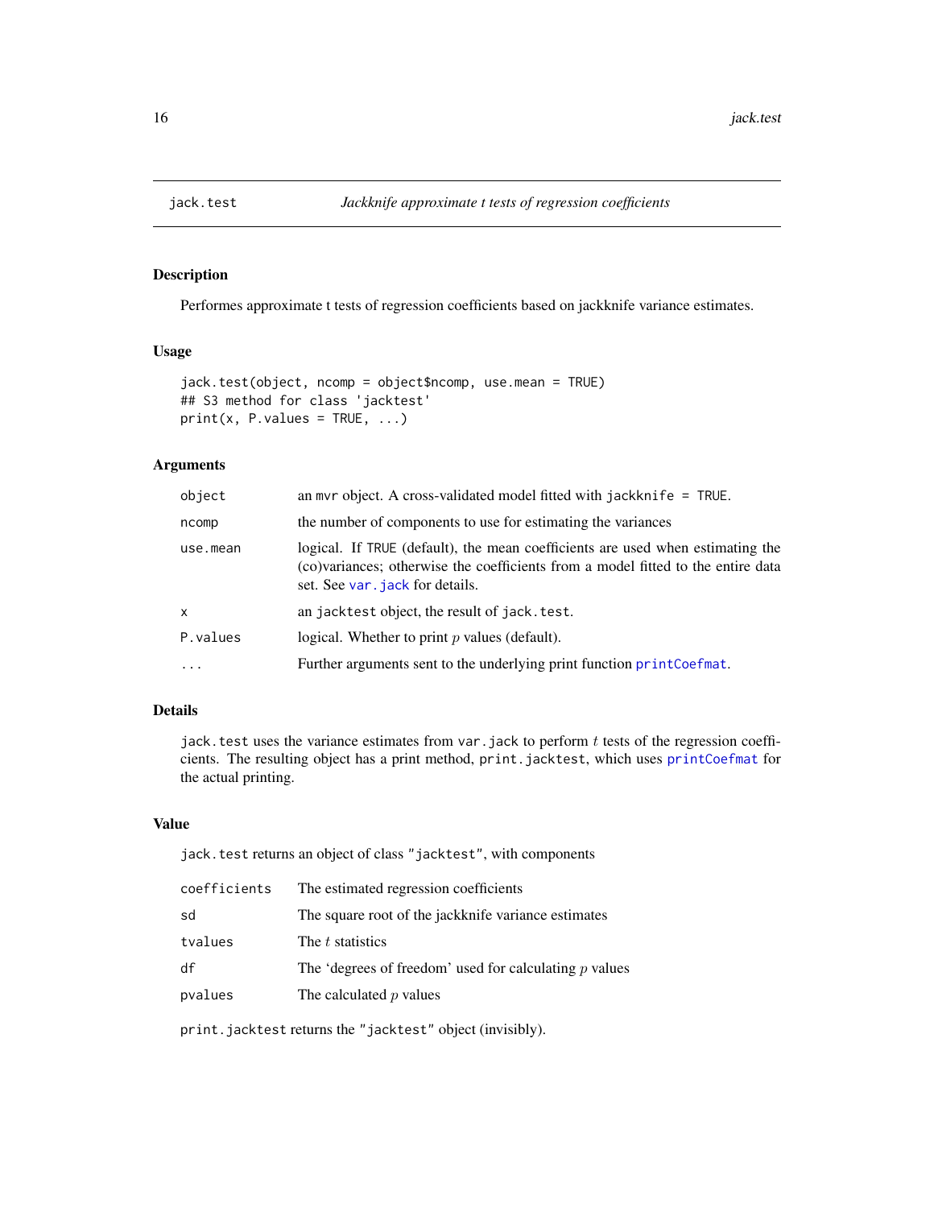# jack.test — *Jackknife approximate t tests of regression coefficients*

## Description

Performes approximate t tests of regression coefficients based on jackknife variance estimates.

## Usage

```
jack.test(object, ncomp = object$ncomp, use.mean = TRUE)
## S3 method for class 'jacktest'
print(x, P.values = TRUE, ...)
```

## Arguments

| | |
|---|---|
| `object` | an `mvr` object. A cross-validated model fitted with `jackknife = TRUE`. |
| `ncomp` | the number of components to use for estimating the variances |
| `use.mean` | logical. If `TRUE` (default), the mean coefficients are used when estimating the (co)variances; otherwise the coefficients from a model fitted to the entire data set. See `var.jack` for details. |
| `x` | an `jacktest` object, the result of `jack.test`. |
| `P.values` | logical. Whether to print $p$ values (default). |
| `...` | Further arguments sent to the underlying print function `printCoefmat`. |

## Details

`jack.test` uses the variance estimates from `var.jack` to perform $t$ tests of the regression coefficients. The resulting object has a print method, `print.jacktest`, which uses `printCoefmat` for the actual printing.

## Value

`jack.test` returns an object of class `"jacktest"`, with components

| | |
|---|---|
| `coefficients` | The estimated regression coefficients |
| `sd` | The square root of the jackknife variance estimates |
| `tvalues` | The $t$ statistics |
| `df` | The 'degrees of freedom' used for calculating $p$ values |
| `pvalues` | The calculated $p$ values |

`print.jacktest` returns the `"jacktest"` object (invisibly).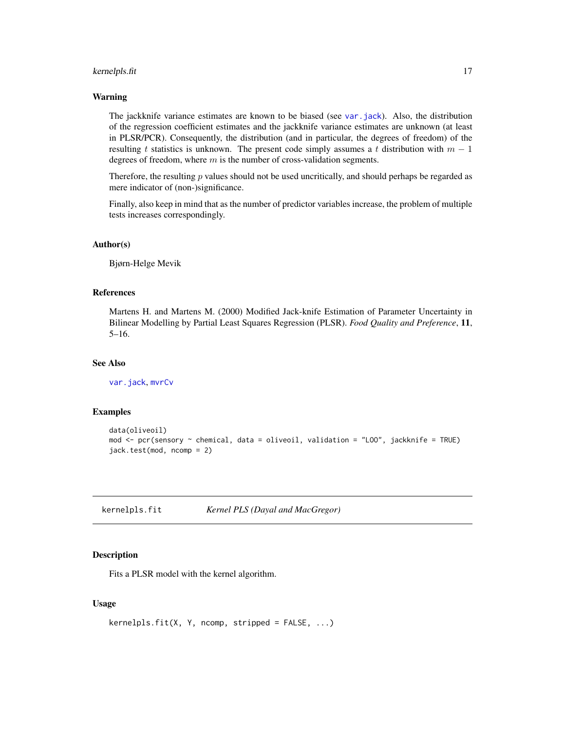### Warning

The jackknife variance estimates are known to be biased (see var.jack). Also, the distribution of the regression coefficient estimates and the jackknife variance estimates are unknown (at least in PLSR/PCR). Consequently, the distribution (and in particular, the degrees of freedom) of the resulting $t$ statistics is unknown. The present code simply assumes a $t$ distribution with $m - 1$ degrees of freedom, where $m$ is the number of cross-validation segments.

Therefore, the resulting $p$ values should not be used uncritically, and should perhaps be regarded as mere indicator of (non-)significance.

Finally, also keep in mind that as the number of predictor variables increase, the problem of multiple tests increases correspondingly.

### Author(s)

Bjørn-Helge Mevik

### References

Martens H. and Martens M. (2000) Modified Jack-knife Estimation of Parameter Uncertainty in Bilinear Modelling by Partial Least Squares Regression (PLSR). *Food Quality and Preference*, **11**, 5–16.

### See Also

var.jack, mvrCv

### Examples

```
data(oliveoil)
mod <- pcr(sensory ~ chemical, data = oliveoil, validation = "LOO", jackknife = TRUE)
jack.test(mod, ncomp = 2)
```

---

## kernelpls.fit — *Kernel PLS (Dayal and MacGregor)*

### Description

Fits a PLSR model with the kernel algorithm.

### Usage

```
kernelpls.fit(X, Y, ncomp, stripped = FALSE, ...)
```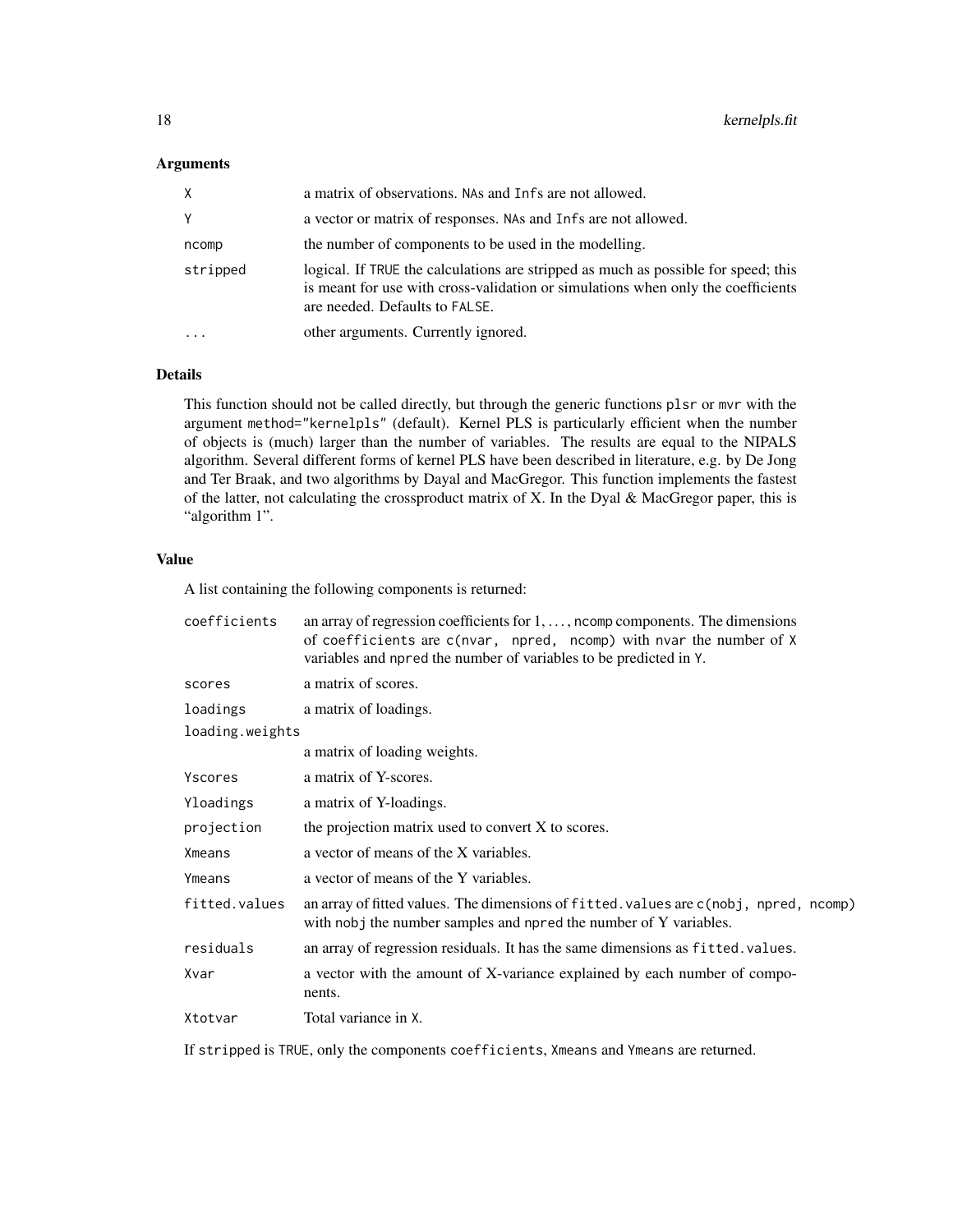### Arguments

| | |
|---|---|
| `X` | a matrix of observations. `NA`s and `Inf`s are not allowed. |
| `Y` | a vector or matrix of responses. `NA`s and `Inf`s are not allowed. |
| `ncomp` | the number of components to be used in the modelling. |
| `stripped` | logical. If `TRUE` the calculations are stripped as much as possible for speed; this is meant for use with cross-validation or simulations when only the coefficients are needed. Defaults to `FALSE`. |
| `...` | other arguments. Currently ignored. |

### Details

This function should not be called directly, but through the generic functions `plsr` or `mvr` with the argument `method="kernelpls"` (default). Kernel PLS is particularly efficient when the number of objects is (much) larger than the number of variables. The results are equal to the NIPALS algorithm. Several different forms of kernel PLS have been described in literature, e.g. by De Jong and Ter Braak, and two algorithms by Dayal and MacGregor. This function implements the fastest of the latter, not calculating the crossproduct matrix of X. In the Dyal & MacGregor paper, this is "algorithm 1".

### Value

A list containing the following components is returned:

| | |
|---|---|
| `coefficients` | an array of regression coefficients for 1, ..., `ncomp` components. The dimensions of `coefficients` are `c(nvar, npred, ncomp)` with `nvar` the number of `X` variables and `npred` the number of variables to be predicted in `Y`. |
| `scores` | a matrix of scores. |
| `loadings` | a matrix of loadings. |
| `loading.weights` | a matrix of loading weights. |
| `Yscores` | a matrix of Y-scores. |
| `Yloadings` | a matrix of Y-loadings. |
| `projection` | the projection matrix used to convert X to scores. |
| `Xmeans` | a vector of means of the X variables. |
| `Ymeans` | a vector of means of the Y variables. |
| `fitted.values` | an array of fitted values. The dimensions of `fitted.values` are `c(nobj, npred, ncomp)` with `nobj` the number samples and `npred` the number of Y variables. |
| `residuals` | an array of regression residuals. It has the same dimensions as `fitted.values`. |
| `Xvar` | a vector with the amount of X-variance explained by each number of components. |
| `Xtotvar` | Total variance in `X`. |

If `stripped` is `TRUE`, only the components `coefficients`, `Xmeans` and `Ymeans` are returned.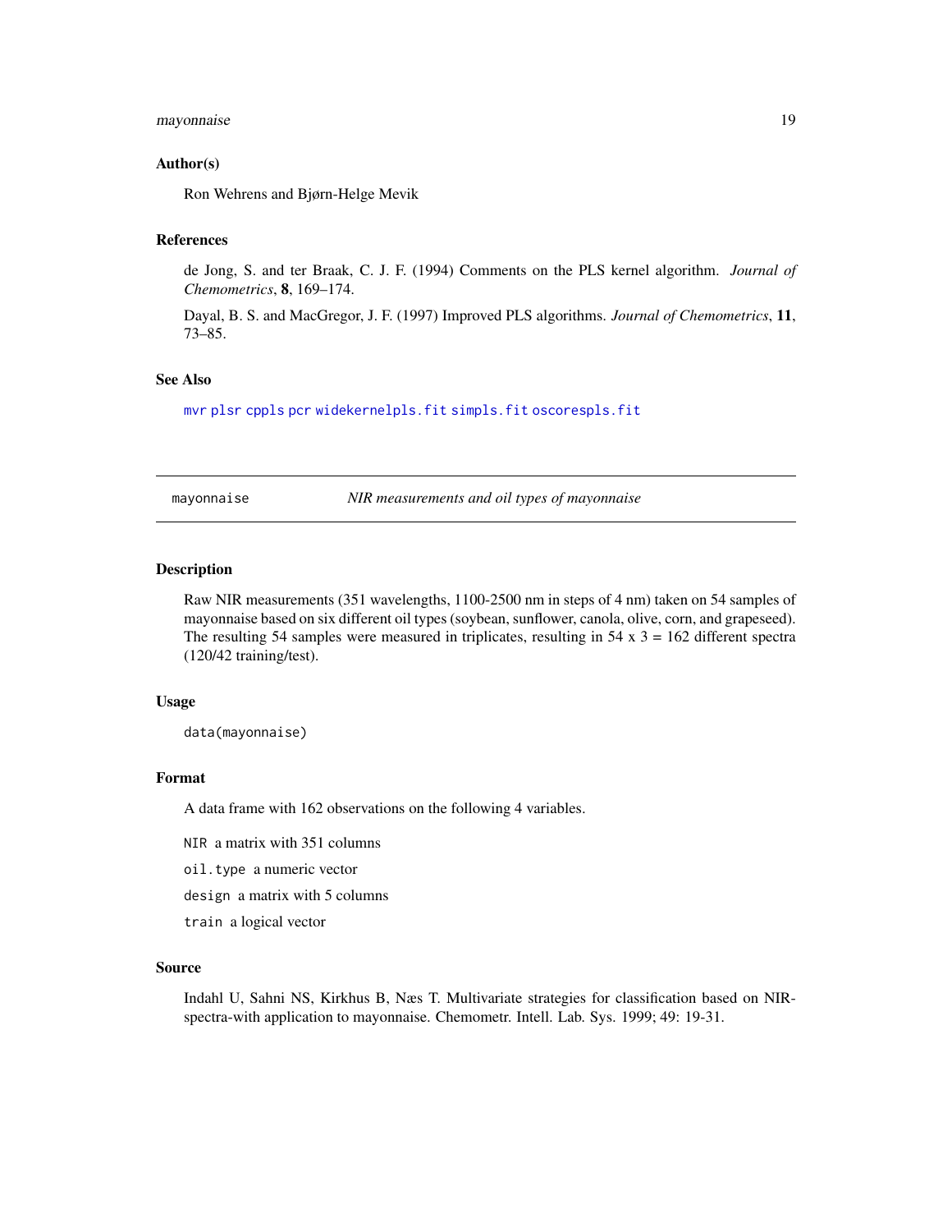### Author(s)

Ron Wehrens and Bjørn-Helge Mevik

### References

de Jong, S. and ter Braak, C. J. F. (1994) Comments on the PLS kernel algorithm. *Journal of Chemometrics*, **8**, 169–174.

Dayal, B. S. and MacGregor, J. F. (1997) Improved PLS algorithms. *Journal of Chemometrics*, **11**, 73–85.

### See Also

`mvr` `plsr` `cppls` `pcr` `widekernelpls.fit` `simpls.fit` `oscorespls.fit`

---

## mayonnaise — *NIR measurements and oil types of mayonnaise*

### Description

Raw NIR measurements (351 wavelengths, 1100-2500 nm in steps of 4 nm) taken on 54 samples of mayonnaise based on six different oil types (soybean, sunflower, canola, olive, corn, and grapeseed). The resulting 54 samples were measured in triplicates, resulting in 54 x 3 = 162 different spectra (120/42 training/test).

### Usage

```
data(mayonnaise)
```

### Format

A data frame with 162 observations on the following 4 variables.

`NIR` a matrix with 351 columns

`oil.type` a numeric vector

`design` a matrix with 5 columns

`train` a logical vector

### Source

Indahl U, Sahni NS, Kirkhus B, Næs T. Multivariate strategies for classification based on NIR-spectra-with application to mayonnaise. Chemometr. Intell. Lab. Sys. 1999; 49: 19-31.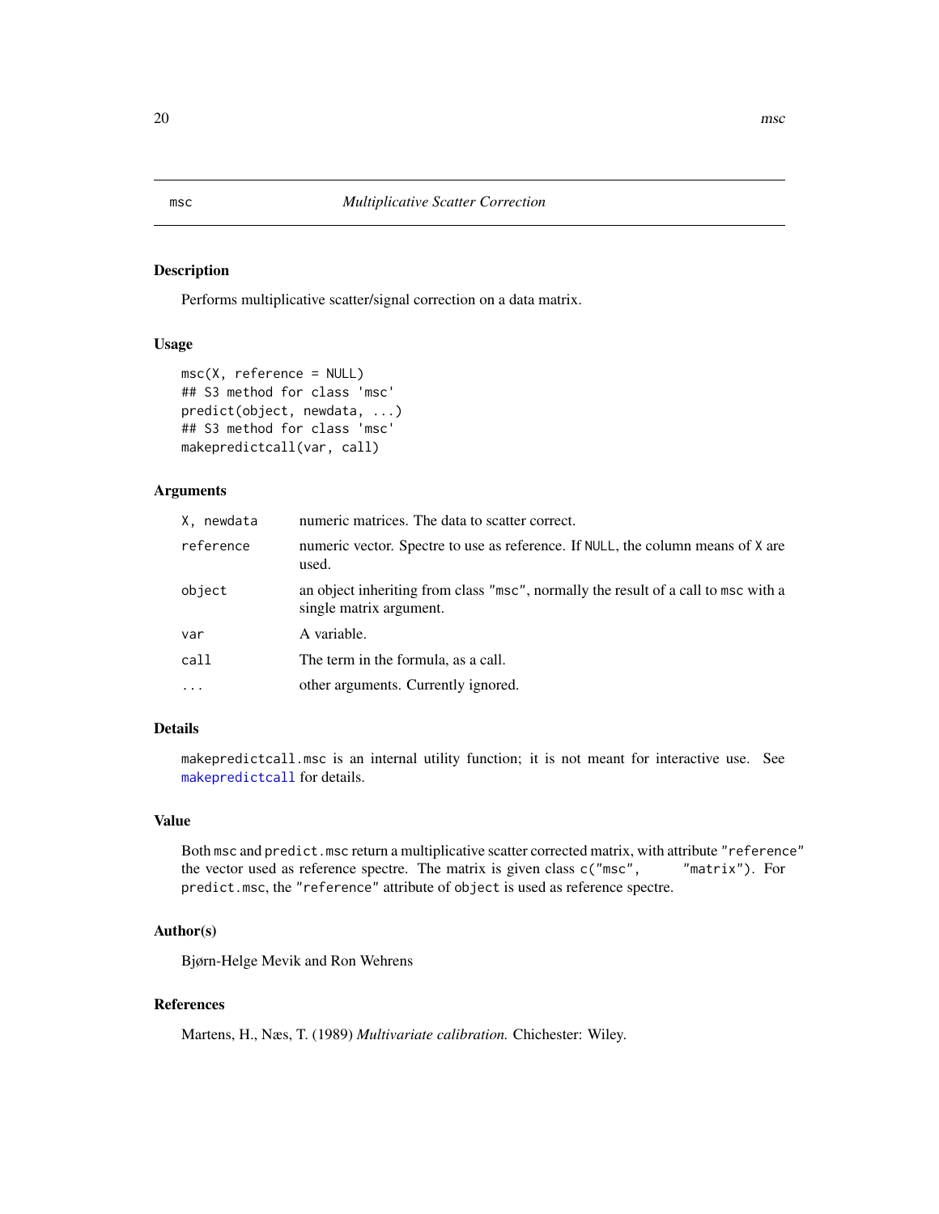# msc — *Multiplicative Scatter Correction*

## Description

Performs multiplicative scatter/signal correction on a data matrix.

## Usage

```
msc(X, reference = NULL)
## S3 method for class 'msc'
predict(object, newdata, ...)
## S3 method for class 'msc'
makepredictcall(var, call)
```

## Arguments

| | |
|---|---|
| `X, newdata` | numeric matrices. The data to scatter correct. |
| `reference` | numeric vector. Spectre to use as reference. If `NULL`, the column means of `X` are used. |
| `object` | an object inheriting from class `"msc"`, normally the result of a call to `msc` with a single matrix argument. |
| `var` | A variable. |
| `call` | The term in the formula, as a call. |
| `...` | other arguments. Currently ignored. |

## Details

`makepredictcall.msc` is an internal utility function; it is not meant for interactive use. See `makepredictcall` for details.

## Value

Both `msc` and `predict.msc` return a multiplicative scatter corrected matrix, with attribute `"reference"` the vector used as reference spectre. The matrix is given class `c("msc", "matrix")`. For `predict.msc`, the `"reference"` attribute of `object` is used as reference spectre.

## Author(s)

Bjørn-Helge Mevik and Ron Wehrens

## References

Martens, H., Næs, T. (1989) *Multivariate calibration.* Chichester: Wiley.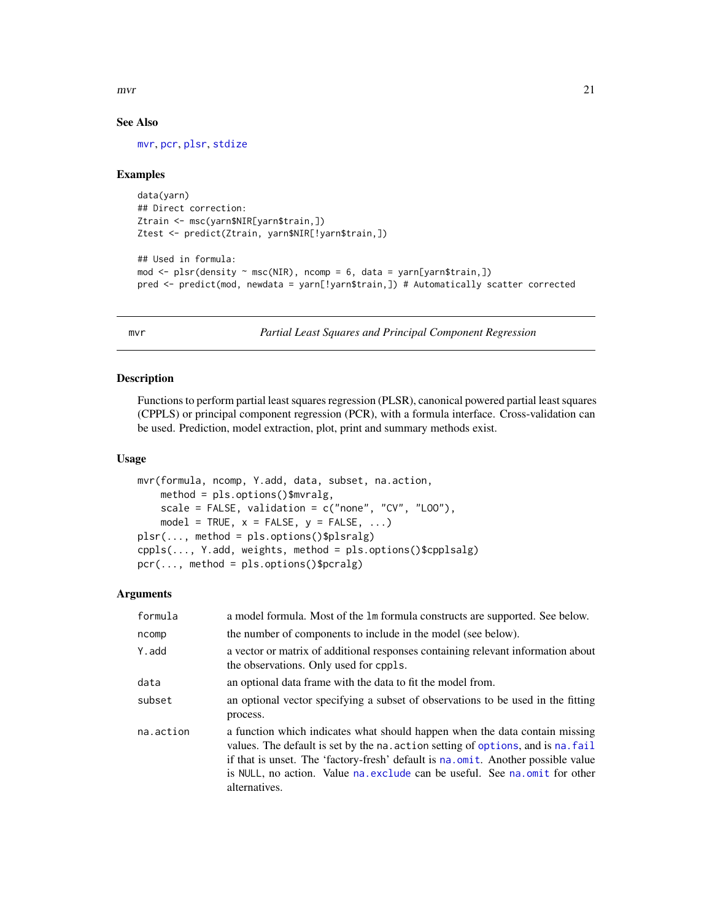### See Also

mvr, pcr, plsr, stdize

### Examples

```
data(yarn)
## Direct correction:
Ztrain <- msc(yarn$NIR[yarn$train,])
Ztest <- predict(Ztrain, yarn$NIR[!yarn$train,])

## Used in formula:
mod <- plsr(density ~ msc(NIR), ncomp = 6, data = yarn[yarn$train,])
pred <- predict(mod, newdata = yarn[!yarn$train,]) # Automatically scatter corrected
```

---

## mvr — *Partial Least Squares and Principal Component Regression*

### Description

Functions to perform partial least squares regression (PLSR), canonical powered partial least squares (CPPLS) or principal component regression (PCR), with a formula interface. Cross-validation can be used. Prediction, model extraction, plot, print and summary methods exist.

### Usage

```
mvr(formula, ncomp, Y.add, data, subset, na.action,
    method = pls.options()$mvralg,
    scale = FALSE, validation = c("none", "CV", "LOO"),
    model = TRUE, x = FALSE, y = FALSE, ...)
plsr(..., method = pls.options()$plsralg)
cppls(..., Y.add, weights, method = pls.options()$cpplsalg)
pcr(..., method = pls.options()$pcralg)
```

### Arguments

| | |
|---|---|
| `formula` | a model formula. Most of the `lm` formula constructs are supported. See below. |
| `ncomp` | the number of components to include in the model (see below). |
| `Y.add` | a vector or matrix of additional responses containing relevant information about the observations. Only used for `cppls`. |
| `data` | an optional data frame with the data to fit the model from. |
| `subset` | an optional vector specifying a subset of observations to be used in the fitting process. |
| `na.action` | a function which indicates what should happen when the data contain missing values. The default is set by the `na.action` setting of `options`, and is `na.fail` if that is unset. The 'factory-fresh' default is `na.omit`. Another possible value is `NULL`, no action. Value `na.exclude` can be useful. See `na.omit` for other alternatives. |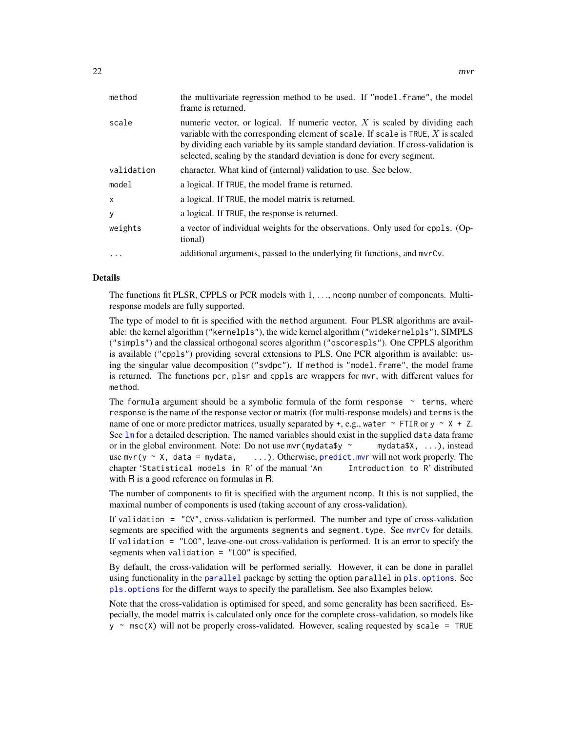| | |
|---|---|
| method | the multivariate regression method to be used. If "model.frame", the model frame is returned. |
| scale | numeric vector, or logical. If numeric vector, $X$ is scaled by dividing each variable with the corresponding element of scale. If scale is TRUE, $X$ is scaled by dividing each variable by its sample standard deviation. If cross-validation is selected, scaling by the standard deviation is done for every segment. |
| validation | character. What kind of (internal) validation to use. See below. |
| model | a logical. If TRUE, the model frame is returned. |
| x | a logical. If TRUE, the model matrix is returned. |
| y | a logical. If TRUE, the response is returned. |
| weights | a vector of individual weights for the observations. Only used for cppls. (Optional) |
| ... | additional arguments, passed to the underlying fit functions, and mvrCv. |

## Details

The functions fit PLSR, CPPLS or PCR models with 1, ..., ncomp number of components. Multi-response models are fully supported.

The type of model to fit is specified with the method argument. Four PLSR algorithms are available: the kernel algorithm ("kernelpls"), the wide kernel algorithm ("widekernelpls"), SIMPLS ("simpls") and the classical orthogonal scores algorithm ("oscorespls"). One CPPLS algorithm is available ("cppls") providing several extensions to PLS. One PCR algorithm is available: using the singular value decomposition ("svdpc"). If method is "model.frame", the model frame is returned. The functions pcr, plsr and cppls are wrappers for mvr, with different values for method.

The formula argument should be a symbolic formula of the form response ~ terms, where response is the name of the response vector or matrix (for multi-response models) and terms is the name of one or more predictor matrices, usually separated by +, e.g., water ~ FTIR or y ~ X + Z. See lm for a detailed description. The named variables should exist in the supplied data data frame or in the global environment. Note: Do not use mvr(mydata$y ~ mydata$X, ...), instead use mvr(y ~ X, data = mydata, ...). Otherwise, predict.mvr will not work properly. The chapter 'Statistical models in R' of the manual 'An Introduction to R' distributed with R is a good reference on formulas in R.

The number of components to fit is specified with the argument ncomp. It this is not supplied, the maximal number of components is used (taking account of any cross-validation).

If validation = "CV", cross-validation is performed. The number and type of cross-validation segments are specified with the arguments segments and segment.type. See mvrCv for details. If validation = "LOO", leave-one-out cross-validation is performed. It is an error to specify the segments when validation = "LOO" is specified.

By default, the cross-validation will be performed serially. However, it can be done in parallel using functionality in the parallel package by setting the option parallel in pls.options. See pls.options for the differnt ways to specify the parallelism. See also Examples below.

Note that the cross-validation is optimised for speed, and some generality has been sacrificed. Especially, the model matrix is calculated only once for the complete cross-validation, so models like y ~ msc(X) will not be properly cross-validated. However, scaling requested by scale = TRUE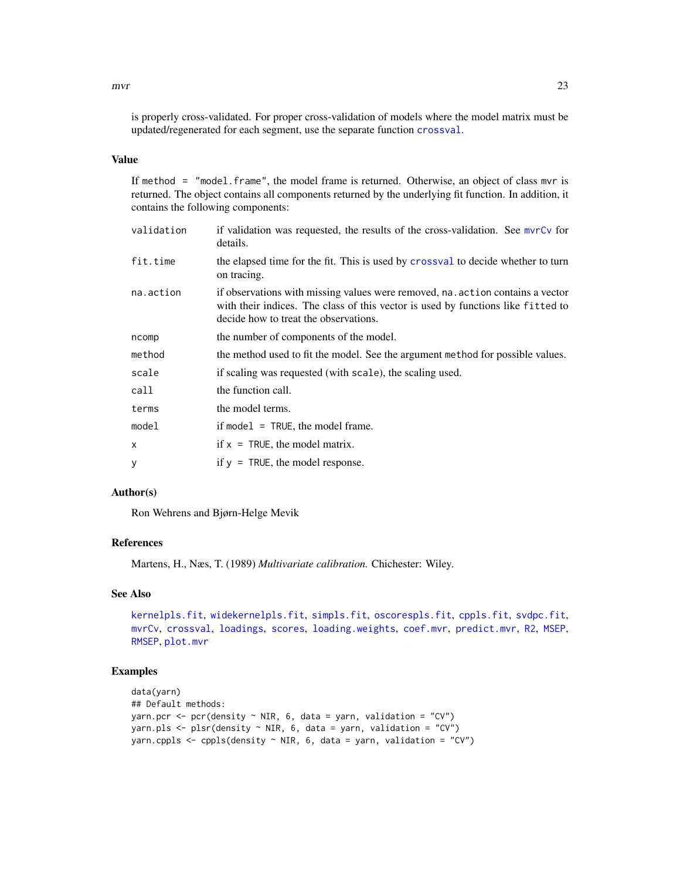is properly cross-validated. For proper cross-validation of models where the model matrix must be updated/regenerated for each segment, use the separate function `crossval`.

### Value

If `method = "model.frame"`, the model frame is returned. Otherwise, an object of class `mvr` is returned. The object contains all components returned by the underlying fit function. In addition, it contains the following components:

| | |
|---|---|
| `validation` | if validation was requested, the results of the cross-validation. See `mvrCv` for details. |
| `fit.time` | the elapsed time for the fit. This is used by `crossval` to decide whether to turn on tracing. |
| `na.action` | if observations with missing values were removed, `na.action` contains a vector with their indices. The class of this vector is used by functions like `fitted` to decide how to treat the observations. |
| `ncomp` | the number of components of the model. |
| `method` | the method used to fit the model. See the argument `method` for possible values. |
| `scale` | if scaling was requested (with `scale`), the scaling used. |
| `call` | the function call. |
| `terms` | the model terms. |
| `model` | if `model = TRUE`, the model frame. |
| `x` | if `x = TRUE`, the model matrix. |
| `y` | if `y = TRUE`, the model response. |

### Author(s)

Ron Wehrens and Bjørn-Helge Mevik

### References

Martens, H., Næs, T. (1989) *Multivariate calibration.* Chichester: Wiley.

### See Also

`kernelpls.fit`, `widekernelpls.fit`, `simpls.fit`, `oscorespls.fit`, `cppls.fit`, `svdpc.fit`, `mvrCv`, `crossval`, `loadings`, `scores`, `loading.weights`, `coef.mvr`, `predict.mvr`, `R2`, `MSEP`, `RMSEP`, `plot.mvr`

### Examples

```
data(yarn)
## Default methods:
yarn.pcr <- pcr(density ~ NIR, 6, data = yarn, validation = "CV")
yarn.pls <- plsr(density ~ NIR, 6, data = yarn, validation = "CV")
yarn.cppls <- cppls(density ~ NIR, 6, data = yarn, validation = "CV")
```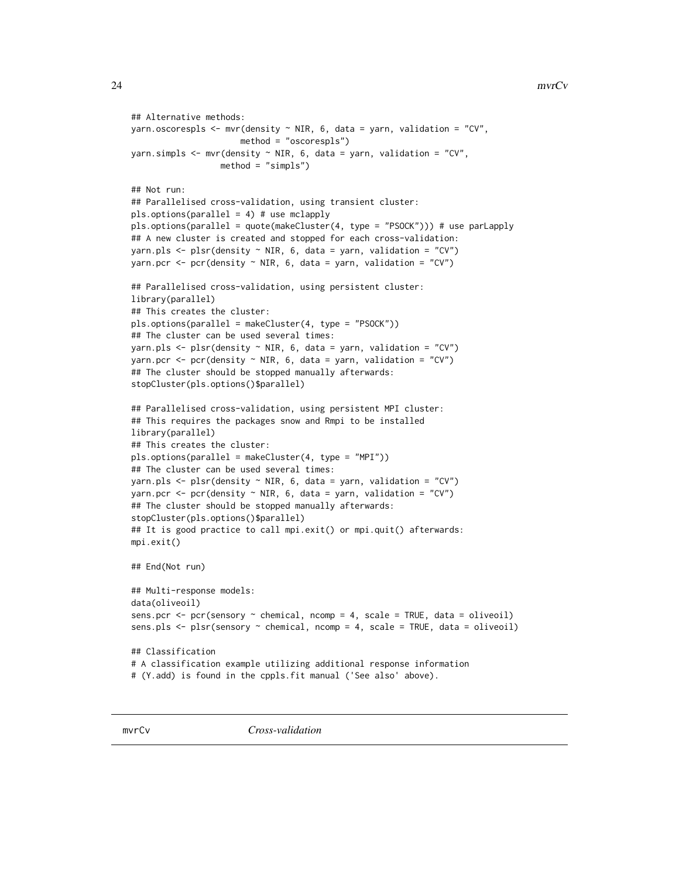```
## Alternative methods:
yarn.oscorespls <- mvr(density ~ NIR, 6, data = yarn, validation = "CV",
                      method = "oscorespls")
yarn.simpls <- mvr(density ~ NIR, 6, data = yarn, validation = "CV",
                  method = "simpls")

## Not run:
## Parallelised cross-validation, using transient cluster:
pls.options(parallel = 4) # use mclapply
pls.options(parallel = quote(makeCluster(4, type = "PSOCK"))) # use parLapply
## A new cluster is created and stopped for each cross-validation:
yarn.pls <- plsr(density ~ NIR, 6, data = yarn, validation = "CV")
yarn.pcr <- pcr(density ~ NIR, 6, data = yarn, validation = "CV")

## Parallelised cross-validation, using persistent cluster:
library(parallel)
## This creates the cluster:
pls.options(parallel = makeCluster(4, type = "PSOCK"))
## The cluster can be used several times:
yarn.pls <- plsr(density ~ NIR, 6, data = yarn, validation = "CV")
yarn.pcr <- pcr(density ~ NIR, 6, data = yarn, validation = "CV")
## The cluster should be stopped manually afterwards:
stopCluster(pls.options()$parallel)

## Parallelised cross-validation, using persistent MPI cluster:
## This requires the packages snow and Rmpi to be installed
library(parallel)
## This creates the cluster:
pls.options(parallel = makeCluster(4, type = "MPI"))
## The cluster can be used several times:
yarn.pls <- plsr(density ~ NIR, 6, data = yarn, validation = "CV")
yarn.pcr <- pcr(density ~ NIR, 6, data = yarn, validation = "CV")
## The cluster should be stopped manually afterwards:
stopCluster(pls.options()$parallel)
## It is good practice to call mpi.exit() or mpi.quit() afterwards:
mpi.exit()

## End(Not run)

## Multi-response models:
data(oliveoil)
sens.pcr <- pcr(sensory ~ chemical, ncomp = 4, scale = TRUE, data = oliveoil)
sens.pls <- plsr(sensory ~ chemical, ncomp = 4, scale = TRUE, data = oliveoil)

## Classification
# A classification example utilizing additional response information
# (Y.add) is found in the cppls.fit manual ('See also' above).
```

---

mvrCv *Cross-validation*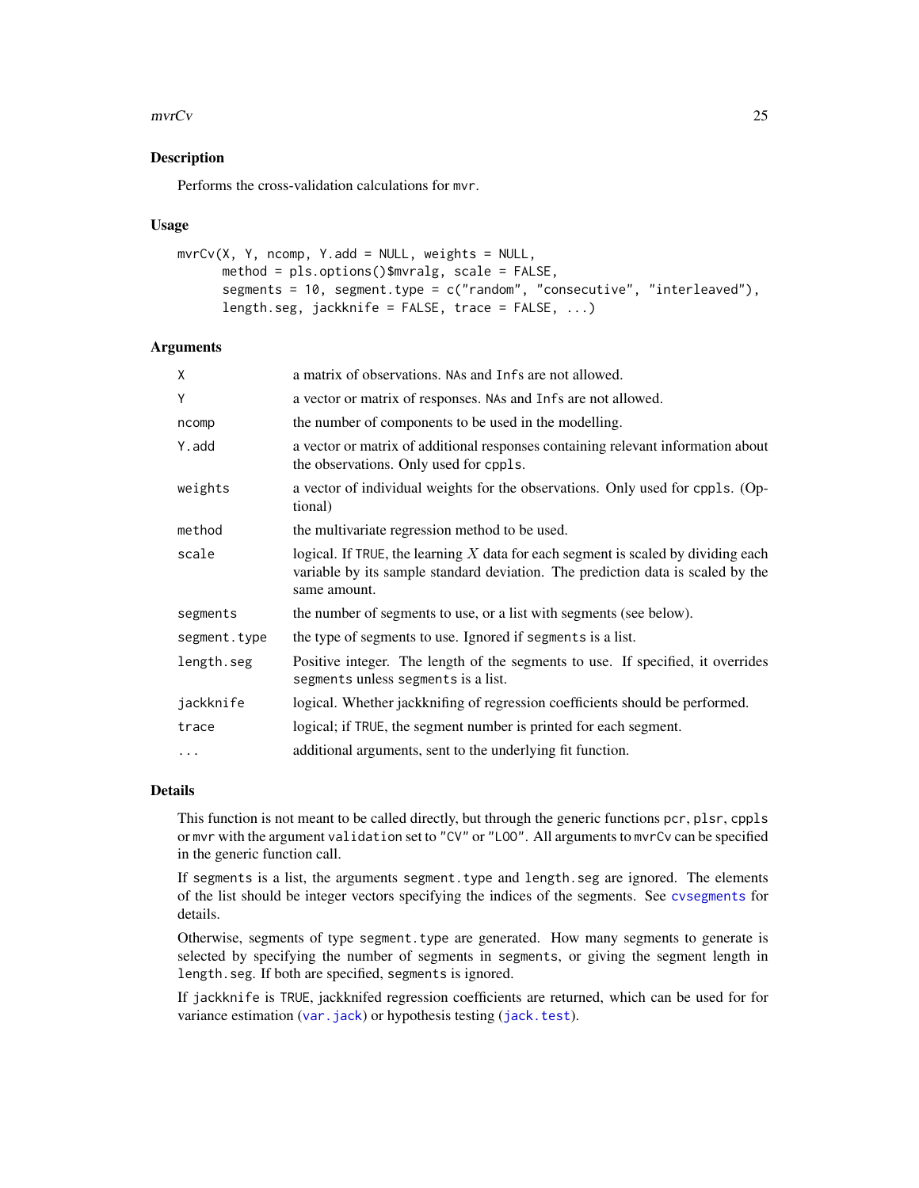## Description

Performs the cross-validation calculations for `mvr`.

## Usage

```
mvrCv(X, Y, ncomp, Y.add = NULL, weights = NULL,
      method = pls.options()$mvralg, scale = FALSE,
      segments = 10, segment.type = c("random", "consecutive", "interleaved"),
      length.seg, jackknife = FALSE, trace = FALSE, ...)
```

## Arguments

| | |
|---|---|
| `X` | a matrix of observations. `NA`s and `Inf`s are not allowed. |
| `Y` | a vector or matrix of responses. `NA`s and `Inf`s are not allowed. |
| `ncomp` | the number of components to be used in the modelling. |
| `Y.add` | a vector or matrix of additional responses containing relevant information about the observations. Only used for `cppls`. |
| `weights` | a vector of individual weights for the observations. Only used for `cppls`. (Optional) |
| `method` | the multivariate regression method to be used. |
| `scale` | logical. If `TRUE`, the learning $X$ data for each segment is scaled by dividing each variable by its sample standard deviation. The prediction data is scaled by the same amount. |
| `segments` | the number of segments to use, or a list with segments (see below). |
| `segment.type` | the type of segments to use. Ignored if `segments` is a list. |
| `length.seg` | Positive integer. The length of the segments to use. If specified, it overrides `segments` unless `segments` is a list. |
| `jackknife` | logical. Whether jackknifing of regression coefficients should be performed. |
| `trace` | logical; if `TRUE`, the segment number is printed for each segment. |
| `...` | additional arguments, sent to the underlying fit function. |

## Details

This function is not meant to be called directly, but through the generic functions `pcr`, `plsr`, `cppls` or `mvr` with the argument `validation` set to `"CV"` or `"LOO"`. All arguments to `mvrCv` can be specified in the generic function call.

If `segments` is a list, the arguments `segment.type` and `length.seg` are ignored. The elements of the list should be integer vectors specifying the indices of the segments. See `cvsegments` for details.

Otherwise, segments of type `segment.type` are generated. How many segments to generate is selected by specifying the number of segments in `segments`, or giving the segment length in `length.seg`. If both are specified, `segments` is ignored.

If `jackknife` is `TRUE`, jackknifed regression coefficients are returned, which can be used for for variance estimation (`var.jack`) or hypothesis testing (`jack.test`).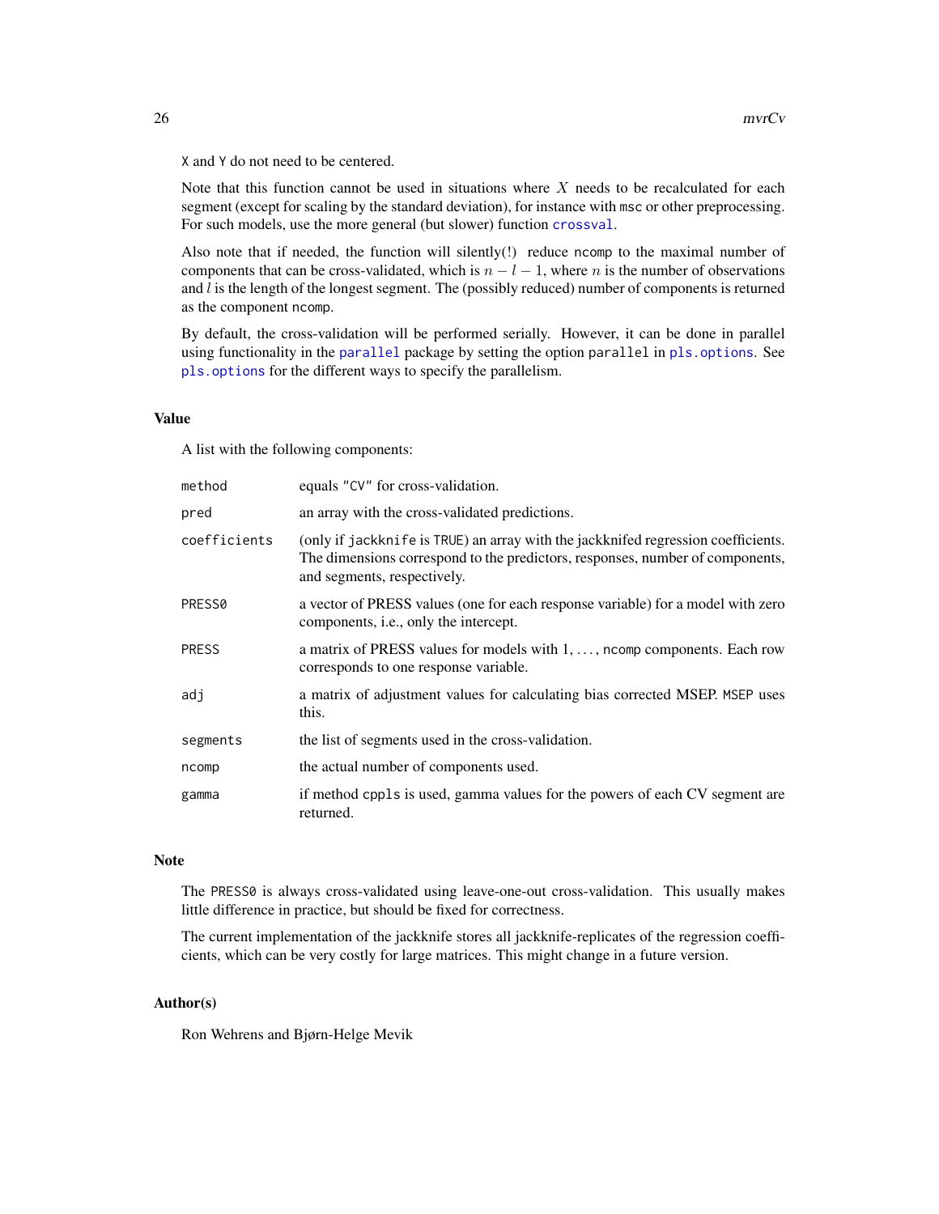X and Y do not need to be centered.

Note that this function cannot be used in situations where $X$ needs to be recalculated for each segment (except for scaling by the standard deviation), for instance with msc or other preprocessing. For such models, use the more general (but slower) function crossval.

Also note that if needed, the function will silently(!) reduce ncomp to the maximal number of components that can be cross-validated, which is $n - l - 1$, where $n$ is the number of observations and $l$ is the length of the longest segment. The (possibly reduced) number of components is returned as the component ncomp.

By default, the cross-validation will be performed serially. However, it can be done in parallel using functionality in the parallel package by setting the option parallel in pls.options. See pls.options for the different ways to specify the parallelism.

## Value

A list with the following components:

| | |
|---|---|
| method | equals "CV" for cross-validation. |
| pred | an array with the cross-validated predictions. |
| coefficients | (only if jackknife is TRUE) an array with the jackknifed regression coefficients. The dimensions correspond to the predictors, responses, number of components, and segments, respectively. |
| PRESS0 | a vector of PRESS values (one for each response variable) for a model with zero components, i.e., only the intercept. |
| PRESS | a matrix of PRESS values for models with $1, \ldots,$ ncomp components. Each row corresponds to one response variable. |
| adj | a matrix of adjustment values for calculating bias corrected MSEP. MSEP uses this. |
| segments | the list of segments used in the cross-validation. |
| ncomp | the actual number of components used. |
| gamma | if method cppls is used, gamma values for the powers of each CV segment are returned. |

## Note

The PRESS0 is always cross-validated using leave-one-out cross-validation. This usually makes little difference in practice, but should be fixed for correctness.

The current implementation of the jackknife stores all jackknife-replicates of the regression coefficients, which can be very costly for large matrices. This might change in a future version.

## Author(s)

Ron Wehrens and Bjørn-Helge Mevik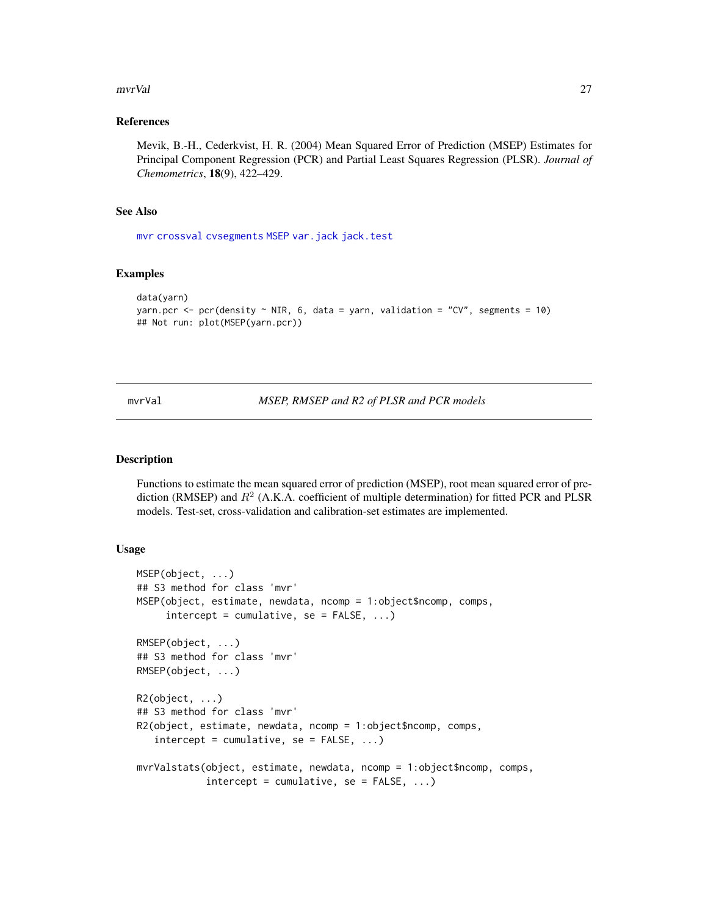### References

Mevik, B.-H., Cederkvist, H. R. (2004) Mean Squared Error of Prediction (MSEP) Estimates for Principal Component Regression (PCR) and Partial Least Squares Regression (PLSR). *Journal of Chemometrics*, **18**(9), 422–429.

### See Also

mvr crossval cvsegments MSEP var.jack jack.test

### Examples

```
data(yarn)
yarn.pcr <- pcr(density ~ NIR, 6, data = yarn, validation = "CV", segments = 10)
## Not run: plot(MSEP(yarn.pcr))
```

---

## mvrVal — *MSEP, RMSEP and R2 of PLSR and PCR models*

### Description

Functions to estimate the mean squared error of prediction (MSEP), root mean squared error of prediction (RMSEP) and $R^2$ (A.K.A. coefficient of multiple determination) for fitted PCR and PLSR models. Test-set, cross-validation and calibration-set estimates are implemented.

### Usage

```
MSEP(object, ...)
## S3 method for class 'mvr'
MSEP(object, estimate, newdata, ncomp = 1:object$ncomp, comps,
     intercept = cumulative, se = FALSE, ...)

RMSEP(object, ...)
## S3 method for class 'mvr'
RMSEP(object, ...)

R2(object, ...)
## S3 method for class 'mvr'
R2(object, estimate, newdata, ncomp = 1:object$ncomp, comps,
   intercept = cumulative, se = FALSE, ...)

mvrValstats(object, estimate, newdata, ncomp = 1:object$ncomp, comps,
            intercept = cumulative, se = FALSE, ...)
```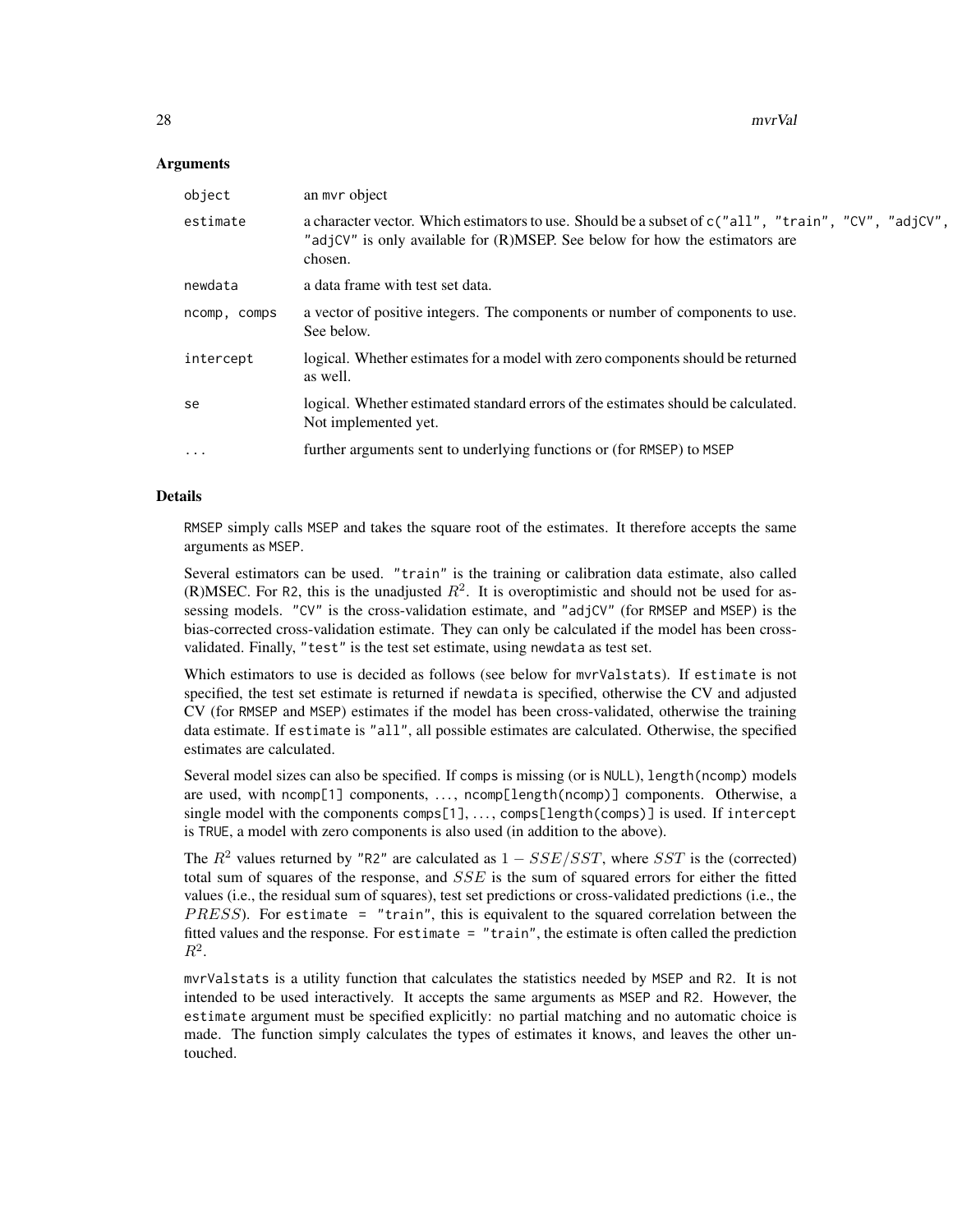### Arguments

| | |
|---|---|
| `object` | an `mvr` object |
| `estimate` | a character vector. Which estimators to use. Should be a subset of `c("all", "train", "CV", "adjCV",` `"adjCV"` is only available for (R)MSEP. See below for how the estimators are chosen. |
| `newdata` | a data frame with test set data. |
| `ncomp, comps` | a vector of positive integers. The components or number of components to use. See below. |
| `intercept` | logical. Whether estimates for a model with zero components should be returned as well. |
| `se` | logical. Whether estimated standard errors of the estimates should be calculated. Not implemented yet. |
| `...` | further arguments sent to underlying functions or (for `RMSEP`) to `MSEP` |

### Details

`RMSEP` simply calls `MSEP` and takes the square root of the estimates. It therefore accepts the same arguments as `MSEP`.

Several estimators can be used. `"train"` is the training or calibration data estimate, also called (R)MSEC. For `R2`, this is the unadjusted $R^2$. It is overoptimistic and should not be used for assessing models. `"CV"` is the cross-validation estimate, and `"adjCV"` (for `RMSEP` and `MSEP`) is the bias-corrected cross-validation estimate. They can only be calculated if the model has been cross-validated. Finally, `"test"` is the test set estimate, using `newdata` as test set.

Which estimators to use is decided as follows (see below for `mvrValstats`). If `estimate` is not specified, the test set estimate is returned if `newdata` is specified, otherwise the CV and adjusted CV (for `RMSEP` and `MSEP`) estimates if the model has been cross-validated, otherwise the training data estimate. If `estimate` is `"all"`, all possible estimates are calculated. Otherwise, the specified estimates are calculated.

Several model sizes can also be specified. If `comps` is missing (or is `NULL`), `length(ncomp)` models are used, with `ncomp[1]` components, ..., `ncomp[length(ncomp)]` components. Otherwise, a single model with the components `comps[1]`, ..., `comps[length(comps)]` is used. If `intercept` is `TRUE`, a model with zero components is also used (in addition to the above).

The $R^2$ values returned by `"R2"` are calculated as $1 - SSE/SST$, where $SST$ is the (corrected) total sum of squares of the response, and $SSE$ is the sum of squared errors for either the fitted values (i.e., the residual sum of squares), test set predictions or cross-validated predictions (i.e., the $PRESS$). For `estimate = "train"`, this is equivalent to the squared correlation between the fitted values and the response. For `estimate = "train"`, the estimate is often called the prediction $R^2$.

`mvrValstats` is a utility function that calculates the statistics needed by `MSEP` and `R2`. It is not intended to be used interactively. It accepts the same arguments as `MSEP` and `R2`. However, the `estimate` argument must be specified explicitly: no partial matching and no automatic choice is made. The function simply calculates the types of estimates it knows, and leaves the other untouched.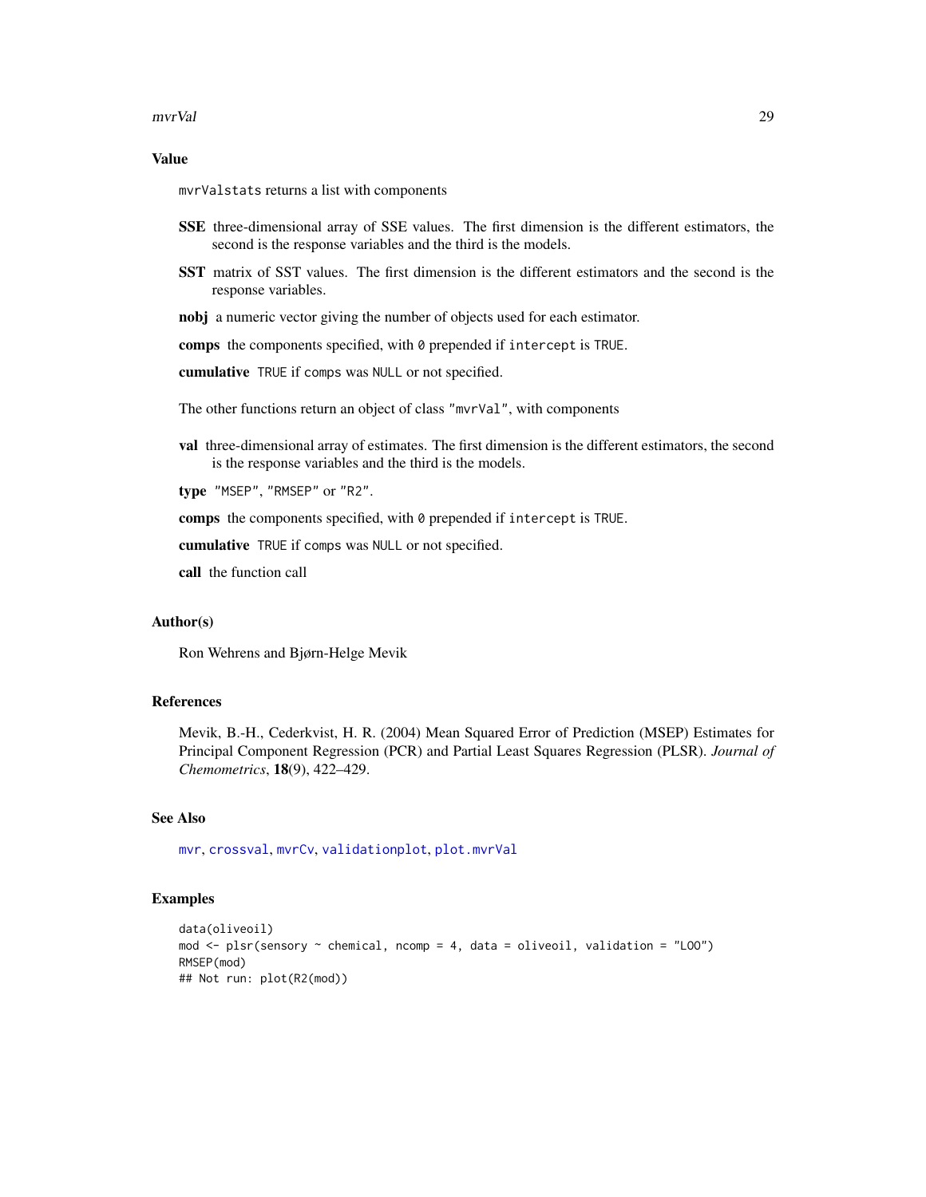### Value

`mvrValstats` returns a list with components

**SSE** three-dimensional array of SSE values. The first dimension is the different estimators, the second is the response variables and the third is the models.

**SST** matrix of SST values. The first dimension is the different estimators and the second is the response variables.

**nobj** a numeric vector giving the number of objects used for each estimator.

**comps** the components specified, with `0` prepended if `intercept` is `TRUE`.

**cumulative** `TRUE` if `comps` was `NULL` or not specified.

The other functions return an object of class `"mvrVal"`, with components

**val** three-dimensional array of estimates. The first dimension is the different estimators, the second is the response variables and the third is the models.

**type** `"MSEP"`, `"RMSEP"` or `"R2"`.

**comps** the components specified, with `0` prepended if `intercept` is `TRUE`.

**cumulative** `TRUE` if `comps` was `NULL` or not specified.

**call** the function call

### Author(s)

Ron Wehrens and Bjørn-Helge Mevik

### References

Mevik, B.-H., Cederkvist, H. R. (2004) Mean Squared Error of Prediction (MSEP) Estimates for Principal Component Regression (PCR) and Partial Least Squares Regression (PLSR). *Journal of Chemometrics*, **18**(9), 422–429.

### See Also

`mvr`, `crossval`, `mvrCv`, `validationplot`, `plot.mvrVal`

### Examples

```
data(oliveoil)
mod <- plsr(sensory ~ chemical, ncomp = 4, data = oliveoil, validation = "LOO")
RMSEP(mod)
## Not run: plot(R2(mod))
```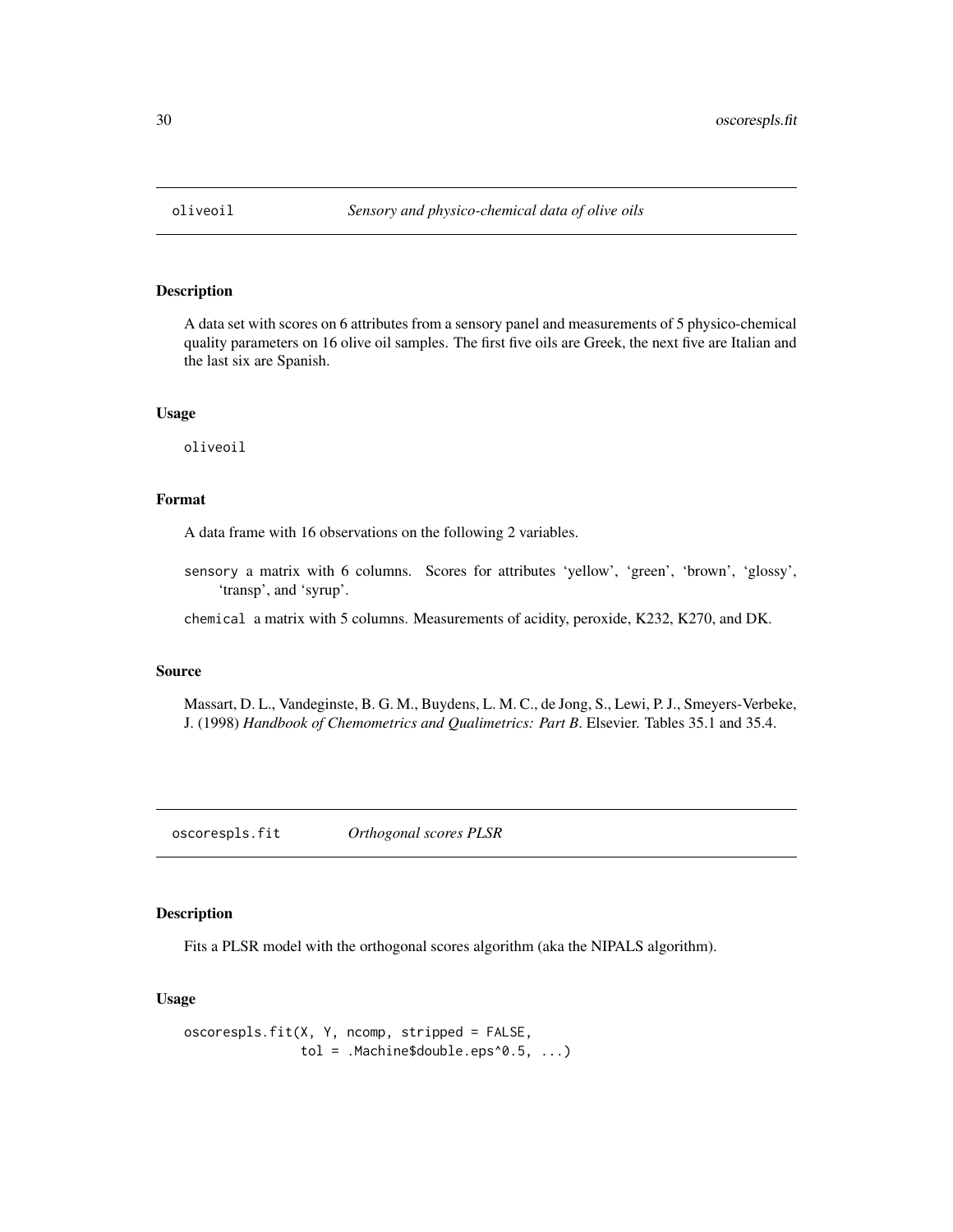## oliveoil — *Sensory and physico-chemical data of olive oils*

### Description

A data set with scores on 6 attributes from a sensory panel and measurements of 5 physico-chemical quality parameters on 16 olive oil samples. The first five oils are Greek, the next five are Italian and the last six are Spanish.

### Usage

```
oliveoil
```

### Format

A data frame with 16 observations on the following 2 variables.

- `sensory` a matrix with 6 columns. Scores for attributes 'yellow', 'green', 'brown', 'glossy', 'transp', and 'syrup'.
- `chemical` a matrix with 5 columns. Measurements of acidity, peroxide, K232, K270, and DK.

### Source

Massart, D. L., Vandeginste, B. G. M., Buydens, L. M. C., de Jong, S., Lewi, P. J., Smeyers-Verbeke, J. (1998) *Handbook of Chemometrics and Qualimetrics: Part B*. Elsevier. Tables 35.1 and 35.4.

## oscorespls.fit — *Orthogonal scores PLSR*

### Description

Fits a PLSR model with the orthogonal scores algorithm (aka the NIPALS algorithm).

### Usage

```
oscorespls.fit(X, Y, ncomp, stripped = FALSE,
               tol = .Machine$double.eps^0.5, ...)
```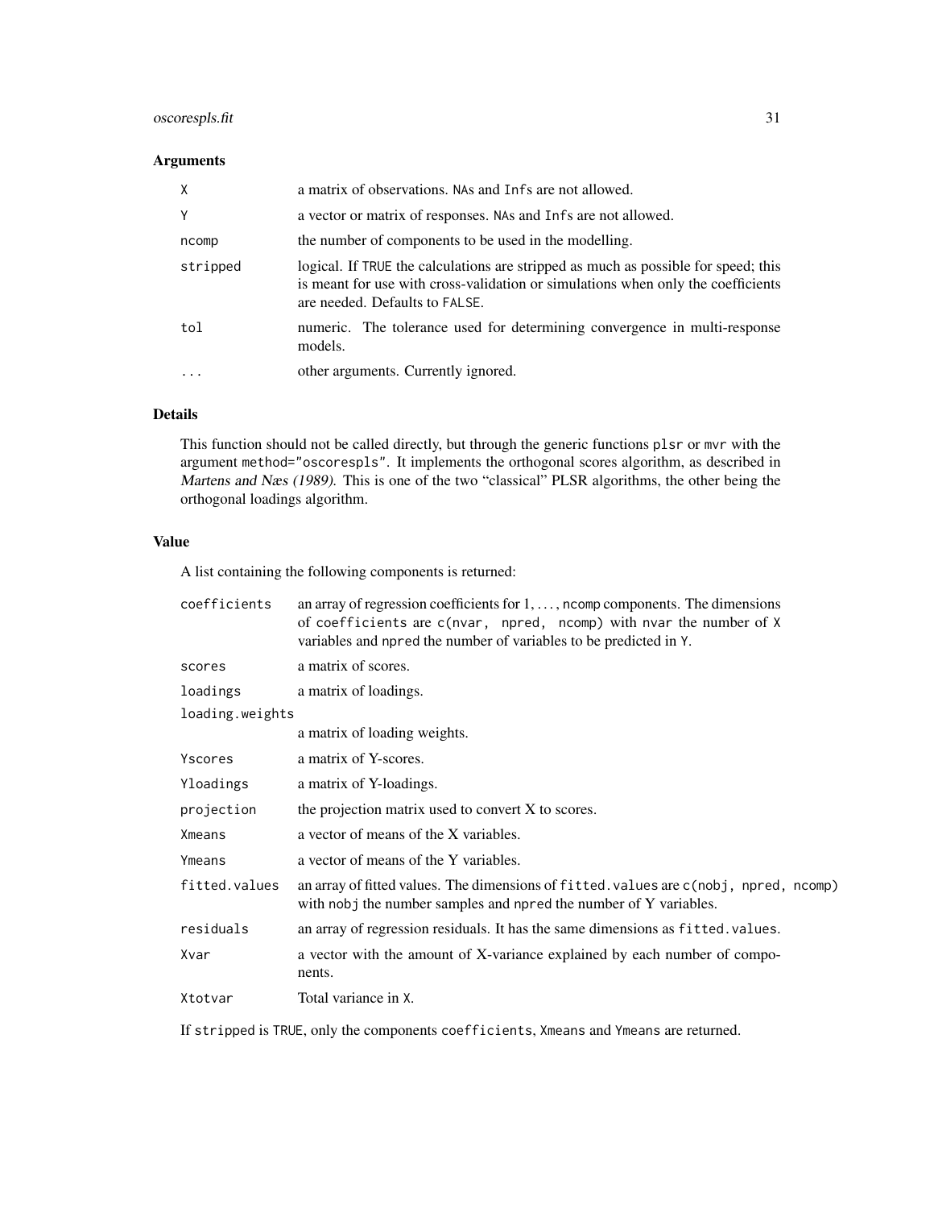### Arguments

| | |
|---|---|
| `X` | a matrix of observations. `NA`s and `Inf`s are not allowed. |
| `Y` | a vector or matrix of responses. `NA`s and `Inf`s are not allowed. |
| `ncomp` | the number of components to be used in the modelling. |
| `stripped` | logical. If `TRUE` the calculations are stripped as much as possible for speed; this is meant for use with cross-validation or simulations when only the coefficients are needed. Defaults to `FALSE`. |
| `tol` | numeric. The tolerance used for determining convergence in multi-response models. |
| `...` | other arguments. Currently ignored. |

### Details

This function should not be called directly, but through the generic functions `plsr` or `mvr` with the argument `method="oscorespls"`. It implements the orthogonal scores algorithm, as described in *Martens and Næs (1989)*. This is one of the two "classical" PLSR algorithms, the other being the orthogonal loadings algorithm.

### Value

A list containing the following components is returned:

| | |
|---|---|
| `coefficients` | an array of regression coefficients for 1, ..., `ncomp` components. The dimensions of `coefficients` are `c(nvar, npred, ncomp)` with `nvar` the number of `X` variables and `npred` the number of variables to be predicted in `Y`. |
| `scores` | a matrix of scores. |
| `loadings` | a matrix of loadings. |
| `loading.weights` | a matrix of loading weights. |
| `Yscores` | a matrix of Y-scores. |
| `Yloadings` | a matrix of Y-loadings. |
| `projection` | the projection matrix used to convert X to scores. |
| `Xmeans` | a vector of means of the X variables. |
| `Ymeans` | a vector of means of the Y variables. |
| `fitted.values` | an array of fitted values. The dimensions of `fitted.values` are `c(nobj, npred, ncomp)` with `nobj` the number samples and `npred` the number of Y variables. |
| `residuals` | an array of regression residuals. It has the same dimensions as `fitted.values`. |
| `Xvar` | a vector with the amount of X-variance explained by each number of components. |
| `Xtotvar` | Total variance in `X`. |

If `stripped` is `TRUE`, only the components `coefficients`, `Xmeans` and `Ymeans` are returned.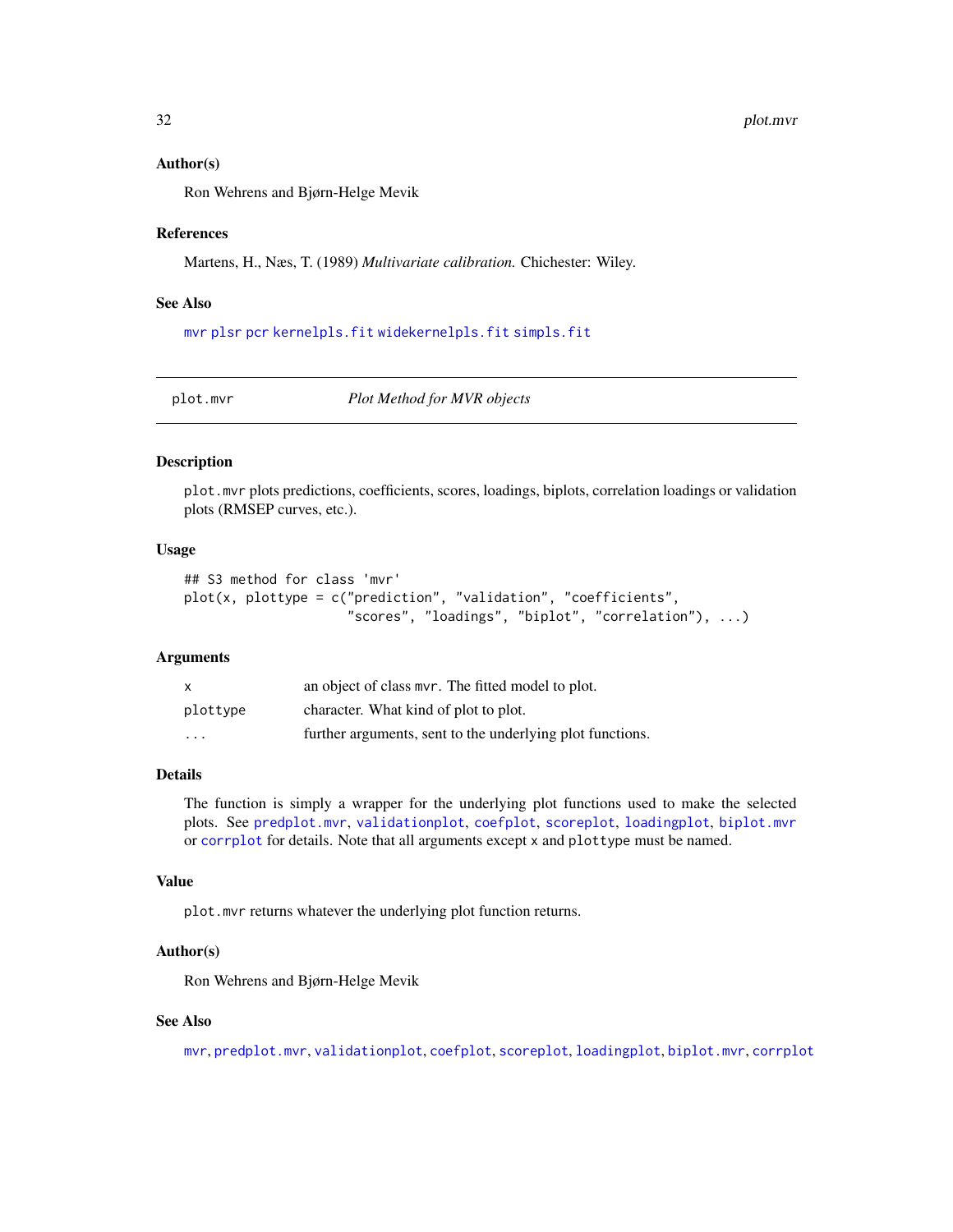### Author(s)

Ron Wehrens and Bjørn-Helge Mevik

### References

Martens, H., Næs, T. (1989) *Multivariate calibration.* Chichester: Wiley.

### See Also

`mvr` `plsr` `pcr` `kernelpls.fit` `widekernelpls.fit` `simpls.fit`

---

## plot.mvr — *Plot Method for MVR objects*

### Description

`plot.mvr` plots predictions, coefficients, scores, loadings, biplots, correlation loadings or validation plots (RMSEP curves, etc.).

### Usage

```
## S3 method for class 'mvr'
plot(x, plottype = c("prediction", "validation", "coefficients",
                     "scores", "loadings", "biplot", "correlation"), ...)
```

### Arguments

| | |
|---|---|
| `x` | an object of class `mvr`. The fitted model to plot. |
| `plottype` | character. What kind of plot to plot. |
| `...` | further arguments, sent to the underlying plot functions. |

### Details

The function is simply a wrapper for the underlying plot functions used to make the selected plots. See `predplot.mvr`, `validationplot`, `coefplot`, `scoreplot`, `loadingplot`, `biplot.mvr` or `corrplot` for details. Note that all arguments except `x` and `plottype` must be named.

### Value

`plot.mvr` returns whatever the underlying plot function returns.

### Author(s)

Ron Wehrens and Bjørn-Helge Mevik

### See Also

`mvr`, `predplot.mvr`, `validationplot`, `coefplot`, `scoreplot`, `loadingplot`, `biplot.mvr`, `corrplot`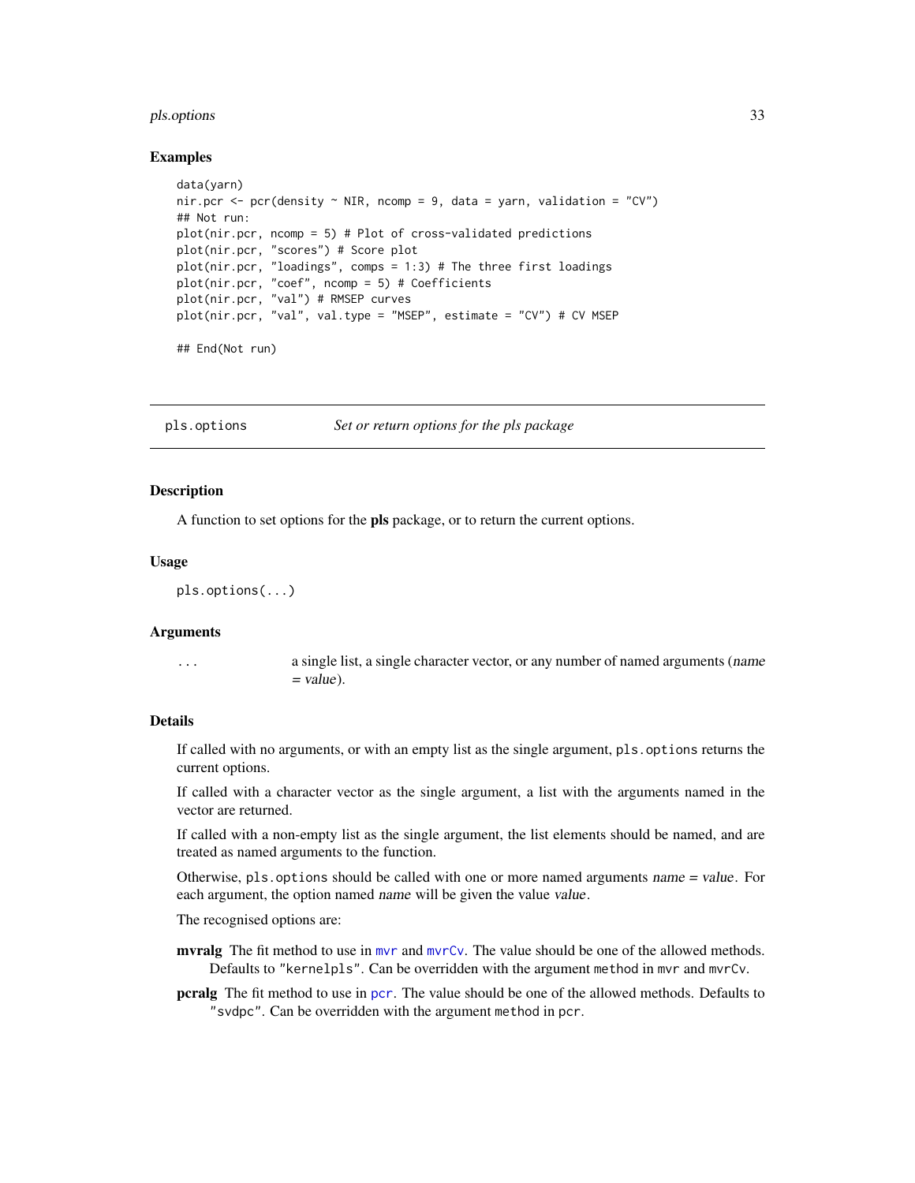## Examples

```
data(yarn)
nir.pcr <- pcr(density ~ NIR, ncomp = 9, data = yarn, validation = "CV")
## Not run:
plot(nir.pcr, ncomp = 5) # Plot of cross-validated predictions
plot(nir.pcr, "scores") # Score plot
plot(nir.pcr, "loadings", comps = 1:3) # The three first loadings
plot(nir.pcr, "coef", ncomp = 5) # Coefficients
plot(nir.pcr, "val") # RMSEP curves
plot(nir.pcr, "val", val.type = "MSEP", estimate = "CV") # CV MSEP

## End(Not run)
```

---

# pls.options — *Set or return options for the pls package*

---

## Description

A function to set options for the **pls** package, or to return the current options.

## Usage

```
pls.options(...)
```

## Arguments

| | |
|---|---|
| `...` | a single list, a single character vector, or any number of named arguments (*name = value*). |

## Details

If called with no arguments, or with an empty list as the single argument, `pls.options` returns the current options.

If called with a character vector as the single argument, a list with the arguments named in the vector are returned.

If called with a non-empty list as the single argument, the list elements should be named, and are treated as named arguments to the function.

Otherwise, `pls.options` should be called with one or more named arguments *name = value*. For each argument, the option named *name* will be given the value *value*.

The recognised options are:

**mvralg** The fit method to use in `mvr` and `mvrCv`. The value should be one of the allowed methods. Defaults to `"kernelpls"`. Can be overridden with the argument `method` in `mvr` and `mvrCv`.

**pcralg** The fit method to use in `pcr`. The value should be one of the allowed methods. Defaults to `"svdpc"`. Can be overridden with the argument `method` in `pcr`.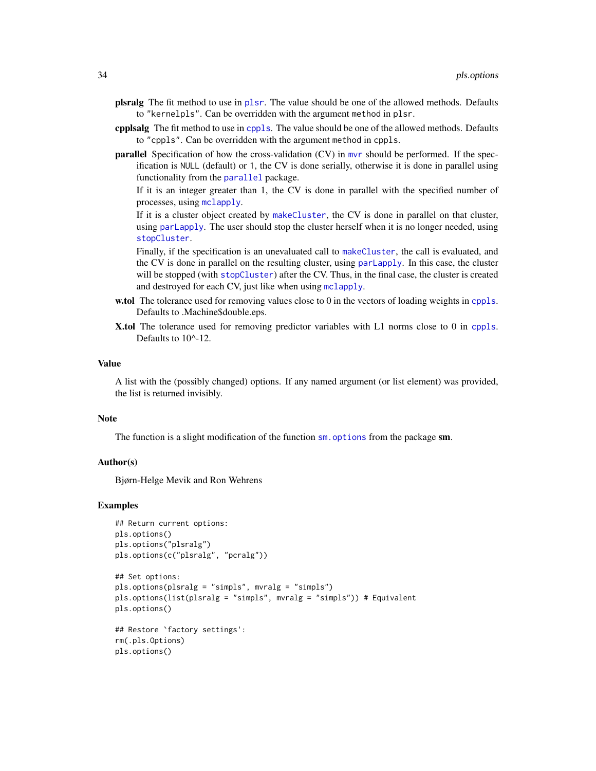**plsralg** The fit method to use in `plsr`. The value should be one of the allowed methods. Defaults to `"kernelpls"`. Can be overridden with the argument `method` in `plsr`.

**cpplsalg** The fit method to use in `cppls`. The value should be one of the allowed methods. Defaults to `"cppls"`. Can be overridden with the argument `method` in `cppls`.

**parallel** Specification of how the cross-validation (CV) in `mvr` should be performed. If the specification is `NULL` (default) or `1`, the CV is done serially, otherwise it is done in parallel using functionality from the `parallel` package.

If it is an integer greater than 1, the CV is done in parallel with the specified number of processes, using `mclapply`.

If it is a cluster object created by `makeCluster`, the CV is done in parallel on that cluster, using `parLapply`. The user should stop the cluster herself when it is no longer needed, using `stopCluster`.

Finally, if the specification is an unevaluated call to `makeCluster`, the call is evaluated, and the CV is done in parallel on the resulting cluster, using `parLapply`. In this case, the cluster will be stopped (with `stopCluster`) after the CV. Thus, in the final case, the cluster is created and destroyed for each CV, just like when using `mclapply`.

**w.tol** The tolerance used for removing values close to 0 in the vectors of loading weights in `cppls`. Defaults to .Machine$double.eps.

**X.tol** The tolerance used for removing predictor variables with L1 norms close to 0 in `cppls`. Defaults to 10^-12.

## Value

A list with the (possibly changed) options. If any named argument (or list element) was provided, the list is returned invisibly.

## Note

The function is a slight modification of the function `sm.options` from the package **sm**.

## Author(s)

Bjørn-Helge Mevik and Ron Wehrens

## Examples

```
## Return current options:
pls.options()
pls.options("plsralg")
pls.options(c("plsralg", "pcralg"))

## Set options:
pls.options(plsralg = "simpls", mvralg = "simpls")
pls.options(list(plsralg = "simpls", mvralg = "simpls")) # Equivalent
pls.options()

## Restore `factory settings':
rm(.pls.Options)
pls.options()
```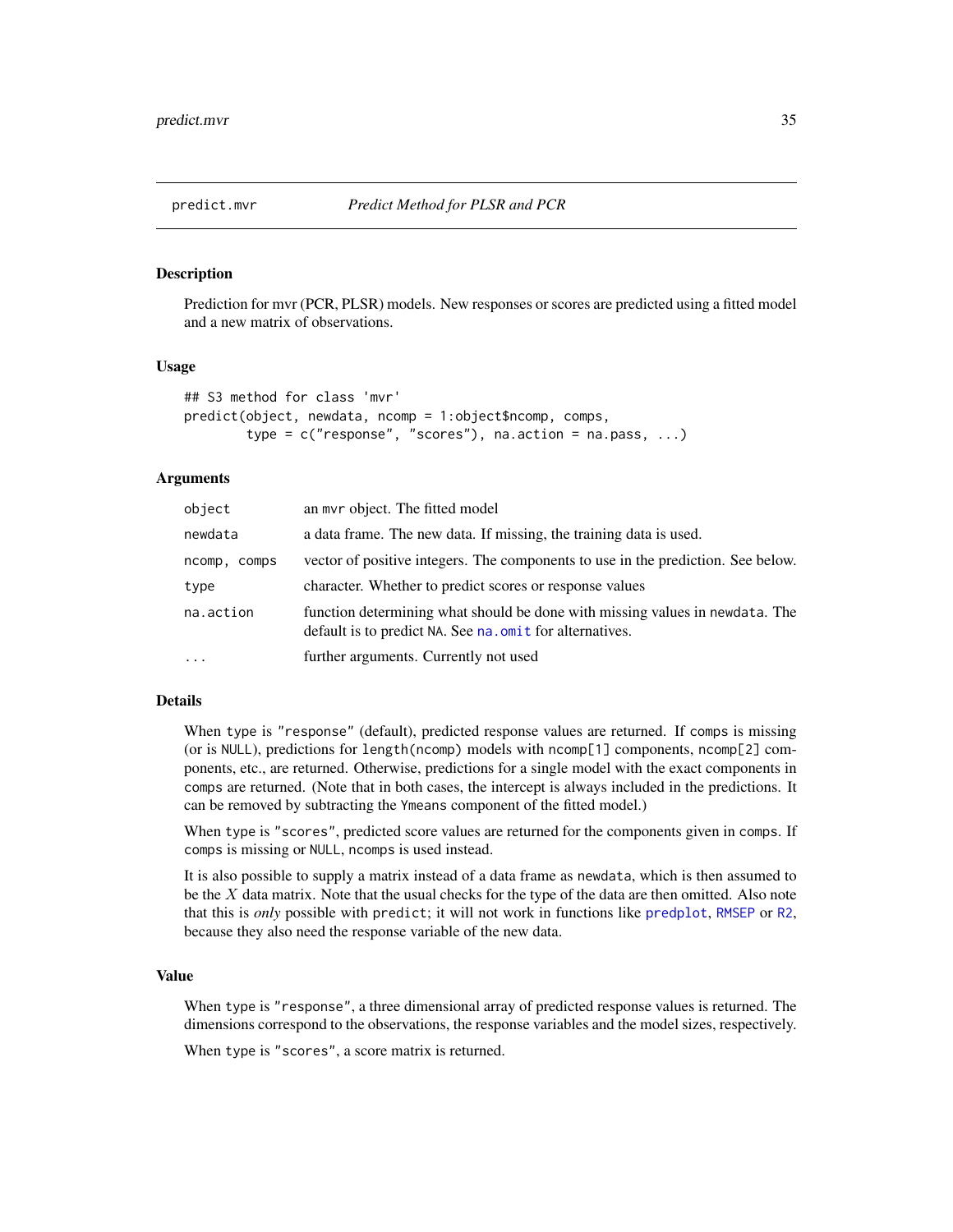predict.mvr    *Predict Method for PLSR and PCR*

## Description

Prediction for mvr (PCR, PLSR) models. New responses or scores are predicted using a fitted model and a new matrix of observations.

## Usage

```
## S3 method for class 'mvr'
predict(object, newdata, ncomp = 1:object$ncomp, comps,
        type = c("response", "scores"), na.action = na.pass, ...)
```

## Arguments

| | |
|---|---|
| object | an mvr object. The fitted model |
| newdata | a data frame. The new data. If missing, the training data is used. |
| ncomp, comps | vector of positive integers. The components to use in the prediction. See below. |
| type | character. Whether to predict scores or response values |
| na.action | function determining what should be done with missing values in newdata. The default is to predict NA. See na.omit for alternatives. |
| ... | further arguments. Currently not used |

## Details

When type is "response" (default), predicted response values are returned. If comps is missing (or is NULL), predictions for length(ncomp) models with ncomp[1] components, ncomp[2] components, etc., are returned. Otherwise, predictions for a single model with the exact components in comps are returned. (Note that in both cases, the intercept is always included in the predictions. It can be removed by subtracting the Ymeans component of the fitted model.)

When type is "scores", predicted score values are returned for the components given in comps. If comps is missing or NULL, ncomps is used instead.

It is also possible to supply a matrix instead of a data frame as newdata, which is then assumed to be the $X$ data matrix. Note that the usual checks for the type of the data are then omitted. Also note that this is *only* possible with predict; it will not work in functions like predplot, RMSEP or R2, because they also need the response variable of the new data.

## Value

When type is "response", a three dimensional array of predicted response values is returned. The dimensions correspond to the observations, the response variables and the model sizes, respectively.

When type is "scores", a score matrix is returned.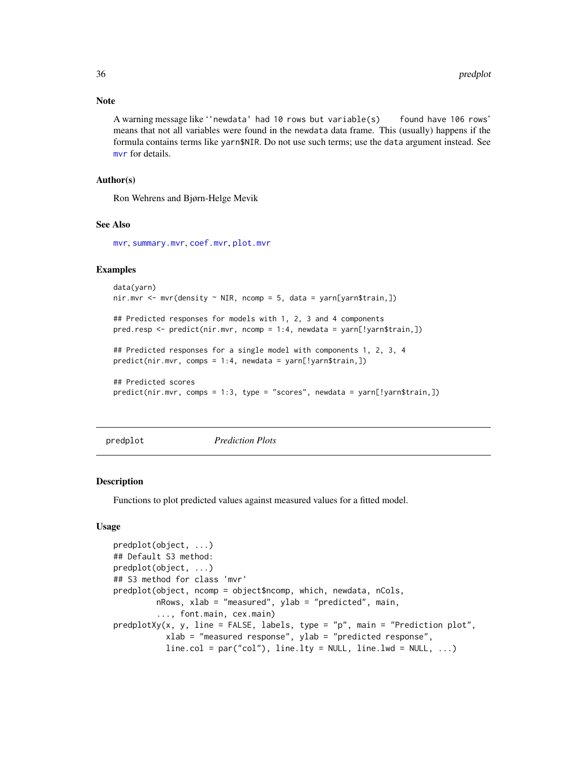### Note

A warning message like '`'newdata' had 10 rows but variable(s) found have 106 rows`' means that not all variables were found in the `newdata` data frame. This (usually) happens if the formula contains terms like `yarn$NIR`. Do not use such terms; use the `data` argument instead. See `mvr` for details.

### Author(s)

Ron Wehrens and Bjørn-Helge Mevik

### See Also

`mvr`, `summary.mvr`, `coef.mvr`, `plot.mvr`

### Examples

```
data(yarn)
nir.mvr <- mvr(density ~ NIR, ncomp = 5, data = yarn[yarn$train,])

## Predicted responses for models with 1, 2, 3 and 4 components
pred.resp <- predict(nir.mvr, ncomp = 1:4, newdata = yarn[!yarn$train,])

## Predicted responses for a single model with components 1, 2, 3, 4
predict(nir.mvr, comps = 1:4, newdata = yarn[!yarn$train,])

## Predicted scores
predict(nir.mvr, comps = 1:3, type = "scores", newdata = yarn[!yarn$train,])
```

---

## predplot *Prediction Plots*

---

### Description

Functions to plot predicted values against measured values for a fitted model.

### Usage

```
predplot(object, ...)
## Default S3 method:
predplot(object, ...)
## S3 method for class 'mvr'
predplot(object, ncomp = object$ncomp, which, newdata, nCols,
         nRows, xlab = "measured", ylab = "predicted", main,
         ..., font.main, cex.main)
predplotXy(x, y, line = FALSE, labels, type = "p", main = "Prediction plot",
           xlab = "measured response", ylab = "predicted response",
           line.col = par("col"), line.lty = NULL, line.lwd = NULL, ...)
```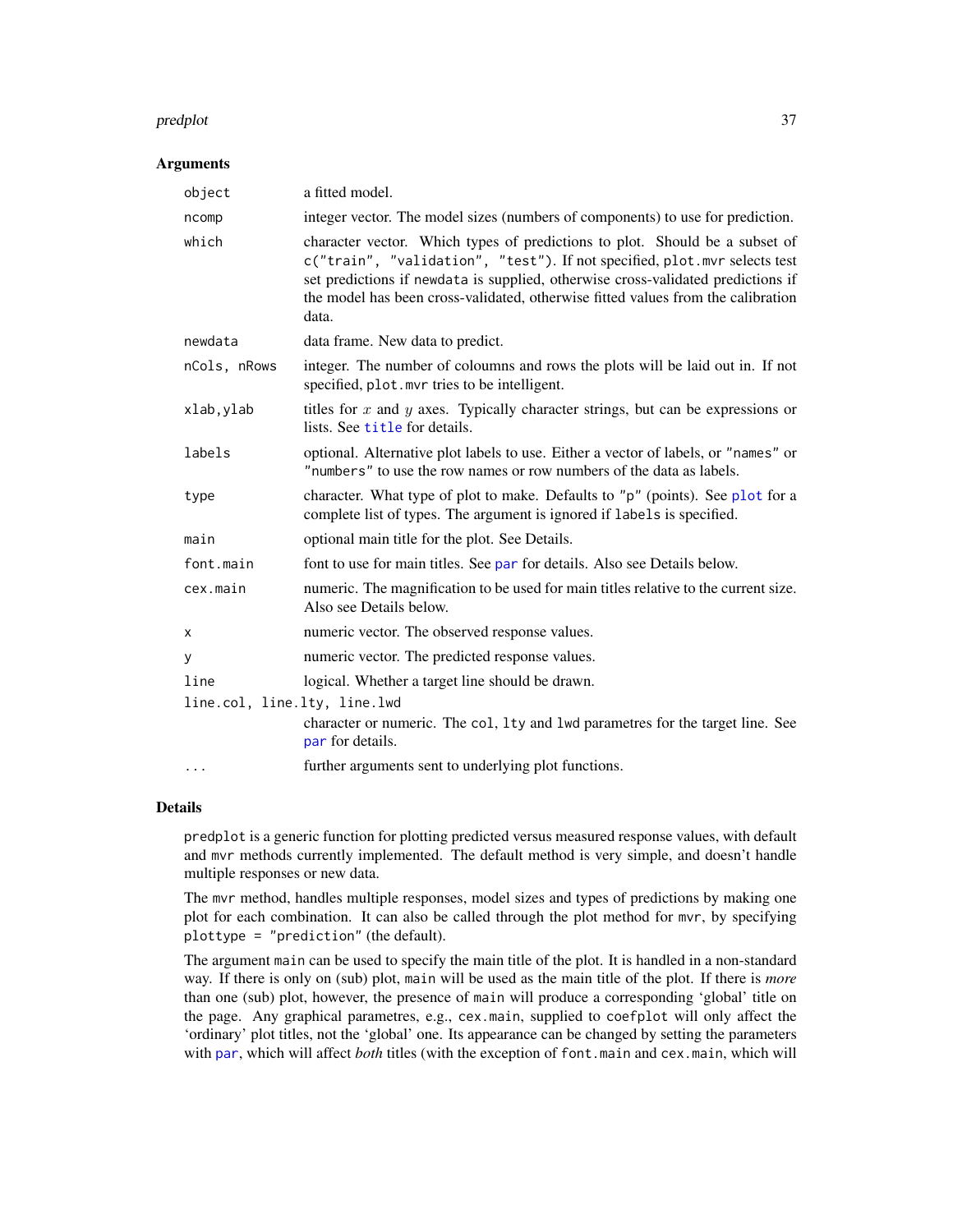### Arguments

| | |
|---|---|
| `object` | a fitted model. |
| `ncomp` | integer vector. The model sizes (numbers of components) to use for prediction. |
| `which` | character vector. Which types of predictions to plot. Should be a subset of `c("train", "validation", "test")`. If not specified, `plot.mvr` selects test set predictions if `newdata` is supplied, otherwise cross-validated predictions if the model has been cross-validated, otherwise fitted values from the calibration data. |
| `newdata` | data frame. New data to predict. |
| `nCols, nRows` | integer. The number of coloumns and rows the plots will be laid out in. If not specified, `plot.mvr` tries to be intelligent. |
| `xlab,ylab` | titles for $x$ and $y$ axes. Typically character strings, but can be expressions or lists. See `title` for details. |
| `labels` | optional. Alternative plot labels to use. Either a vector of labels, or `"names"` or `"numbers"` to use the row names or row numbers of the data as labels. |
| `type` | character. What type of plot to make. Defaults to `"p"` (points). See `plot` for a complete list of types. The argument is ignored if `labels` is specified. |
| `main` | optional main title for the plot. See Details. |
| `font.main` | font to use for main titles. See `par` for details. Also see Details below. |
| `cex.main` | numeric. The magnification to be used for main titles relative to the current size. Also see Details below. |
| `x` | numeric vector. The observed response values. |
| `y` | numeric vector. The predicted response values. |
| `line` | logical. Whether a target line should be drawn. |
| `line.col, line.lty, line.lwd` | character or numeric. The `col`, `lty` and `lwd` parametres for the target line. See `par` for details. |
| `...` | further arguments sent to underlying plot functions. |

### Details

`predplot` is a generic function for plotting predicted versus measured response values, with default and `mvr` methods currently implemented. The default method is very simple, and doesn't handle multiple responses or new data.

The `mvr` method, handles multiple responses, model sizes and types of predictions by making one plot for each combination. It can also be called through the plot method for `mvr`, by specifying `plottype = "prediction"` (the default).

The argument `main` can be used to specify the main title of the plot. It is handled in a non-standard way. If there is only on (sub) plot, `main` will be used as the main title of the plot. If there is *more* than one (sub) plot, however, the presence of `main` will produce a corresponding 'global' title on the page. Any graphical parametres, e.g., `cex.main`, supplied to `coefplot` will only affect the 'ordinary' plot titles, not the 'global' one. Its appearance can be changed by setting the parameters with `par`, which will affect *both* titles (with the exception of `font.main` and `cex.main`, which will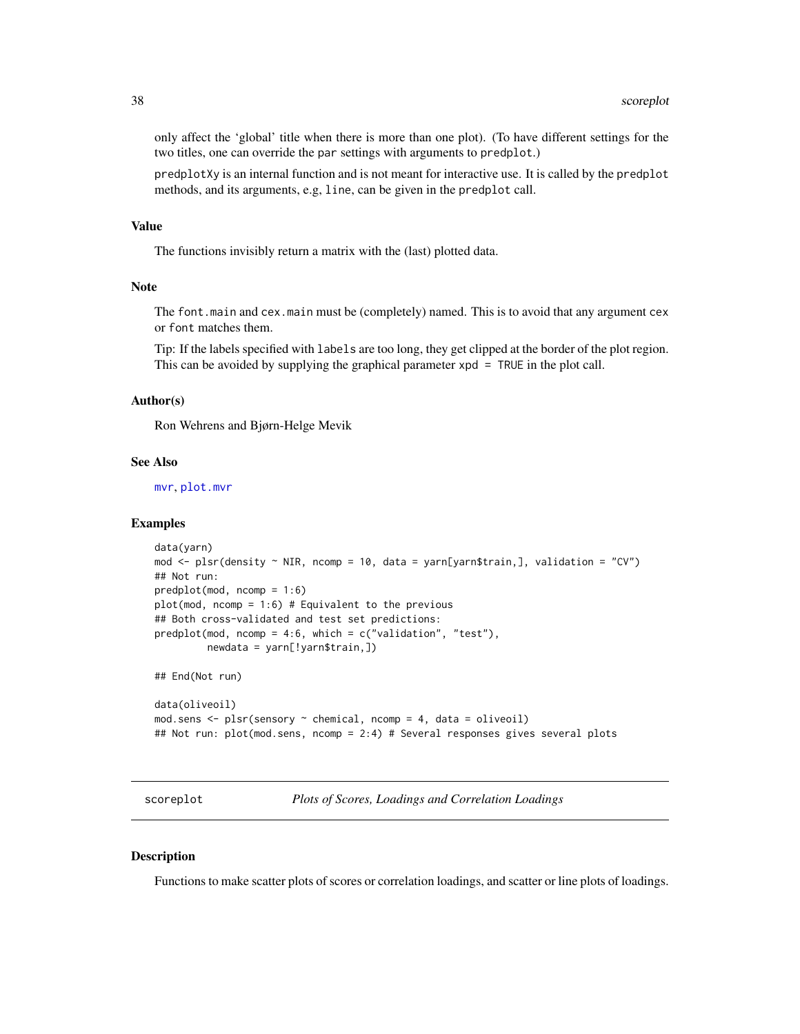only affect the 'global' title when there is more than one plot). (To have different settings for the two titles, one can override the par settings with arguments to predplot.)

predplotXy is an internal function and is not meant for interactive use. It is called by the predplot methods, and its arguments, e.g, line, can be given in the predplot call.

### Value

The functions invisibly return a matrix with the (last) plotted data.

### Note

The font.main and cex.main must be (completely) named. This is to avoid that any argument cex or font matches them.

Tip: If the labels specified with labels are too long, they get clipped at the border of the plot region. This can be avoided by supplying the graphical parameter xpd = TRUE in the plot call.

### Author(s)

Ron Wehrens and Bjørn-Helge Mevik

### See Also

mvr, plot.mvr

### Examples

```
data(yarn)
mod <- plsr(density ~ NIR, ncomp = 10, data = yarn[yarn$train,], validation = "CV")
## Not run:
predplot(mod, ncomp = 1:6)
plot(mod, ncomp = 1:6) # Equivalent to the previous
## Both cross-validated and test set predictions:
predplot(mod, ncomp = 4:6, which = c("validation", "test"),
         newdata = yarn[!yarn$train,])

## End(Not run)

data(oliveoil)
mod.sens <- plsr(sensory ~ chemical, ncomp = 4, data = oliveoil)
## Not run: plot(mod.sens, ncomp = 2:4) # Several responses gives several plots
```

---

## scoreplot — *Plots of Scores, Loadings and Correlation Loadings*

### Description

Functions to make scatter plots of scores or correlation loadings, and scatter or line plots of loadings.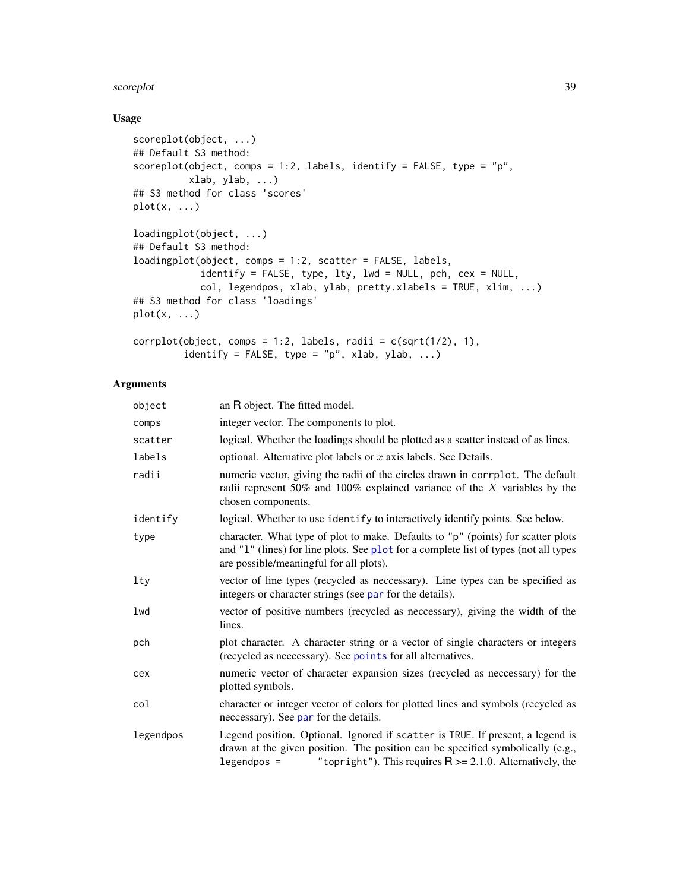## Usage

```
scoreplot(object, ...)
## Default S3 method:
scoreplot(object, comps = 1:2, labels, identify = FALSE, type = "p",
          xlab, ylab, ...)
## S3 method for class 'scores'
plot(x, ...)

loadingplot(object, ...)
## Default S3 method:
loadingplot(object, comps = 1:2, scatter = FALSE, labels,
            identify = FALSE, type, lty, lwd = NULL, pch, cex = NULL,
            col, legendpos, xlab, ylab, pretty.xlabels = TRUE, xlim, ...)
## S3 method for class 'loadings'
plot(x, ...)

corrplot(object, comps = 1:2, labels, radii = c(sqrt(1/2), 1),
         identify = FALSE, type = "p", xlab, ylab, ...)
```

## Arguments

| | |
|---|---|
| `object` | an R object. The fitted model. |
| `comps` | integer vector. The components to plot. |
| `scatter` | logical. Whether the loadings should be plotted as a scatter instead of as lines. |
| `labels` | optional. Alternative plot labels or $x$ axis labels. See Details. |
| `radii` | numeric vector, giving the radii of the circles drawn in `corrplot`. The default radii represent 50% and 100% explained variance of the $X$ variables by the chosen components. |
| `identify` | logical. Whether to use `identify` to interactively identify points. See below. |
| `type` | character. What type of plot to make. Defaults to `"p"` (points) for scatter plots and `"l"` (lines) for line plots. See `plot` for a complete list of types (not all types are possible/meaningful for all plots). |
| `lty` | vector of line types (recycled as neccessary). Line types can be specified as integers or character strings (see `par` for the details). |
| `lwd` | vector of positive numbers (recycled as neccessary), giving the width of the lines. |
| `pch` | plot character. A character string or a vector of single characters or integers (recycled as neccessary). See `points` for all alternatives. |
| `cex` | numeric vector of character expansion sizes (recycled as neccessary) for the plotted symbols. |
| `col` | character or integer vector of colors for plotted lines and symbols (recycled as neccessary). See `par` for the details. |
| `legendpos` | Legend position. Optional. Ignored if `scatter` is `TRUE`. If present, a legend is drawn at the given position. The position can be specified symbolically (e.g., `legendpos = "topright"`). This requires R >= 2.1.0. Alternatively, the |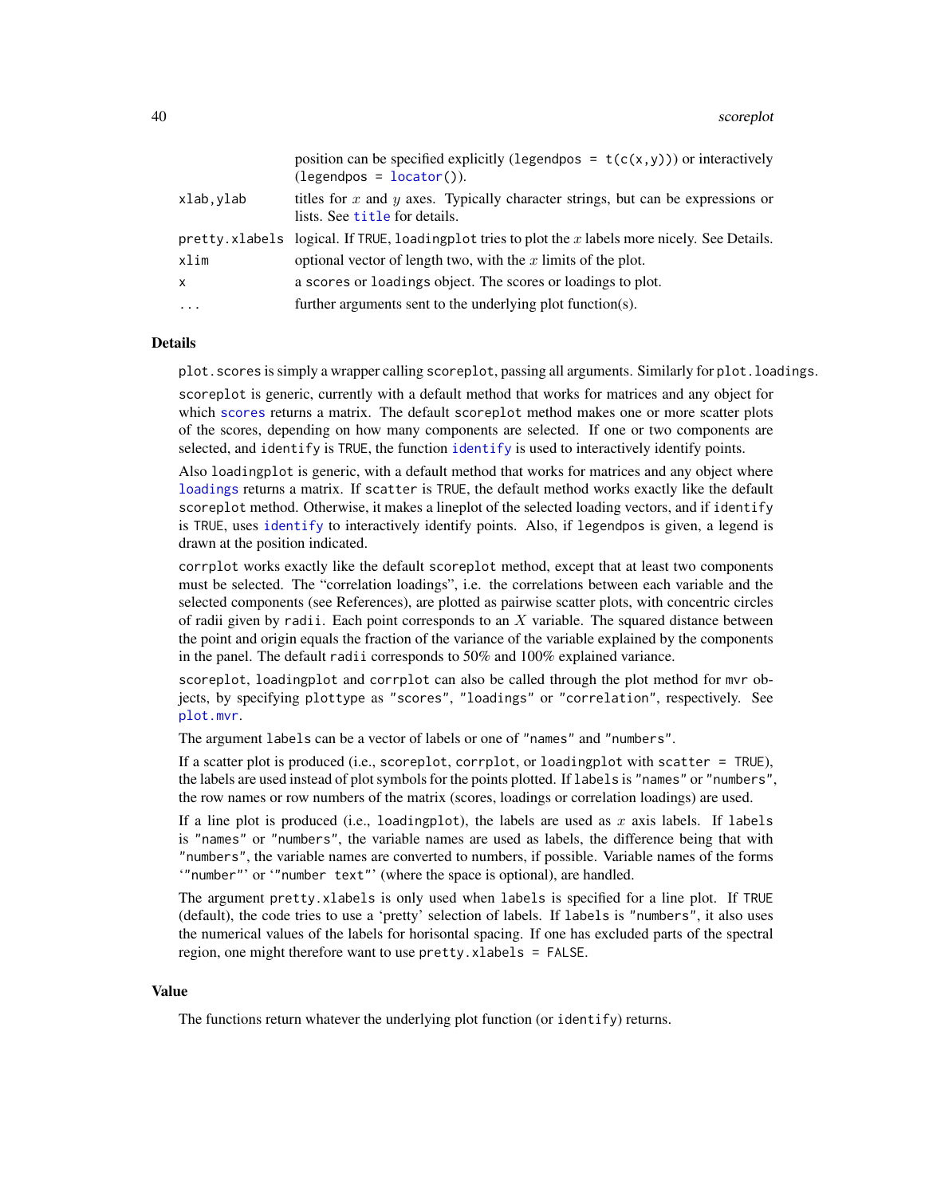| | |
|---|---|
| | position can be specified explicitly (`legendpos = t(c(x,y))`) or interactively (`legendpos = locator()`). |
| `xlab, ylab` | titles for $x$ and $y$ axes. Typically character strings, but can be expressions or lists. See `title` for details. |
| `pretty.xlabels` | logical. If `TRUE`, `loadingplot` tries to plot the $x$ labels more nicely. See Details. |
| `xlim` | optional vector of length two, with the $x$ limits of the plot. |
| `x` | a `scores` or `loadings` object. The scores or loadings to plot. |
| `...` | further arguments sent to the underlying plot function(s). |

## Details

`plot.scores` is simply a wrapper calling `scoreplot`, passing all arguments. Similarly for `plot.loadings`.

`scoreplot` is generic, currently with a default method that works for matrices and any object for which `scores` returns a matrix. The default `scoreplot` method makes one or more scatter plots of the scores, depending on how many components are selected. If one or two components are selected, and `identify` is `TRUE`, the function `identify` is used to interactively identify points.

Also `loadingplot` is generic, with a default method that works for matrices and any object where `loadings` returns a matrix. If `scatter` is `TRUE`, the default method works exactly like the default `scoreplot` method. Otherwise, it makes a lineplot of the selected loading vectors, and if `identify` is `TRUE`, uses `identify` to interactively identify points. Also, if `legendpos` is given, a legend is drawn at the position indicated.

`corrplot` works exactly like the default `scoreplot` method, except that at least two components must be selected. The "correlation loadings", i.e. the correlations between each variable and the selected components (see References), are plotted as pairwise scatter plots, with concentric circles of radii given by `radii`. Each point corresponds to an $X$ variable. The squared distance between the point and origin equals the fraction of the variance of the variable explained by the components in the panel. The default `radii` corresponds to 50% and 100% explained variance.

`scoreplot`, `loadingplot` and `corrplot` can also be called through the plot method for `mvr` objects, by specifying `plottype` as `"scores"`, `"loadings"` or `"correlation"`, respectively. See `plot.mvr`.

The argument `labels` can be a vector of labels or one of `"names"` and `"numbers"`.

If a scatter plot is produced (i.e., `scoreplot`, `corrplot`, or `loadingplot` with `scatter = TRUE`), the labels are used instead of plot symbols for the points plotted. If `labels` is `"names"` or `"numbers"`, the row names or row numbers of the matrix (scores, loadings or correlation loadings) are used.

If a line plot is produced (i.e., `loadingplot`), the labels are used as $x$ axis labels. If `labels` is `"names"` or `"numbers"`, the variable names are used as labels, the difference being that with `"numbers"`, the variable names are converted to numbers, if possible. Variable names of the forms '`"number"`' or '`"number text"`' (where the space is optional), are handled.

The argument `pretty.xlabels` is only used when `labels` is specified for a line plot. If `TRUE` (default), the code tries to use a 'pretty' selection of labels. If `labels` is `"numbers"`, it also uses the numerical values of the labels for horisontal spacing. If one has excluded parts of the spectral region, one might therefore want to use `pretty.xlabels = FALSE`.

## Value

The functions return whatever the underlying plot function (or `identify`) returns.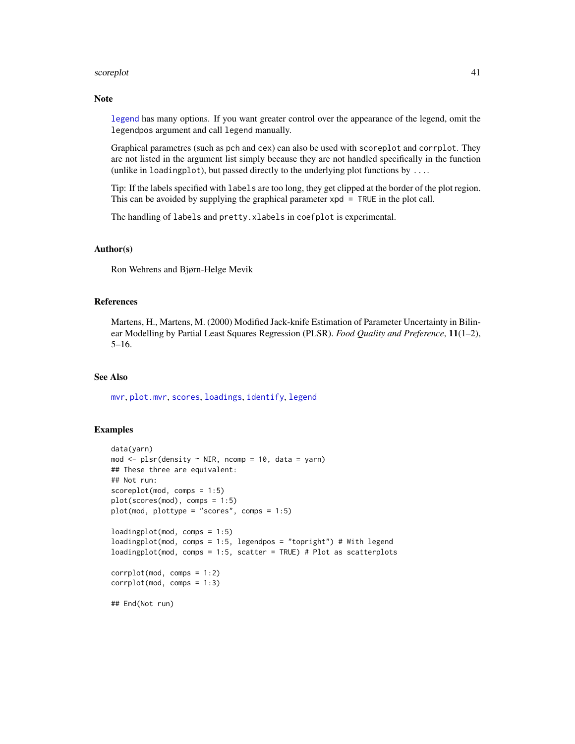## Note

legend has many options. If you want greater control over the appearance of the legend, omit the legendpos argument and call legend manually.

Graphical parametres (such as pch and cex) can also be used with scoreplot and corrplot. They are not listed in the argument list simply because they are not handled specifically in the function (unlike in loadingplot), but passed directly to the underlying plot functions by ....

Tip: If the labels specified with labels are too long, they get clipped at the border of the plot region. This can be avoided by supplying the graphical parameter xpd = TRUE in the plot call.

The handling of labels and pretty.xlabels in coefplot is experimental.

## Author(s)

Ron Wehrens and Bjørn-Helge Mevik

## References

Martens, H., Martens, M. (2000) Modified Jack-knife Estimation of Parameter Uncertainty in Bilinear Modelling by Partial Least Squares Regression (PLSR). *Food Quality and Preference*, **11**(1–2), 5–16.

## See Also

mvr, plot.mvr, scores, loadings, identify, legend

## Examples

```
data(yarn)
mod <- plsr(density ~ NIR, ncomp = 10, data = yarn)
## These three are equivalent:
## Not run:
scoreplot(mod, comps = 1:5)
plot(scores(mod), comps = 1:5)
plot(mod, plottype = "scores", comps = 1:5)

loadingplot(mod, comps = 1:5)
loadingplot(mod, comps = 1:5, legendpos = "topright") # With legend
loadingplot(mod, comps = 1:5, scatter = TRUE) # Plot as scatterplots

corrplot(mod, comps = 1:2)
corrplot(mod, comps = 1:3)

## End(Not run)
```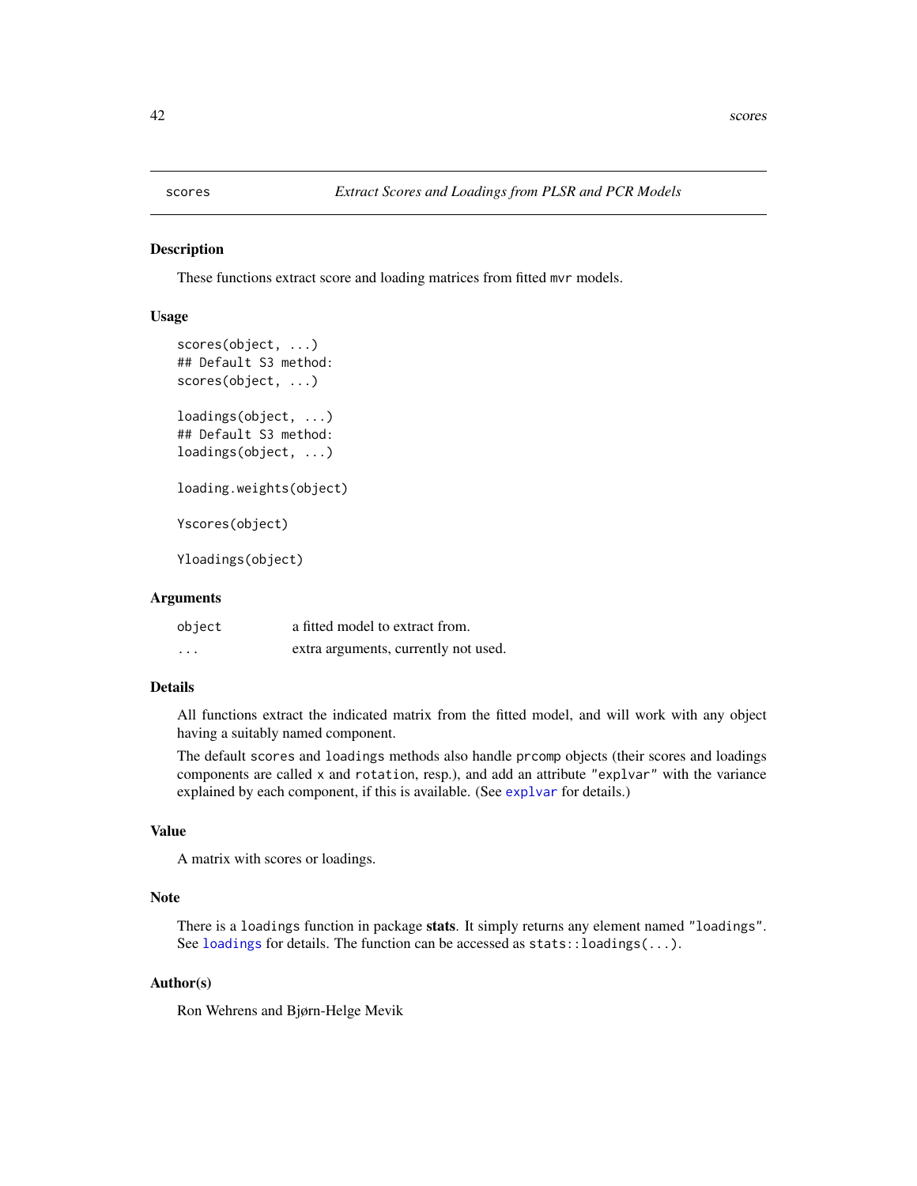# scores — *Extract Scores and Loadings from PLSR and PCR Models*

## Description

These functions extract score and loading matrices from fitted `mvr` models.

## Usage

```
scores(object, ...)
## Default S3 method:
scores(object, ...)

loadings(object, ...)
## Default S3 method:
loadings(object, ...)

loading.weights(object)

Yscores(object)

Yloadings(object)
```

## Arguments

| | |
|---|---|
| `object` | a fitted model to extract from. |
| `...` | extra arguments, currently not used. |

## Details

All functions extract the indicated matrix from the fitted model, and will work with any object having a suitably named component.

The default `scores` and `loadings` methods also handle `prcomp` objects (their scores and loadings components are called `x` and `rotation`, resp.), and add an attribute `"explvar"` with the variance explained by each component, if this is available. (See `explvar` for details.)

## Value

A matrix with scores or loadings.

## Note

There is a `loadings` function in package **stats**. It simply returns any element named `"loadings"`. See `loadings` for details. The function can be accessed as `stats::loadings(...)`.

## Author(s)

Ron Wehrens and Bjørn-Helge Mevik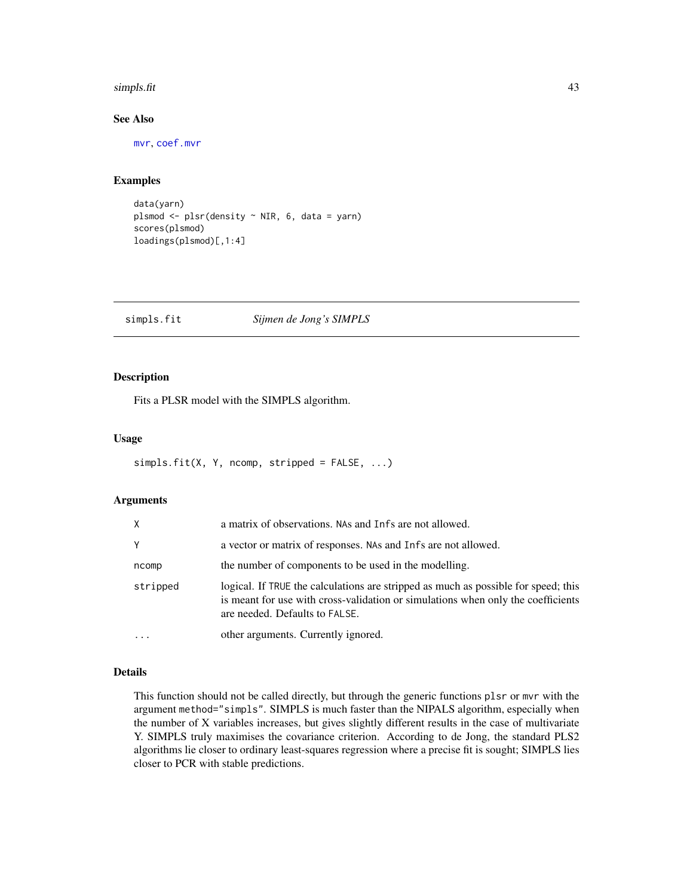## See Also

mvr, coef.mvr

## Examples

```
data(yarn)
plsmod <- plsr(density ~ NIR, 6, data = yarn)
scores(plsmod)
loadings(plsmod)[,1:4]
```

---

# simpls.fit — *Sijmen de Jong's SIMPLS*

## Description

Fits a PLSR model with the SIMPLS algorithm.

## Usage

```
simpls.fit(X, Y, ncomp, stripped = FALSE, ...)
```

## Arguments

| | |
|---|---|
| X | a matrix of observations. NAs and Infs are not allowed. |
| Y | a vector or matrix of responses. NAs and Infs are not allowed. |
| ncomp | the number of components to be used in the modelling. |
| stripped | logical. If TRUE the calculations are stripped as much as possible for speed; this is meant for use with cross-validation or simulations when only the coefficients are needed. Defaults to FALSE. |
| ... | other arguments. Currently ignored. |

## Details

This function should not be called directly, but through the generic functions plsr or mvr with the argument method="simpls". SIMPLS is much faster than the NIPALS algorithm, especially when the number of X variables increases, but gives slightly different results in the case of multivariate Y. SIMPLS truly maximises the covariance criterion. According to de Jong, the standard PLS2 algorithms lie closer to ordinary least-squares regression where a precise fit is sought; SIMPLS lies closer to PCR with stable predictions.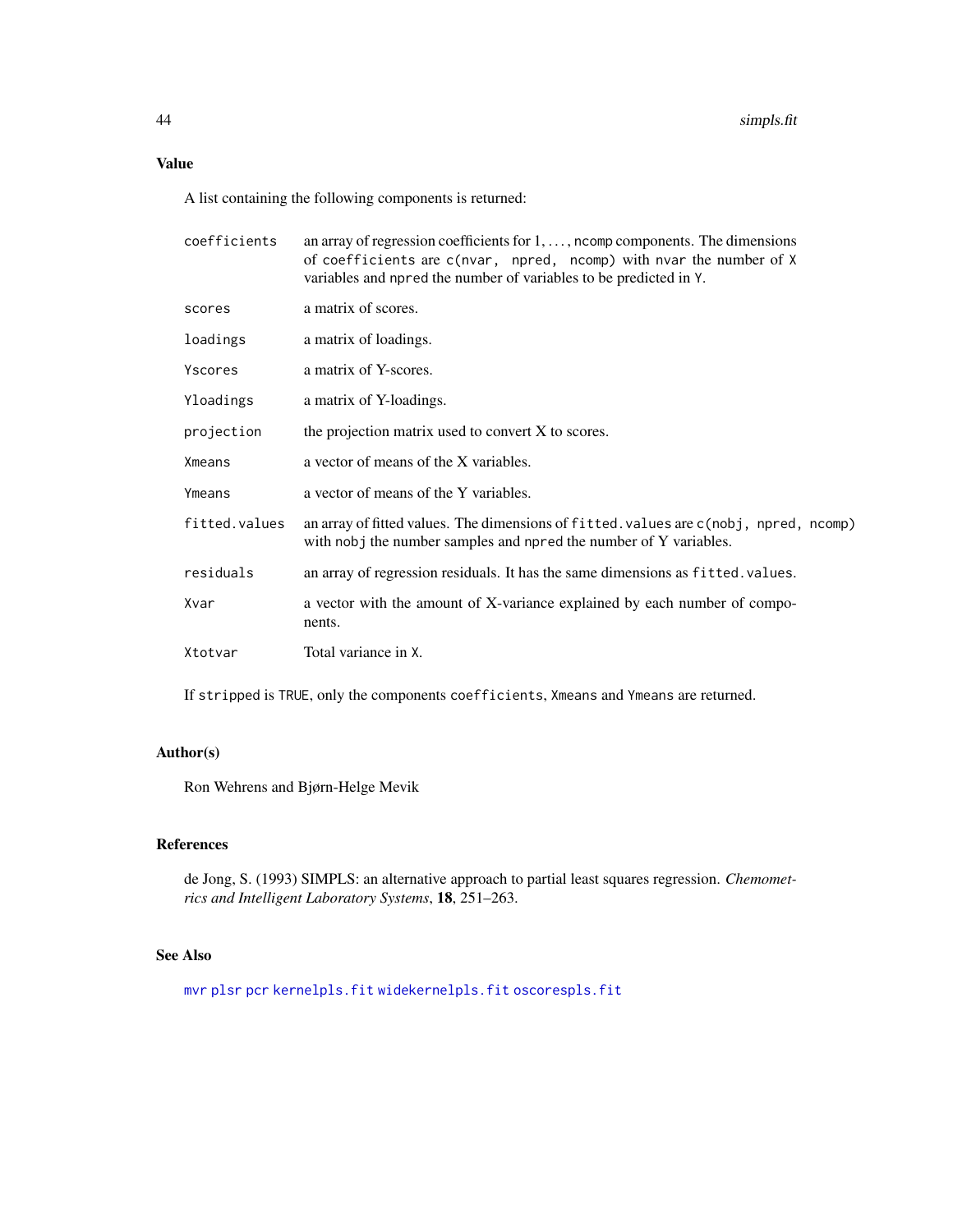## Value

A list containing the following components is returned:

- `coefficients` — an array of regression coefficients for 1, ..., `ncomp` components. The dimensions of `coefficients` are `c(nvar, npred, ncomp)` with `nvar` the number of `X` variables and `npred` the number of variables to be predicted in `Y`.
- `scores` — a matrix of scores.
- `loadings` — a matrix of loadings.
- `Yscores` — a matrix of Y-scores.
- `Yloadings` — a matrix of Y-loadings.
- `projection` — the projection matrix used to convert X to scores.
- `Xmeans` — a vector of means of the X variables.
- `Ymeans` — a vector of means of the Y variables.
- `fitted.values` — an array of fitted values. The dimensions of `fitted.values` are `c(nobj, npred, ncomp)` with `nobj` the number samples and `npred` the number of Y variables.
- `residuals` — an array of regression residuals. It has the same dimensions as `fitted.values`.
- `Xvar` — a vector with the amount of X-variance explained by each number of components.
- `Xtotvar` — Total variance in `X`.

If `stripped` is `TRUE`, only the components `coefficients`, `Xmeans` and `Ymeans` are returned.

## Author(s)

Ron Wehrens and Bjørn-Helge Mevik

## References

de Jong, S. (1993) SIMPLS: an alternative approach to partial least squares regression. *Chemometrics and Intelligent Laboratory Systems*, **18**, 251–263.

## See Also

`mvr` `plsr` `pcr` `kernelpls.fit` `widekernelpls.fit` `oscorespls.fit`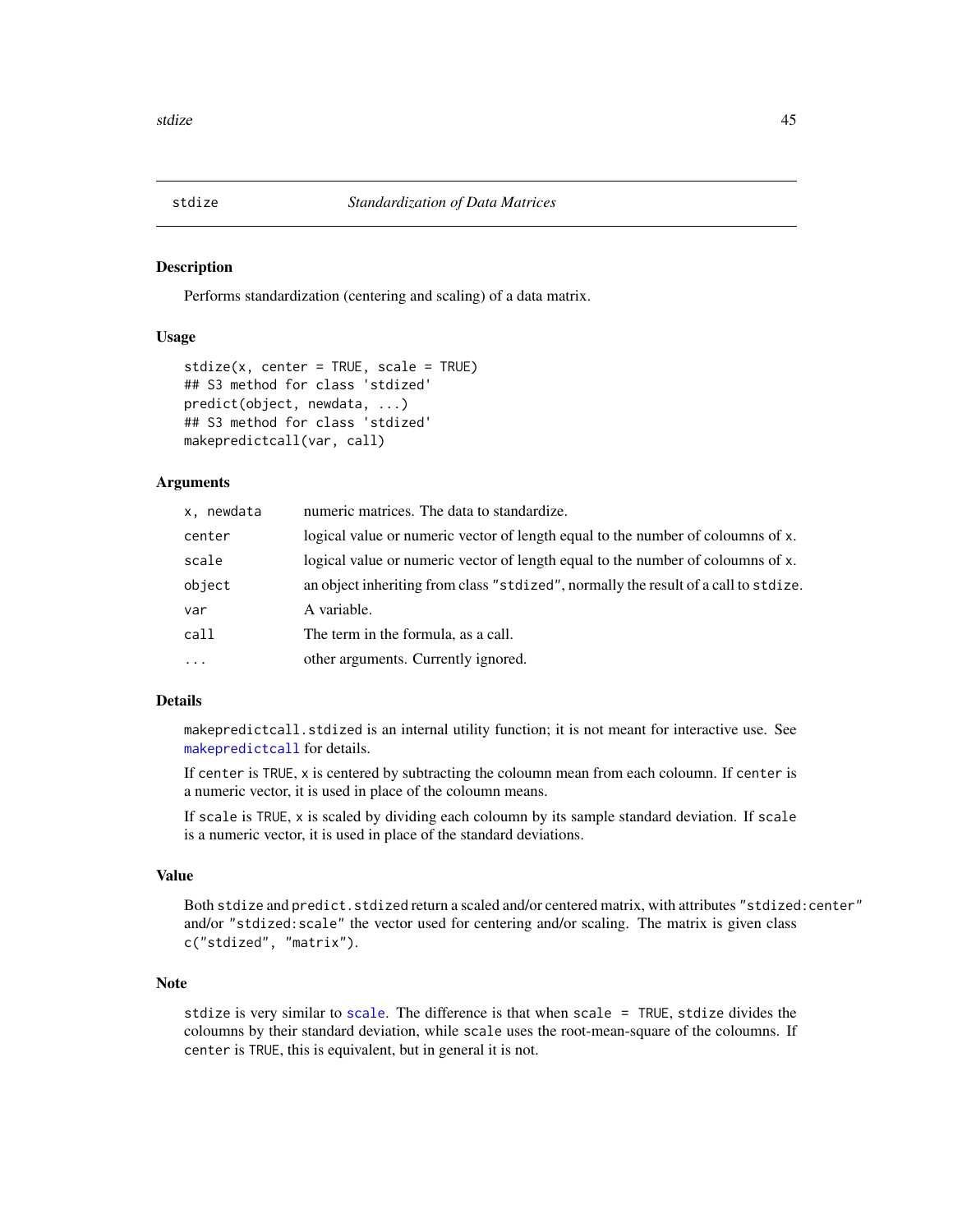## stdize — *Standardization of Data Matrices*

### Description

Performs standardization (centering and scaling) of a data matrix.

### Usage

```
stdize(x, center = TRUE, scale = TRUE)
## S3 method for class 'stdized'
predict(object, newdata, ...)
## S3 method for class 'stdized'
makepredictcall(var, call)
```

### Arguments

| | |
|---|---|
| `x, newdata` | numeric matrices. The data to standardize. |
| `center` | logical value or numeric vector of length equal to the number of coloumns of `x`. |
| `scale` | logical value or numeric vector of length equal to the number of coloumns of `x`. |
| `object` | an object inheriting from class `"stdized"`, normally the result of a call to `stdize`. |
| `var` | A variable. |
| `call` | The term in the formula, as a call. |
| `...` | other arguments. Currently ignored. |

### Details

`makepredictcall.stdized` is an internal utility function; it is not meant for interactive use. See `makepredictcall` for details.

If `center` is `TRUE`, `x` is centered by subtracting the coloumn mean from each coloumn. If `center` is a numeric vector, it is used in place of the coloumn means.

If `scale` is `TRUE`, `x` is scaled by dividing each coloumn by its sample standard deviation. If `scale` is a numeric vector, it is used in place of the standard deviations.

### Value

Both `stdize` and `predict.stdized` return a scaled and/or centered matrix, with attributes `"stdized:center"` and/or `"stdized:scale"` the vector used for centering and/or scaling. The matrix is given class `c("stdized", "matrix")`.

### Note

`stdize` is very similar to `scale`. The difference is that when `scale = TRUE`, `stdize` divides the coloumns by their standard deviation, while `scale` uses the root-mean-square of the coloumns. If `center` is `TRUE`, this is equivalent, but in general it is not.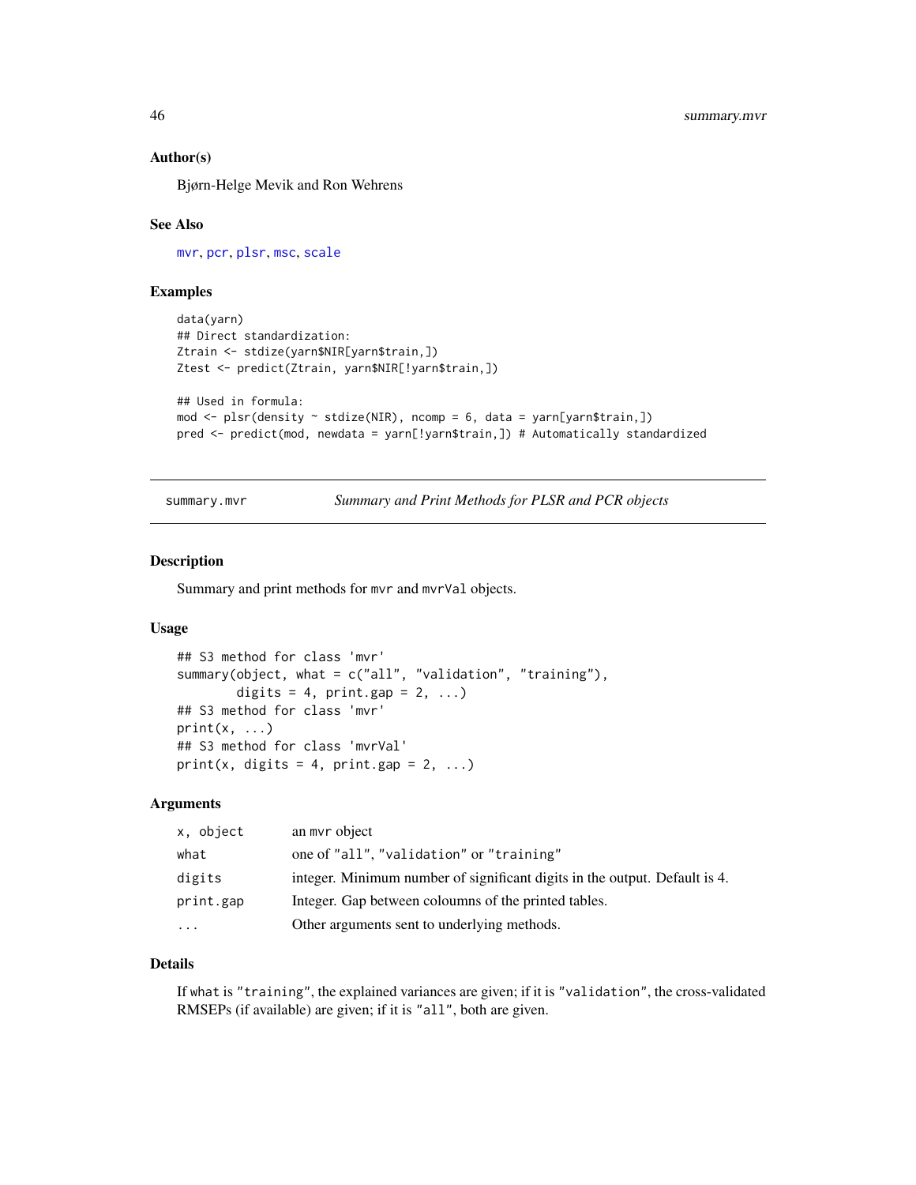### Author(s)

Bjørn-Helge Mevik and Ron Wehrens

### See Also

mvr, pcr, plsr, msc, scale

### Examples

```
data(yarn)
## Direct standardization:
Ztrain <- stdize(yarn$NIR[yarn$train,])
Ztest <- predict(Ztrain, yarn$NIR[!yarn$train,])

## Used in formula:
mod <- plsr(density ~ stdize(NIR), ncomp = 6, data = yarn[yarn$train,])
pred <- predict(mod, newdata = yarn[!yarn$train,]) # Automatically standardized
```

---

## summary.mvr — *Summary and Print Methods for PLSR and PCR objects*

### Description

Summary and print methods for `mvr` and `mvrVal` objects.

### Usage

```
## S3 method for class 'mvr'
summary(object, what = c("all", "validation", "training"),
        digits = 4, print.gap = 2, ...)
## S3 method for class 'mvr'
print(x, ...)
## S3 method for class 'mvrVal'
print(x, digits = 4, print.gap = 2, ...)
```

### Arguments

| | |
|---|---|
| `x, object` | an `mvr` object |
| `what` | one of `"all"`, `"validation"` or `"training"` |
| `digits` | integer. Minimum number of significant digits in the output. Default is 4. |
| `print.gap` | Integer. Gap between coloumns of the printed tables. |
| `...` | Other arguments sent to underlying methods. |

### Details

If `what` is `"training"`, the explained variances are given; if it is `"validation"`, the cross-validated RMSEPs (if available) are given; if it is `"all"`, both are given.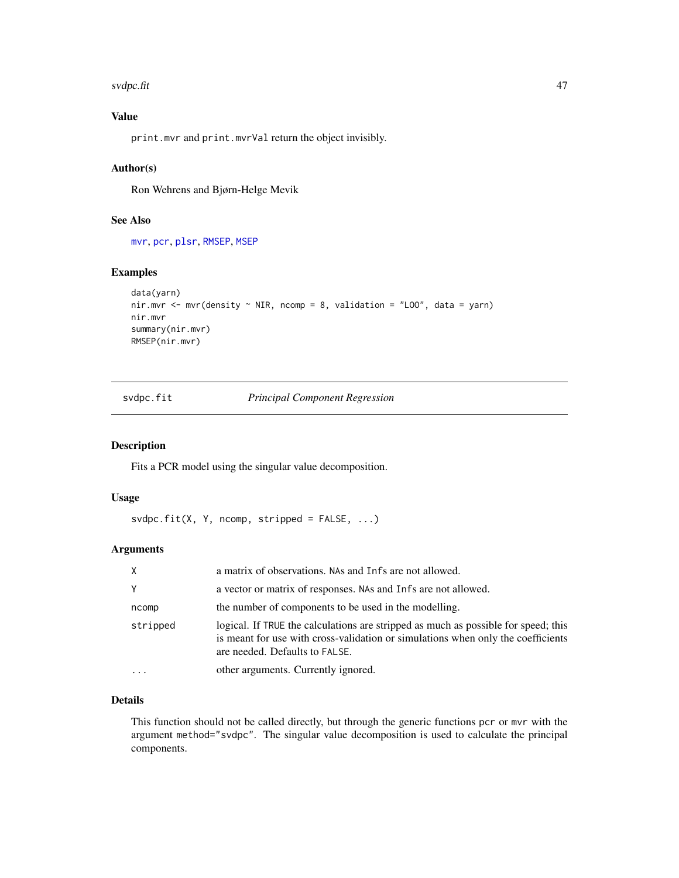## Value

`print.mvr` and `print.mvrVal` return the object invisibly.

## Author(s)

Ron Wehrens and Bjørn-Helge Mevik

## See Also

`mvr`, `pcr`, `plsr`, `RMSEP`, `MSEP`

## Examples

```
data(yarn)
nir.mvr <- mvr(density ~ NIR, ncomp = 8, validation = "LOO", data = yarn)
nir.mvr
summary(nir.mvr)
RMSEP(nir.mvr)
```

---

# svdpc.fit — *Principal Component Regression*

## Description

Fits a PCR model using the singular value decomposition.

## Usage

```
svdpc.fit(X, Y, ncomp, stripped = FALSE, ...)
```

## Arguments

| | |
|---|---|
| `X` | a matrix of observations. `NA`s and `Inf`s are not allowed. |
| `Y` | a vector or matrix of responses. `NA`s and `Inf`s are not allowed. |
| `ncomp` | the number of components to be used in the modelling. |
| `stripped` | logical. If `TRUE` the calculations are stripped as much as possible for speed; this is meant for use with cross-validation or simulations when only the coefficients are needed. Defaults to `FALSE`. |
| `...` | other arguments. Currently ignored. |

## Details

This function should not be called directly, but through the generic functions `pcr` or `mvr` with the argument `method="svdpc"`. The singular value decomposition is used to calculate the principal components.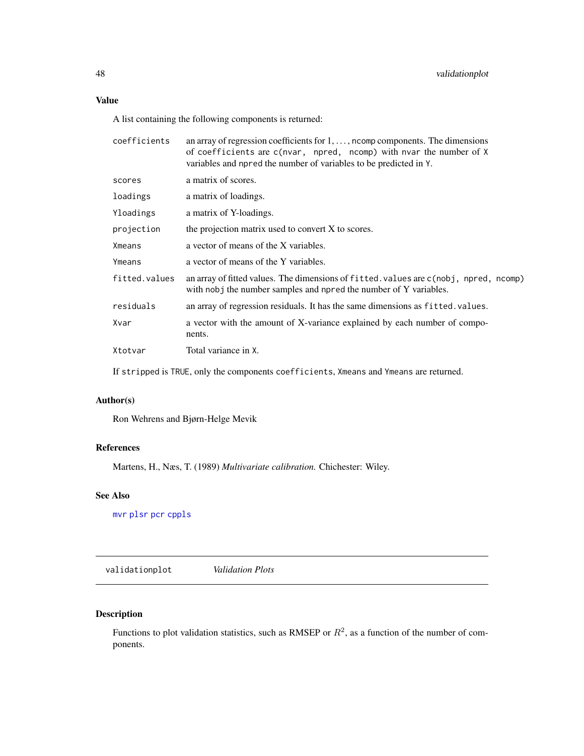## Value

A list containing the following components is returned:

- `coefficients` — an array of regression coefficients for $1, \ldots,$ `ncomp` components. The dimensions of `coefficients` are `c(nvar, npred, ncomp)` with `nvar` the number of `X` variables and `npred` the number of variables to be predicted in `Y`.
- `scores` — a matrix of scores.
- `loadings` — a matrix of loadings.
- `Yloadings` — a matrix of Y-loadings.
- `projection` — the projection matrix used to convert X to scores.
- `Xmeans` — a vector of means of the X variables.
- `Ymeans` — a vector of means of the Y variables.
- `fitted.values` — an array of fitted values. The dimensions of `fitted.values` are `c(nobj, npred, ncomp)` with `nobj` the number samples and `npred` the number of Y variables.
- `residuals` — an array of regression residuals. It has the same dimensions as `fitted.values`.
- `Xvar` — a vector with the amount of X-variance explained by each number of components.
- `Xtotvar` — Total variance in `X`.

If `stripped` is `TRUE`, only the components `coefficients`, `Xmeans` and `Ymeans` are returned.

## Author(s)

Ron Wehrens and Bjørn-Helge Mevik

## References

Martens, H., Næs, T. (1989) *Multivariate calibration.* Chichester: Wiley.

## See Also

`mvr` `plsr` `pcr` `cppls`

---

# validationplot — *Validation Plots*

## Description

Functions to plot validation statistics, such as RMSEP or $R^2$, as a function of the number of components.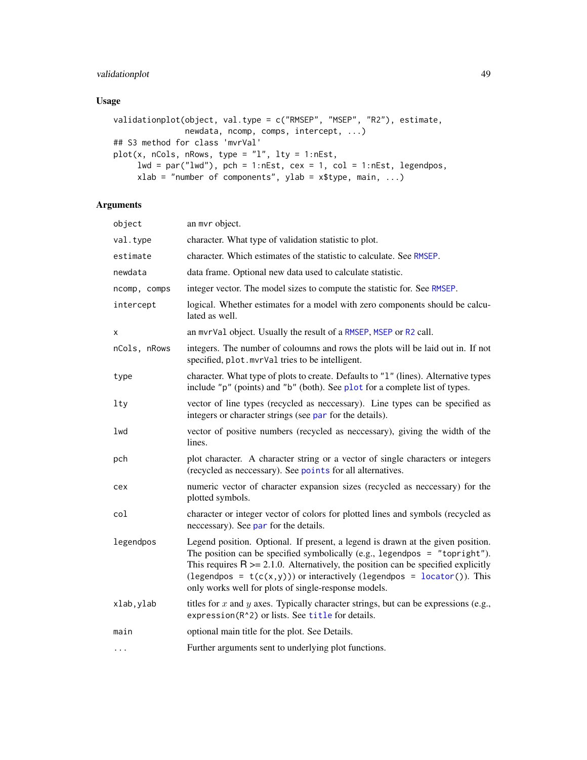## Usage

```
validationplot(object, val.type = c("RMSEP", "MSEP", "R2"), estimate,
               newdata, ncomp, comps, intercept, ...)
## S3 method for class 'mvrVal'
plot(x, nCols, nRows, type = "l", lty = 1:nEst,
     lwd = par("lwd"), pch = 1:nEst, cex = 1, col = 1:nEst, legendpos,
     xlab = "number of components", ylab = x$type, main, ...)
```

## Arguments

| | |
|---|---|
| `object` | an `mvr` object. |
| `val.type` | character. What type of validation statistic to plot. |
| `estimate` | character. Which estimates of the statistic to calculate. See `RMSEP`. |
| `newdata` | data frame. Optional new data used to calculate statistic. |
| `ncomp, comps` | integer vector. The model sizes to compute the statistic for. See `RMSEP`. |
| `intercept` | logical. Whether estimates for a model with zero components should be calculated as well. |
| `x` | an `mvrVal` object. Usually the result of a `RMSEP`, `MSEP` or `R2` call. |
| `nCols, nRows` | integers. The number of coloumns and rows the plots will be laid out in. If not specified, `plot.mvrVal` tries to be intelligent. |
| `type` | character. What type of plots to create. Defaults to `"l"` (lines). Alternative types include `"p"` (points) and `"b"` (both). See `plot` for a complete list of types. |
| `lty` | vector of line types (recycled as neccessary). Line types can be specified as integers or character strings (see `par` for the details). |
| `lwd` | vector of positive numbers (recycled as neccessary), giving the width of the lines. |
| `pch` | plot character. A character string or a vector of single characters or integers (recycled as neccessary). See `points` for all alternatives. |
| `cex` | numeric vector of character expansion sizes (recycled as neccessary) for the plotted symbols. |
| `col` | character or integer vector of colors for plotted lines and symbols (recycled as neccessary). See `par` for the details. |
| `legendpos` | Legend position. Optional. If present, a legend is drawn at the given position. The position can be specified symbolically (e.g., `legendpos = "topright"`). This requires R >= 2.1.0. Alternatively, the position can be specified explicitly (`legendpos = t(c(x,y))`) or interactively (`legendpos = locator()`). This only works well for plots of single-response models. |
| `xlab,ylab` | titles for $x$ and $y$ axes. Typically character strings, but can be expressions (e.g., `expression(R^2)` or lists. See `title` for details. |
| `main` | optional main title for the plot. See Details. |
| `...` | Further arguments sent to underlying plot functions. |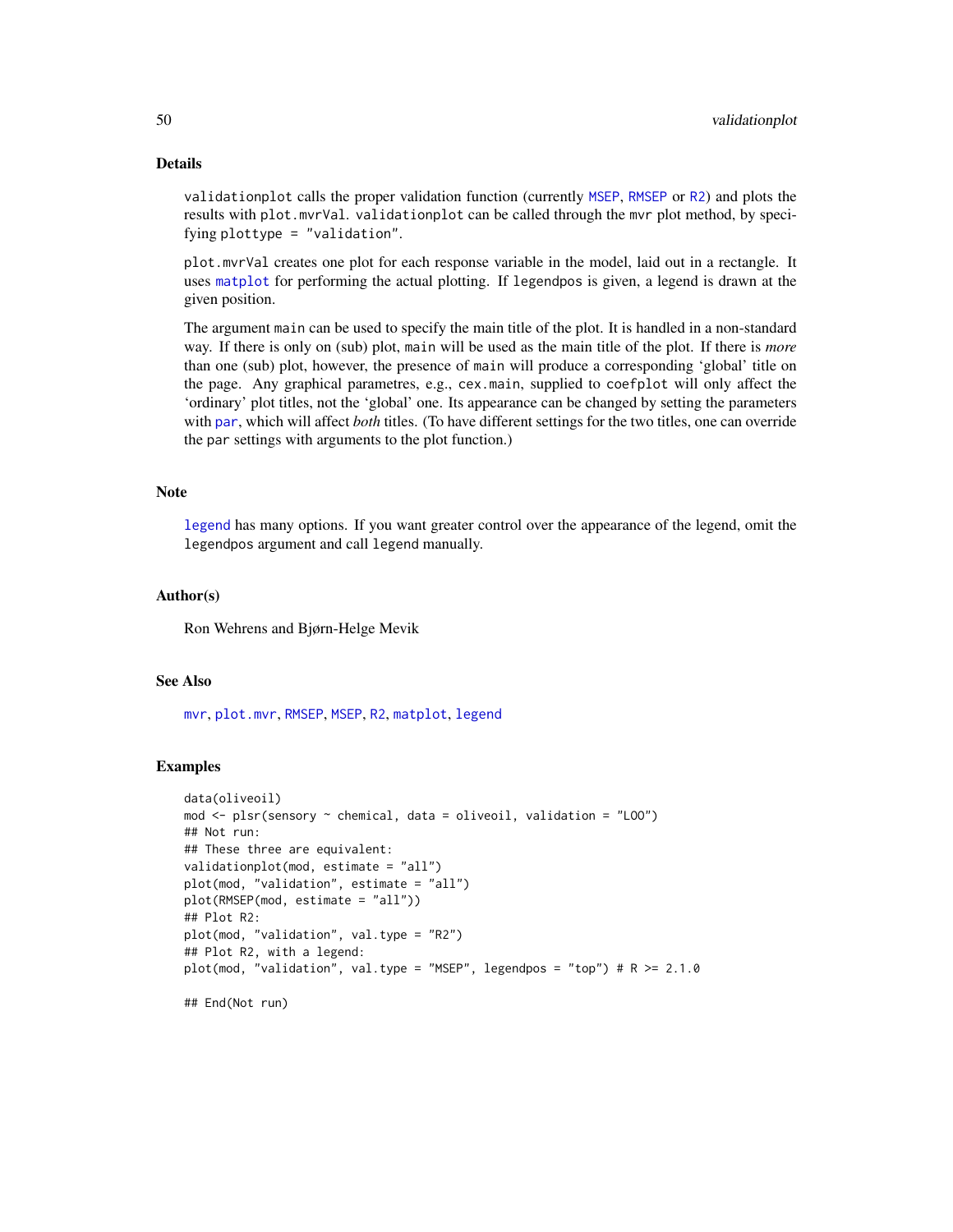## Details

`validationplot` calls the proper validation function (currently `MSEP`, `RMSEP` or `R2`) and plots the results with `plot.mvrVal`. `validationplot` can be called through the `mvr` plot method, by specifying `plottype = "validation"`.

`plot.mvrVal` creates one plot for each response variable in the model, laid out in a rectangle. It uses `matplot` for performing the actual plotting. If `legendpos` is given, a legend is drawn at the given position.

The argument `main` can be used to specify the main title of the plot. It is handled in a non-standard way. If there is only on (sub) plot, `main` will be used as the main title of the plot. If there is *more* than one (sub) plot, however, the presence of `main` will produce a corresponding 'global' title on the page. Any graphical parametres, e.g., `cex.main`, supplied to `coefplot` will only affect the 'ordinary' plot titles, not the 'global' one. Its appearance can be changed by setting the parameters with `par`, which will affect *both* titles. (To have different settings for the two titles, one can override the `par` settings with arguments to the plot function.)

## Note

`legend` has many options. If you want greater control over the appearance of the legend, omit the `legendpos` argument and call `legend` manually.

## Author(s)

Ron Wehrens and Bjørn-Helge Mevik

## See Also

`mvr`, `plot.mvr`, `RMSEP`, `MSEP`, `R2`, `matplot`, `legend`

## Examples

```
data(oliveoil)
mod <- plsr(sensory ~ chemical, data = oliveoil, validation = "LOO")
## Not run:
## These three are equivalent:
validationplot(mod, estimate = "all")
plot(mod, "validation", estimate = "all")
plot(RMSEP(mod, estimate = "all"))
## Plot R2:
plot(mod, "validation", val.type = "R2")
## Plot R2, with a legend:
plot(mod, "validation", val.type = "MSEP", legendpos = "top") # R >= 2.1.0

## End(Not run)
```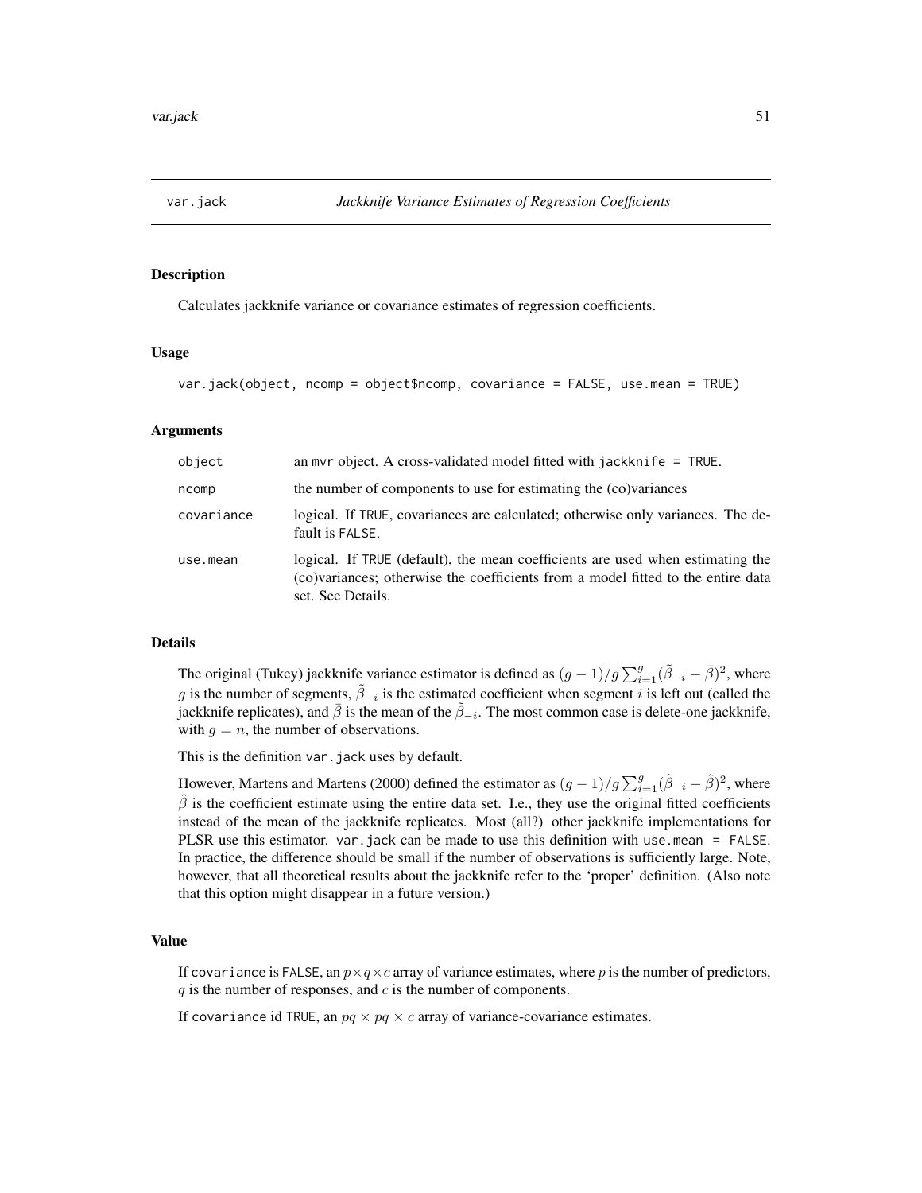# var.jack — *Jackknife Variance Estimates of Regression Coefficients*

## Description

Calculates jackknife variance or covariance estimates of regression coefficients.

## Usage

```
var.jack(object, ncomp = object$ncomp, covariance = FALSE, use.mean = TRUE)
```

## Arguments

| | |
|---|---|
| object | an mvr object. A cross-validated model fitted with jackknife = TRUE. |
| ncomp | the number of components to use for estimating the (co)variances |
| covariance | logical. If TRUE, covariances are calculated; otherwise only variances. The default is FALSE. |
| use.mean | logical. If TRUE (default), the mean coefficients are used when estimating the (co)variances; otherwise the coefficients from a model fitted to the entire data set. See Details. |

## Details

The original (Tukey) jackknife variance estimator is defined as $(g-1)/g \sum_{i=1}^{g}(\tilde{\beta}_{-i} - \bar{\beta})^2$, where $g$ is the number of segments, $\tilde{\beta}_{-i}$ is the estimated coefficient when segment $i$ is left out (called the jackknife replicates), and $\bar{\beta}$ is the mean of the $\tilde{\beta}_{-i}$. The most common case is delete-one jackknife, with $g = n$, the number of observations.

This is the definition var.jack uses by default.

However, Martens and Martens (2000) defined the estimator as $(g-1)/g \sum_{i=1}^{g}(\tilde{\beta}_{-i} - \hat{\beta})^2$, where $\hat{\beta}$ is the coefficient estimate using the entire data set. I.e., they use the original fitted coefficients instead of the mean of the jackknife replicates. Most (all?) other jackknife implementations for PLSR use this estimator. var.jack can be made to use this definition with use.mean = FALSE. In practice, the difference should be small if the number of observations is sufficiently large. Note, however, that all theoretical results about the jackknife refer to the 'proper' definition. (Also note that this option might disappear in a future version.)

## Value

If covariance is FALSE, an $p \times q \times c$ array of variance estimates, where $p$ is the number of predictors, $q$ is the number of responses, and $c$ is the number of components.

If covariance id TRUE, an $pq \times pq \times c$ array of variance-covariance estimates.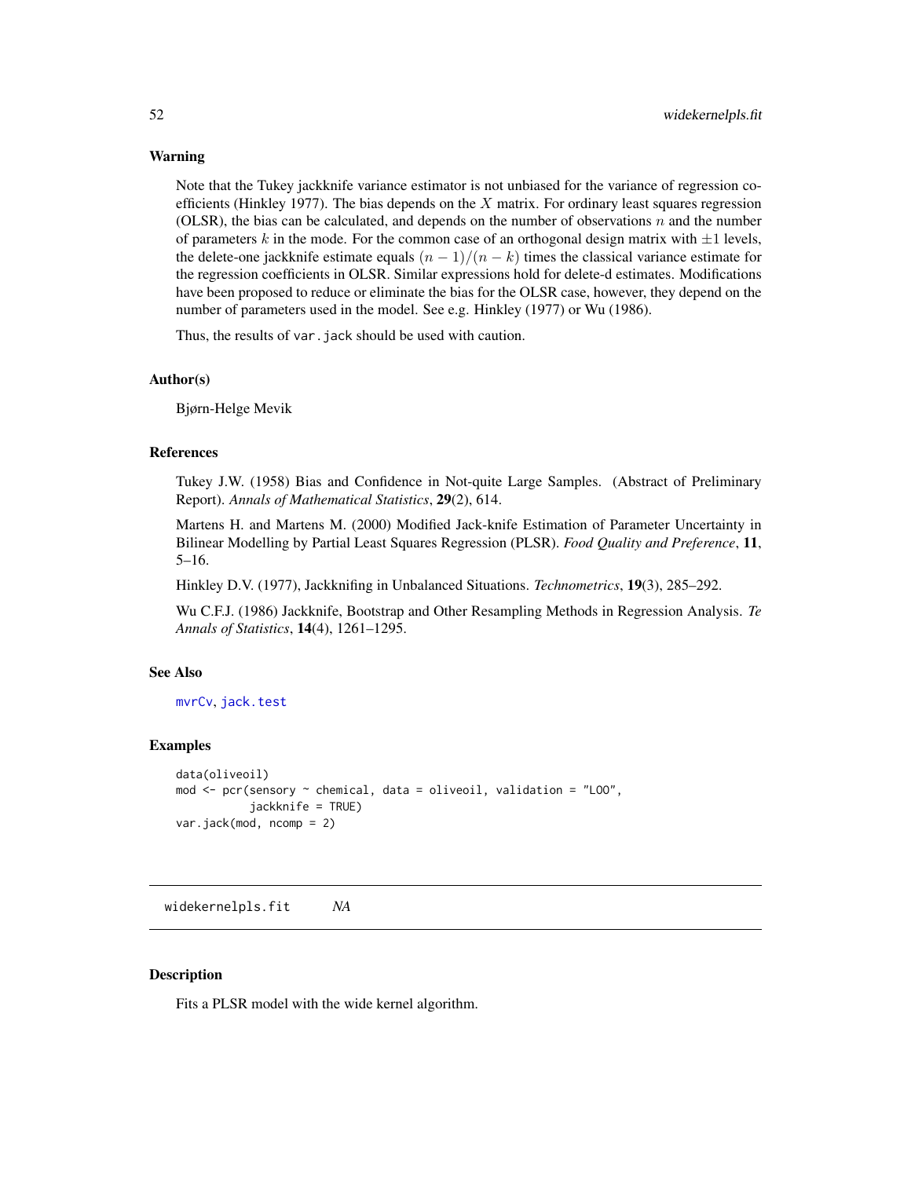### Warning

Note that the Tukey jackknife variance estimator is not unbiased for the variance of regression coefficients (Hinkley 1977). The bias depends on the $X$ matrix. For ordinary least squares regression (OLSR), the bias can be calculated, and depends on the number of observations $n$ and the number of parameters $k$ in the mode. For the common case of an orthogonal design matrix with $\pm 1$ levels, the delete-one jackknife estimate equals $(n-1)/(n-k)$ times the classical variance estimate for the regression coefficients in OLSR. Similar expressions hold for delete-d estimates. Modifications have been proposed to reduce or eliminate the bias for the OLSR case, however, they depend on the number of parameters used in the model. See e.g. Hinkley (1977) or Wu (1986).

Thus, the results of `var.jack` should be used with caution.

### Author(s)

Bjørn-Helge Mevik

### References

Tukey J.W. (1958) Bias and Confidence in Not-quite Large Samples. (Abstract of Preliminary Report). *Annals of Mathematical Statistics*, **29**(2), 614.

Martens H. and Martens M. (2000) Modified Jack-knife Estimation of Parameter Uncertainty in Bilinear Modelling by Partial Least Squares Regression (PLSR). *Food Quality and Preference*, **11**, 5–16.

Hinkley D.V. (1977), Jackknifing in Unbalanced Situations. *Technometrics*, **19**(3), 285–292.

Wu C.F.J. (1986) Jackknife, Bootstrap and Other Resampling Methods in Regression Analysis. *Te Annals of Statistics*, **14**(4), 1261–1295.

### See Also

`mvrCv`, `jack.test`

### Examples

```
data(oliveoil)
mod <- pcr(sensory ~ chemical, data = oliveoil, validation = "LOO",
           jackknife = TRUE)
var.jack(mod, ncomp = 2)
```

---

## widekernelpls.fit *NA*

---

### Description

Fits a PLSR model with the wide kernel algorithm.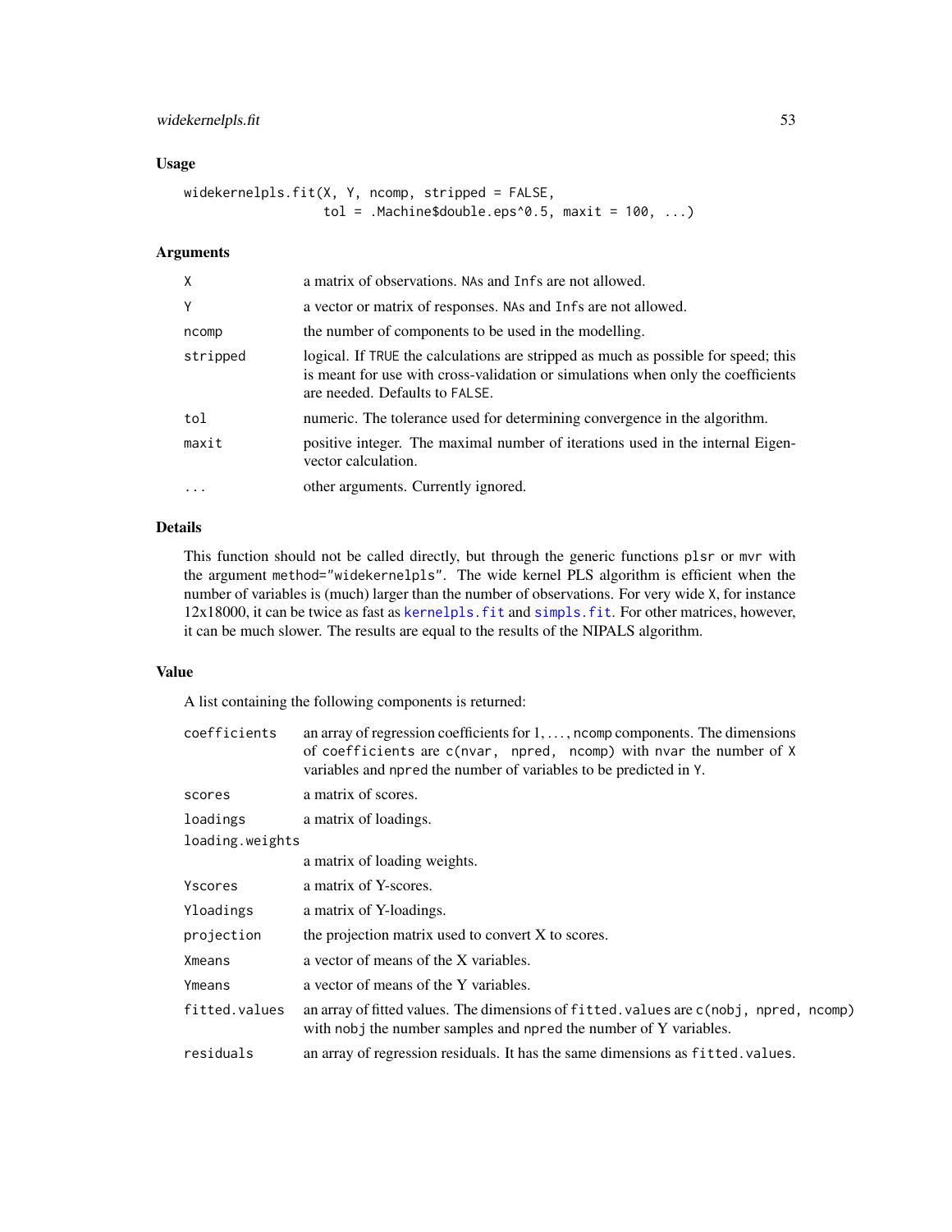## Usage

```
widekernelpls.fit(X, Y, ncomp, stripped = FALSE,
                  tol = .Machine$double.eps^0.5, maxit = 100, ...)
```

## Arguments

| | |
|---|---|
| X | a matrix of observations. NAs and Infs are not allowed. |
| Y | a vector or matrix of responses. NAs and Infs are not allowed. |
| ncomp | the number of components to be used in the modelling. |
| stripped | logical. If TRUE the calculations are stripped as much as possible for speed; this is meant for use with cross-validation or simulations when only the coefficients are needed. Defaults to FALSE. |
| tol | numeric. The tolerance used for determining convergence in the algorithm. |
| maxit | positive integer. The maximal number of iterations used in the internal Eigenvector calculation. |
| ... | other arguments. Currently ignored. |

## Details

This function should not be called directly, but through the generic functions plsr or mvr with the argument method="widekernelpls". The wide kernel PLS algorithm is efficient when the number of variables is (much) larger than the number of observations. For very wide X, for instance 12x18000, it can be twice as fast as kernelpls.fit and simpls.fit. For other matrices, however, it can be much slower. The results are equal to the results of the NIPALS algorithm.

## Value

A list containing the following components is returned:

| | |
|---|---|
| coefficients | an array of regression coefficients for 1, ..., ncomp components. The dimensions of coefficients are c(nvar, npred, ncomp) with nvar the number of X variables and npred the number of variables to be predicted in Y. |
| scores | a matrix of scores. |
| loadings | a matrix of loadings. |
| loading.weights | a matrix of loading weights. |
| Yscores | a matrix of Y-scores. |
| Yloadings | a matrix of Y-loadings. |
| projection | the projection matrix used to convert X to scores. |
| Xmeans | a vector of means of the X variables. |
| Ymeans | a vector of means of the Y variables. |
| fitted.values | an array of fitted values. The dimensions of fitted.values are c(nobj, npred, ncomp) with nobj the number samples and npred the number of Y variables. |
| residuals | an array of regression residuals. It has the same dimensions as fitted.values. |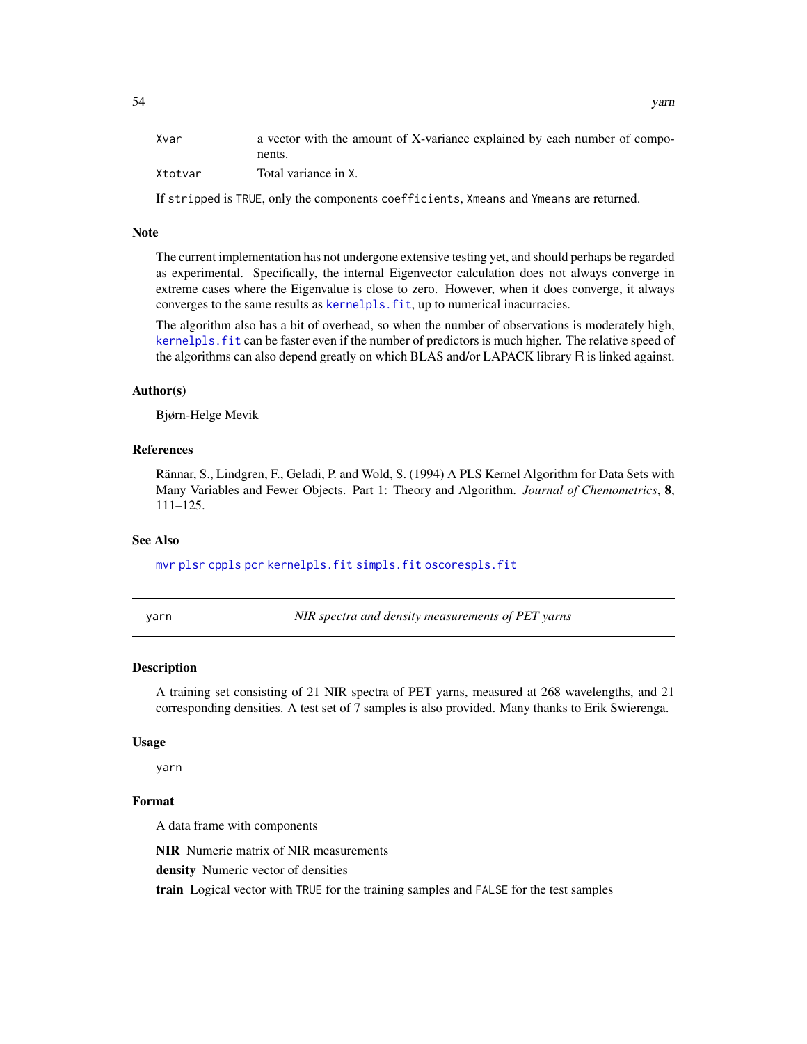Xvar	a vector with the amount of X-variance explained by each number of components.

Xtotvar	Total variance in X.

If stripped is TRUE, only the components coefficients, Xmeans and Ymeans are returned.

## Note

The current implementation has not undergone extensive testing yet, and should perhaps be regarded as experimental. Specifically, the internal Eigenvector calculation does not always converge in extreme cases where the Eigenvalue is close to zero. However, when it does converge, it always converges to the same results as kernelpls.fit, up to numerical inacurracies.

The algorithm also has a bit of overhead, so when the number of observations is moderately high, kernelpls.fit can be faster even if the number of predictors is much higher. The relative speed of the algorithms can also depend greatly on which BLAS and/or LAPACK library R is linked against.

## Author(s)

Bjørn-Helge Mevik

## References

Rännar, S., Lindgren, F., Geladi, P. and Wold, S. (1994) A PLS Kernel Algorithm for Data Sets with Many Variables and Fewer Objects. Part 1: Theory and Algorithm. *Journal of Chemometrics*, **8**, 111–125.

## See Also

mvr plsr cppls pcr kernelpls.fit simpls.fit oscorespls.fit

---

# yarn — *NIR spectra and density measurements of PET yarns*

## Description

A training set consisting of 21 NIR spectra of PET yarns, measured at 268 wavelengths, and 21 corresponding densities. A test set of 7 samples is also provided. Many thanks to Erik Swierenga.

## Usage

```
yarn
```

## Format

A data frame with components

**NIR** Numeric matrix of NIR measurements

**density** Numeric vector of densities

**train** Logical vector with TRUE for the training samples and FALSE for the test samples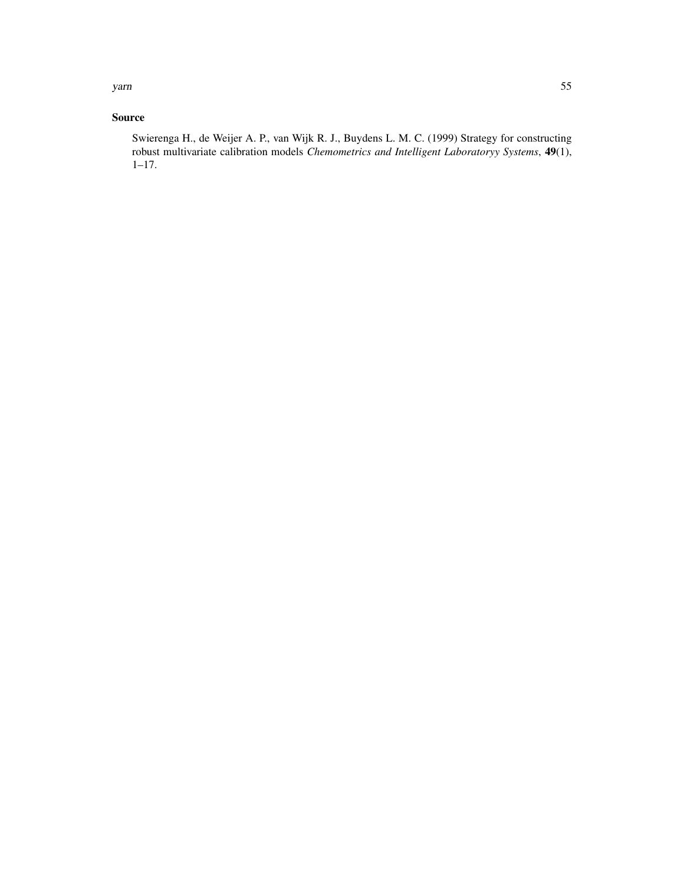### Source

Swierenga H., de Weijer A. P., van Wijk R. J., Buydens L. M. C. (1999) Strategy for constructing robust multivariate calibration models *Chemometrics and Intelligent Laboratoryy Systems*, **49**(1), 1–17.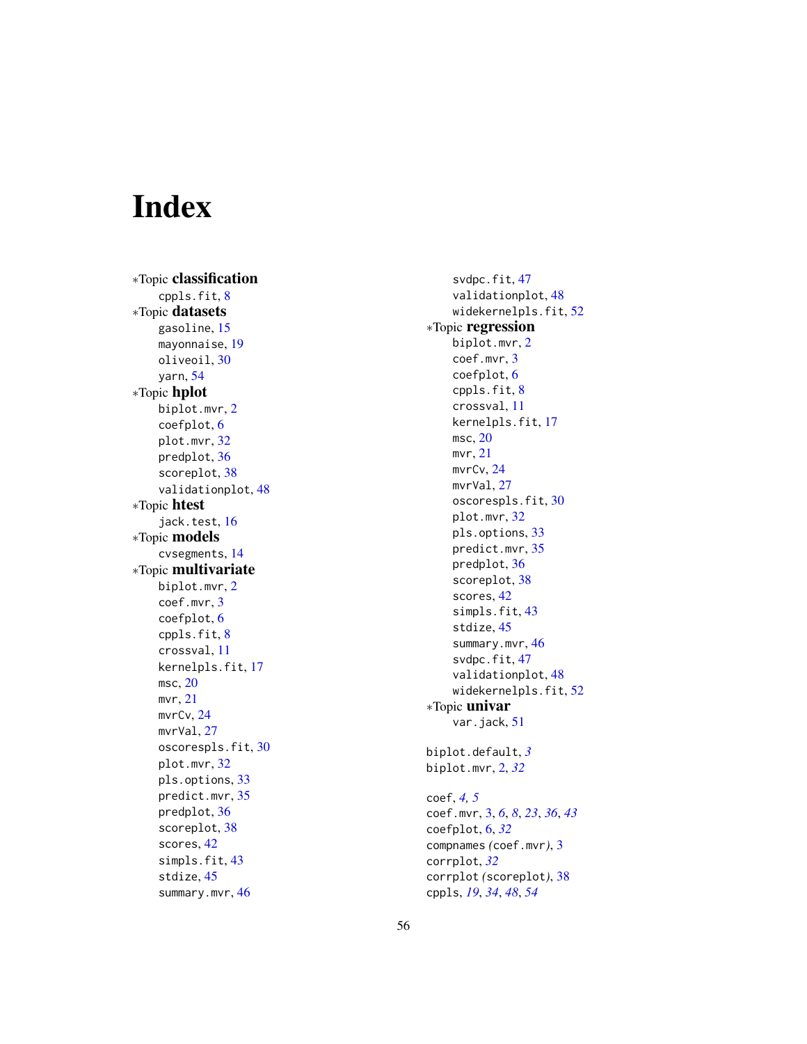# Index

*Topic **classification**
  cppls.fit, 8

*Topic **datasets**
  gasoline, 15
  mayonnaise, 19
  oliveoil, 30
  yarn, 54

*Topic **hplot**
  biplot.mvr, 2
  coefplot, 6
  plot.mvr, 32
  predplot, 36
  scoreplot, 38
  validationplot, 48

*Topic **htest**
  jack.test, 16

*Topic **models**
  cvsegments, 14

*Topic **multivariate**
  biplot.mvr, 2
  coef.mvr, 3
  coefplot, 6
  cppls.fit, 8
  crossval, 11
  kernelpls.fit, 17
  msc, 20
  mvr, 21
  mvrCv, 24
  mvrVal, 27
  oscorespls.fit, 30
  plot.mvr, 32
  pls.options, 33
  predict.mvr, 35
  predplot, 36
  scoreplot, 38
  scores, 42
  simpls.fit, 43
  stdize, 45
  summary.mvr, 46
  svdpc.fit, 47
  validationplot, 48
  widekernelpls.fit, 52

*Topic **regression**
  biplot.mvr, 2
  coef.mvr, 3
  coefplot, 6
  cppls.fit, 8
  crossval, 11
  kernelpls.fit, 17
  msc, 20
  mvr, 21
  mvrCv, 24
  mvrVal, 27
  oscorespls.fit, 30
  plot.mvr, 32
  pls.options, 33
  predict.mvr, 35
  predplot, 36
  scoreplot, 38
  scores, 42
  simpls.fit, 43
  stdize, 45
  summary.mvr, 46
  svdpc.fit, 47
  validationplot, 48
  widekernelpls.fit, 52

*Topic **univar**
  var.jack, 51

biplot.default, *3*
biplot.mvr, 2, *32*

coef, *4, 5*
coef.mvr, 3, *6*, *8*, *23*, *36*, *43*
coefplot, 6, *32*
compnames (coef.mvr), 3
corrplot, *32*
corrplot (scoreplot), 38
cppls, *19*, *34*, *48*, *54*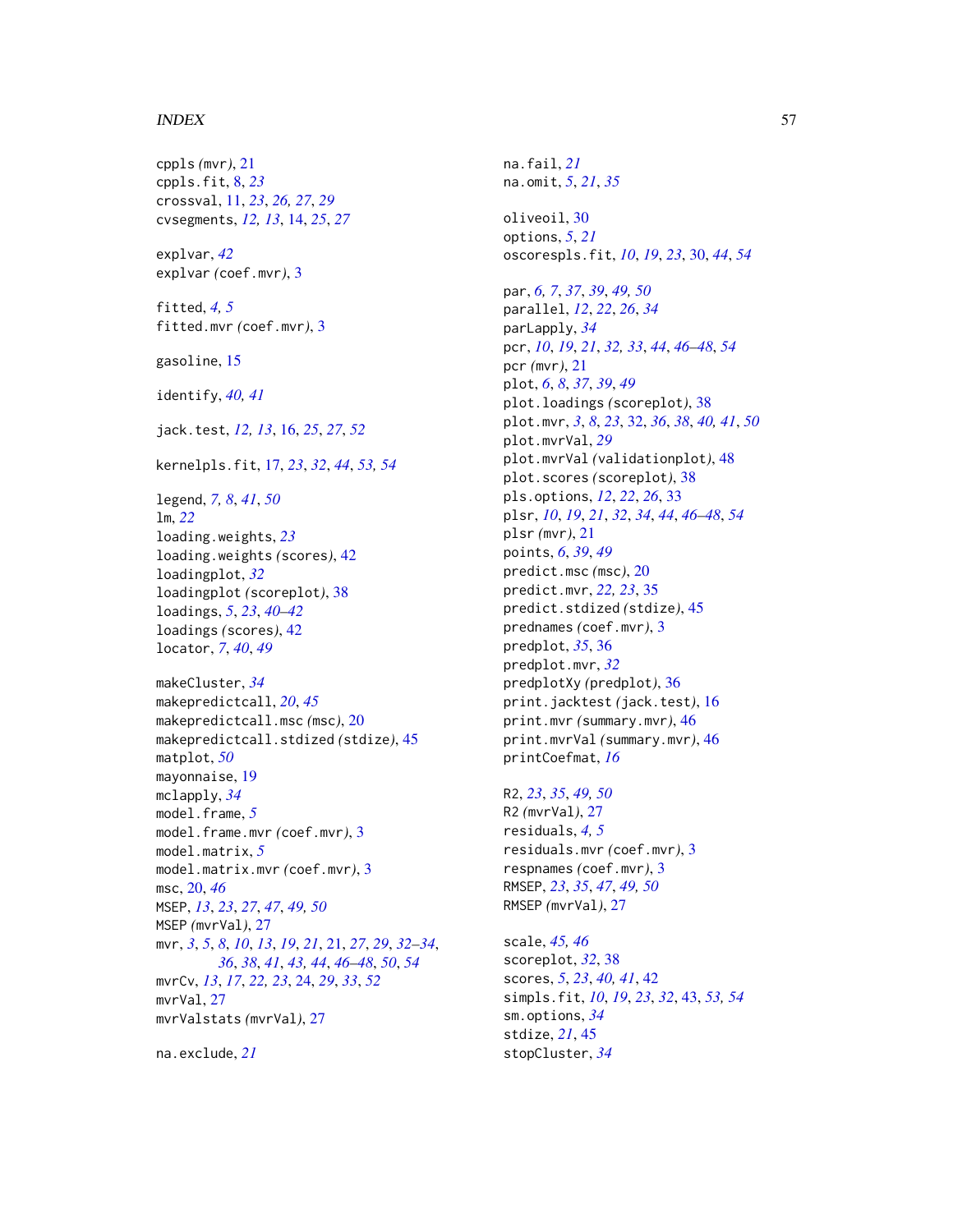cppls *(mvr)*, 21
cppls.fit, 8, *23*
crossval, 11, *23*, *26, 27*, *29*
cvsegments, *12, 13*, 14, *25*, *27*

explvar, *42*
explvar *(coef.mvr)*, 3

fitted, *4, 5*
fitted.mvr *(coef.mvr)*, 3

gasoline, 15

identify, *40, 41*

jack.test, *12, 13*, 16, *25*, *27*, *52*

kernelpls.fit, 17, *23*, *32*, *44*, *53, 54*

legend, *7, 8*, *41*, *50*
lm, *22*
loading.weights, *23*
loading.weights *(scores)*, 42
loadingplot, *32*
loadingplot *(scoreplot)*, 38
loadings, *5*, *23*, *40–42*
loadings *(scores)*, 42
locator, *7*, *40*, *49*

makeCluster, *34*
makepredictcall, *20*, *45*
makepredictcall.msc *(msc)*, 20
makepredictcall.stdized *(stdize)*, 45
matplot, *50*
mayonnaise, 19
mclapply, *34*
model.frame, *5*
model.frame.mvr *(coef.mvr)*, 3
model.matrix, *5*
model.matrix.mvr *(coef.mvr)*, 3
msc, 20, *46*
MSEP, *13*, *23*, *27*, *47*, *49, 50*
MSEP *(mvrVal)*, 27
mvr, *3*, *5*, *8*, *10*, *13*, *19*, *21*, 21, *27*, *29*, *32–34*, *36*, *38*, *41*, *43*, *44*, *46–48*, *50*, *54*
mvrCv, *13*, *17*, *22, 23*, 24, *29*, *33*, *52*
mvrVal, 27
mvrValstats *(mvrVal)*, 27

na.exclude, *21*
na.fail, *21*
na.omit, *5*, *21*, *35*

oliveoil, 30
options, *5*, *21*
oscorespls.fit, *10*, *19*, *23*, 30, *44*, *54*

par, *6, 7*, *37*, *39*, *49, 50*
parallel, *12*, *22*, *26*, *34*
parLapply, *34*
pcr, *10*, *19*, *21*, *32, 33*, *44*, *46–48*, *54*
pcr *(mvr)*, 21
plot, *6*, *8*, *37*, *39*, *49*
plot.loadings *(scoreplot)*, 38
plot.mvr, *3*, *8*, *23*, 32, *36*, *38*, *40, 41*, *50*
plot.mvrVal, *29*
plot.mvrVal *(validationplot)*, 48
plot.scores *(scoreplot)*, 38
pls.options, *12*, *22*, *26*, 33
plsr, *10*, *19*, *21*, *32*, *34*, *44*, *46–48*, *54*
plsr *(mvr)*, 21
points, *6*, *39*, *49*
predict.msc *(msc)*, 20
predict.mvr, *22, 23*, 35
predict.stdized *(stdize)*, 45
prednames *(coef.mvr)*, 3
predplot, *35*, 36
predplot.mvr, *32*
predplotXy *(predplot)*, 36
print.jacktest *(jack.test)*, 16
print.mvr *(summary.mvr)*, 46
print.mvrVal *(summary.mvr)*, 46
printCoefmat, *16*

R2, *23*, *35*, *49, 50*
R2 *(mvrVal)*, 27
residuals, *4, 5*
residuals.mvr *(coef.mvr)*, 3
respnames *(coef.mvr)*, 3
RMSEP, *23*, *35*, *47*, *49, 50*
RMSEP *(mvrVal)*, 27

scale, *45, 46*
scoreplot, *32*, 38
scores, *5*, *23*, *40, 41*, 42
simpls.fit, *10*, *19*, *23*, *32*, 43, *53, 54*
sm.options, *34*
stdize, *21*, 45
stopCluster, *34*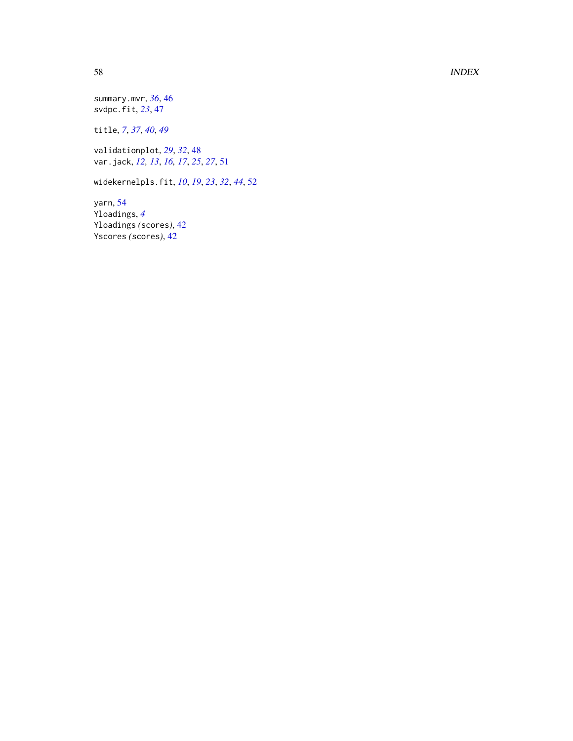summary.mvr, *36*, 46
svdpc.fit, *23*, 47

title, *7*, *37*, *40*, *49*

validationplot, *29*, *32*, 48
var.jack, *12, 13*, *16, 17*, *25*, *27*, 51

widekernelpls.fit, *10*, *19*, *23*, *32*, *44*, 52

yarn, 54
Yloadings, *4*
Yloadings *(*scores*)*, 42
Yscores *(*scores*)*, 42